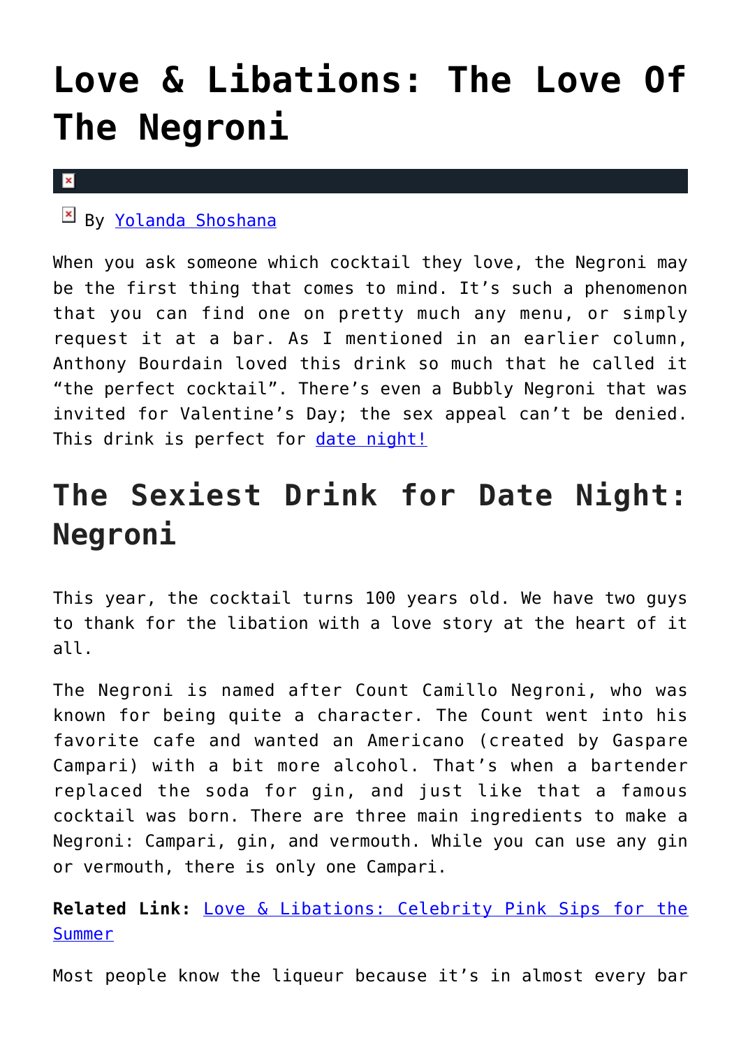# Love & Libations: The Love Of The Negroni

By Yolanda Shoshana

When you ask someone which cocktail they love, the Negroni may be the first thing that comes to mind. It's such a phenomenon that you can find one on pretty much any menu, or simply request it at a bar. As I mentioned in an earlier column, Anthony Bourdain loved this drink so much that he called it "the perfect cocktail". There's even a Bubbly Negroni that was invited for Valentine's Day; the sex appeal can't be denied. This drink is perfect for date night!

## The Sexiest Drink for Date Night: Negroni

This year, the cocktail turns 100 years old. We have two guys to thank for the libation with a love story at the heart of it all.

The Negroni is named after Count Camillo Negroni, who was known for being quite a character. The Count went into his favorite cafe and wanted an Americano (created by Gaspare Campari) with a bit more alcohol. That's when a bartender replaced the soda for gin, and just like that a famous cocktail was born. There are three main ingredients to make a Negroni: Campari, gin, and vermouth. While you can use any gin or vermouth, there is only one Campari.

**Related Link:** Love & Libations: Celebrity Pink Sips for the Summer

Most people know the liqueur because it's in almost every bar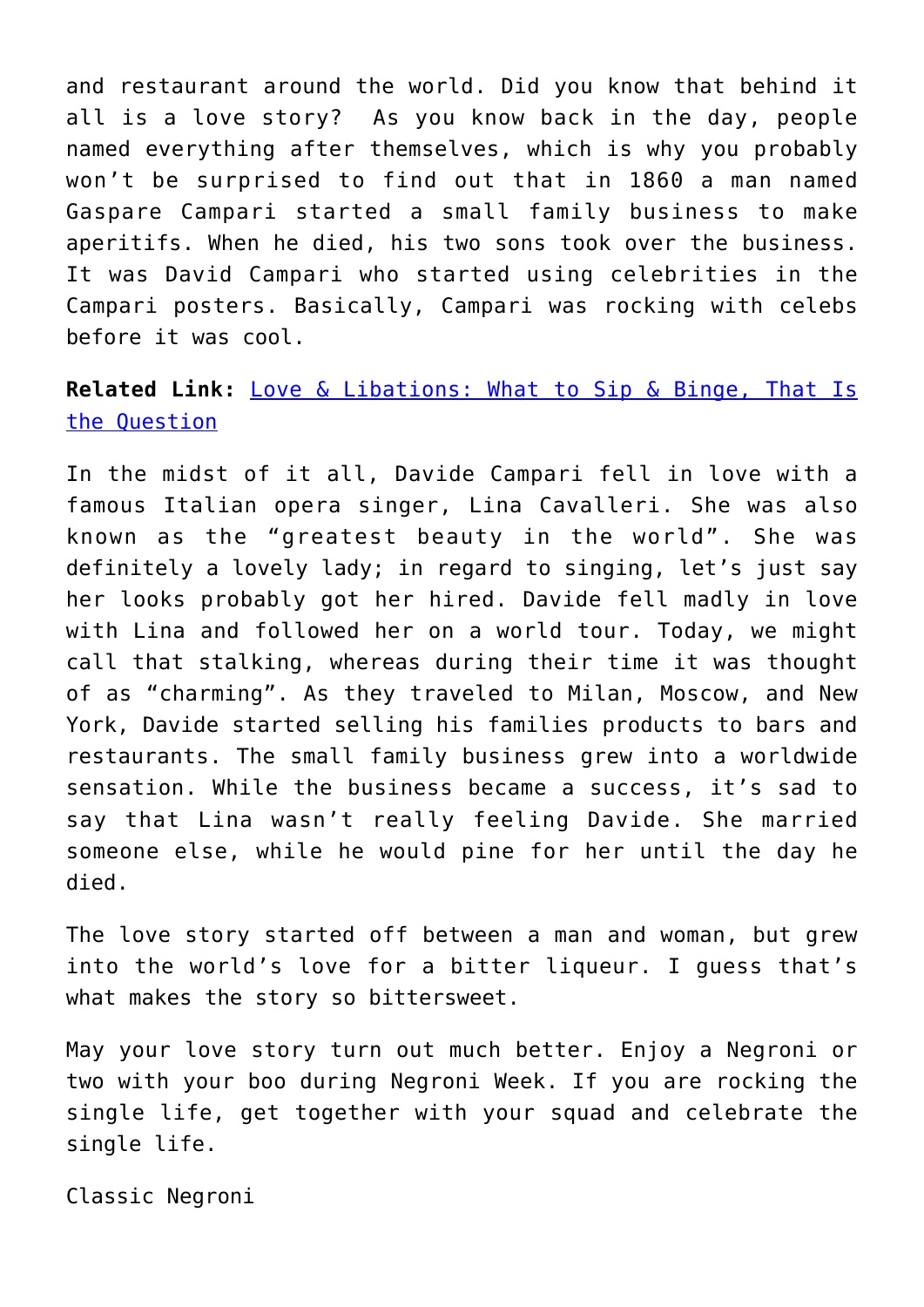and restaurant around the world. Did you know that behind it all is a love story?  As you know back in the day, people named everything after themselves, which is why you probably won't be surprised to find out that in 1860 a man named Gaspare Campari started a small family business to make aperitifs. When he died, his two sons took over the business. It was David Campari who started using celebrities in the Campari posters. Basically, Campari was rocking with celebs before it was cool.

**Related Link:** [Love & Libations: What to Sip & Binge, That Is the Question]()

In the midst of it all, Davide Campari fell in love with a famous Italian opera singer, Lina Cavalleri. She was also known as the "greatest beauty in the world". She was definitely a lovely lady; in regard to singing, let's just say her looks probably got her hired. Davide fell madly in love with Lina and followed her on a world tour. Today, we might call that stalking, whereas during their time it was thought of as "charming". As they traveled to Milan, Moscow, and New York, Davide started selling his families products to bars and restaurants. The small family business grew into a worldwide sensation. While the business became a success, it's sad to say that Lina wasn't really feeling Davide. She married someone else, while he would pine for her until the day he died.

The love story started off between a man and woman, but grew into the world's love for a bitter liqueur. I guess that's what makes the story so bittersweet.

May your love story turn out much better. Enjoy a Negroni or two with your boo during Negroni Week. If you are rocking the single life, get together with your squad and celebrate the single life.

Classic Negroni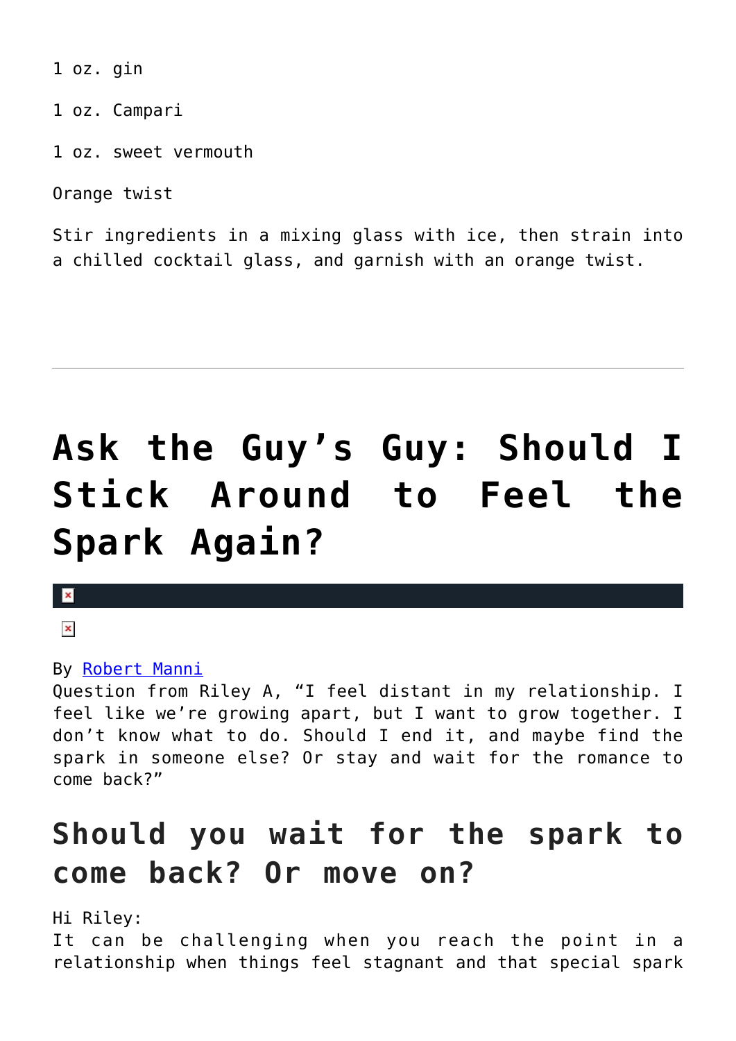1 oz. gin

1 oz. Campari

1 oz. sweet vermouth

Orange twist

Stir ingredients in a mixing glass with ice, then strain into a chilled cocktail glass, and garnish with an orange twist.

---

# Ask the Guy's Guy: Should I Stick Around to Feel the Spark Again?

By Robert Manni
Question from Riley A, "I feel distant in my relationship. I feel like we're growing apart, but I want to grow together. I don't know what to do. Should I end it, and maybe find the spark in someone else? Or stay and wait for the romance to come back?"

## Should you wait for the spark to come back? Or move on?

Hi Riley:
It can be challenging when you reach the point in a relationship when things feel stagnant and that special spark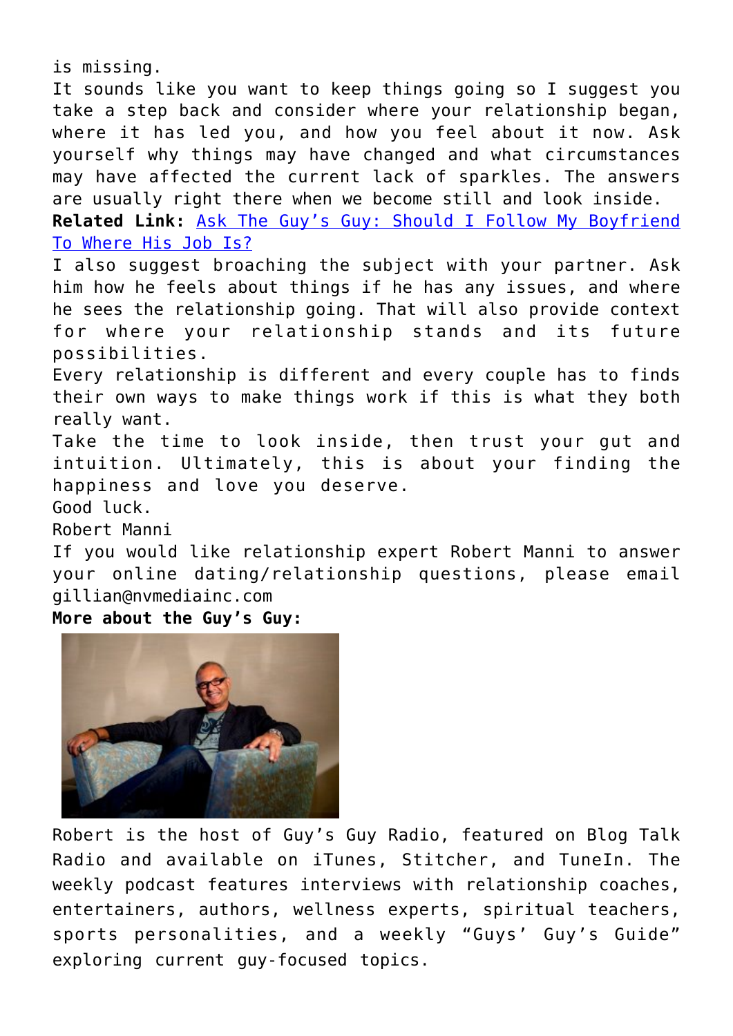is missing.

It sounds like you want to keep things going so I suggest you take a step back and consider where your relationship began, where it has led you, and how you feel about it now. Ask yourself why things may have changed and what circumstances may have affected the current lack of sparkles. The answers are usually right there when we become still and look inside.

**Related Link:** Ask The Guy's Guy: Should I Follow My Boyfriend To Where His Job Is?

I also suggest broaching the subject with your partner. Ask him how he feels about things if he has any issues, and where he sees the relationship going. That will also provide context for where your relationship stands and its future possibilities.

Every relationship is different and every couple has to finds their own ways to make things work if this is what they both really want.

Take the time to look inside, then trust your gut and intuition. Ultimately, this is about your finding the happiness and love you deserve.

Good luck.

Robert Manni

If you would like relationship expert Robert Manni to answer your online dating/relationship questions, please email gillian@nvmediainc.com

**More about the Guy's Guy:**

Robert is the host of Guy's Guy Radio, featured on Blog Talk Radio and available on iTunes, Stitcher, and TuneIn. The weekly podcast features interviews with relationship coaches, entertainers, authors, wellness experts, spiritual teachers, sports personalities, and a weekly "Guys' Guy's Guide" exploring current guy-focused topics.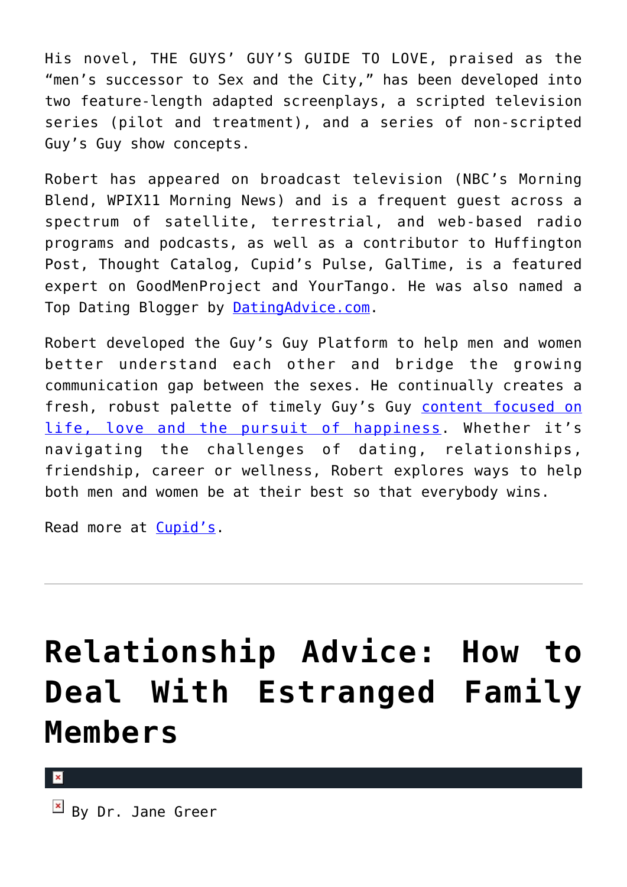His novel, THE GUYS' GUY'S GUIDE TO LOVE, praised as the "men's successor to Sex and the City," has been developed into two feature-length adapted screenplays, a scripted television series (pilot and treatment), and a series of non-scripted Guy's Guy show concepts.

Robert has appeared on broadcast television (NBC's Morning Blend, WPIX11 Morning News) and is a frequent guest across a spectrum of satellite, terrestrial, and web-based radio programs and podcasts, as well as a contributor to Huffington Post, Thought Catalog, Cupid's Pulse, GalTime, is a featured expert on GoodMenProject and YourTango. He was also named a Top Dating Blogger by [DatingAdvice.com](DatingAdvice.com).

Robert developed the Guy's Guy Platform to help men and women better understand each other and bridge the growing communication gap between the sexes. He continually creates a fresh, robust palette of timely Guy's Guy [content focused on life, love and the pursuit of happiness](). Whether it's navigating the challenges of dating, relationships, friendship, career or wellness, Robert explores ways to help both men and women be at their best so that everybody wins.

Read more at [Cupid's]().

---

# Relationship Advice: How to Deal With Estranged Family Members

By Dr. Jane Greer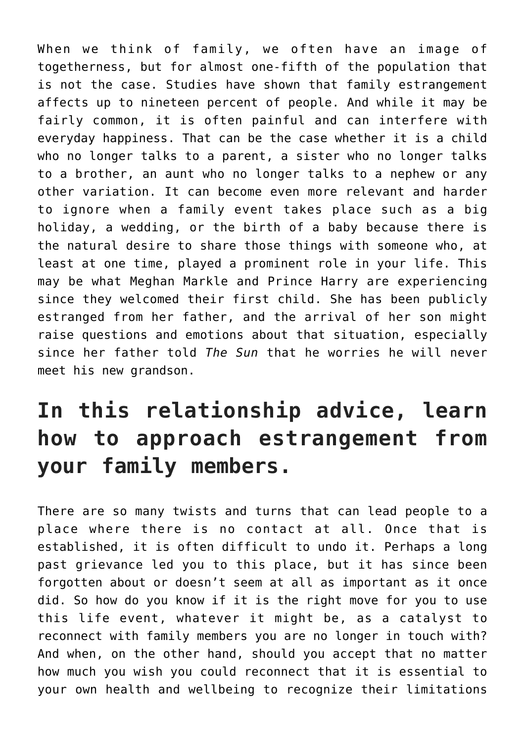When we think of family, we often have an image of togetherness, but for almost one-fifth of the population that is not the case. Studies have shown that family estrangement affects up to nineteen percent of people. And while it may be fairly common, it is often painful and can interfere with everyday happiness. That can be the case whether it is a child who no longer talks to a parent, a sister who no longer talks to a brother, an aunt who no longer talks to a nephew or any other variation. It can become even more relevant and harder to ignore when a family event takes place such as a big holiday, a wedding, or the birth of a baby because there is the natural desire to share those things with someone who, at least at one time, played a prominent role in your life. This may be what Meghan Markle and Prince Harry are experiencing since they welcomed their first child. She has been publicly estranged from her father, and the arrival of her son might raise questions and emotions about that situation, especially since her father told *The Sun* that he worries he will never meet his new grandson.

## In this relationship advice, learn how to approach estrangement from your family members.

There are so many twists and turns that can lead people to a place where there is no contact at all. Once that is established, it is often difficult to undo it. Perhaps a long past grievance led you to this place, but it has since been forgotten about or doesn't seem at all as important as it once did. So how do you know if it is the right move for you to use this life event, whatever it might be, as a catalyst to reconnect with family members you are no longer in touch with? And when, on the other hand, should you accept that no matter how much you wish you could reconnect that it is essential to your own health and wellbeing to recognize their limitations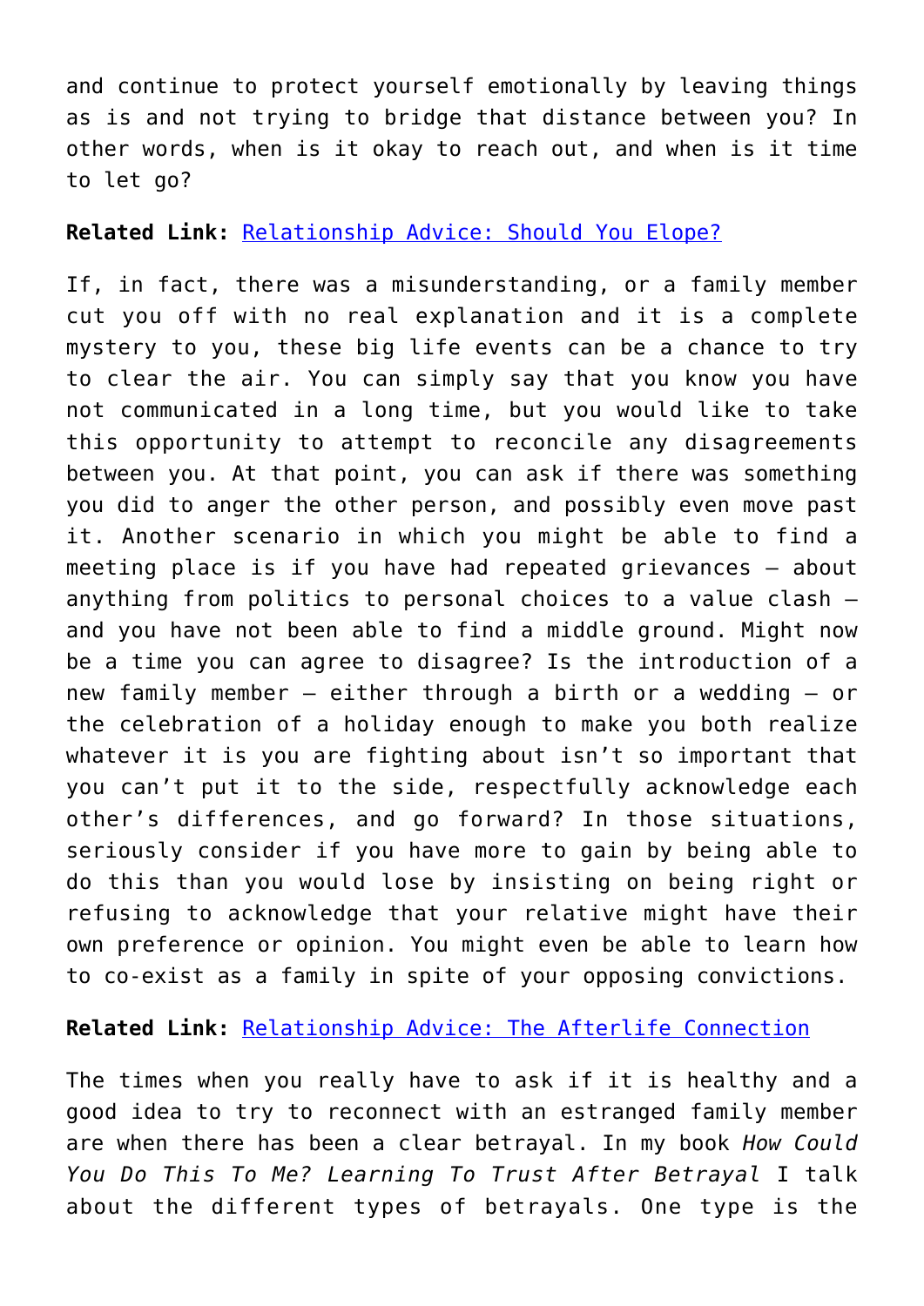and continue to protect yourself emotionally by leaving things as is and not trying to bridge that distance between you? In other words, when is it okay to reach out, and when is it time to let go?

**Related Link:** [Relationship Advice: Should You Elope?]()

If, in fact, there was a misunderstanding, or a family member cut you off with no real explanation and it is a complete mystery to you, these big life events can be a chance to try to clear the air. You can simply say that you know you have not communicated in a long time, but you would like to take this opportunity to attempt to reconcile any disagreements between you. At that point, you can ask if there was something you did to anger the other person, and possibly even move past it. Another scenario in which you might be able to find a meeting place is if you have had repeated grievances – about anything from politics to personal choices to a value clash – and you have not been able to find a middle ground. Might now be a time you can agree to disagree? Is the introduction of a new family member – either through a birth or a wedding – or the celebration of a holiday enough to make you both realize whatever it is you are fighting about isn't so important that you can't put it to the side, respectfully acknowledge each other's differences, and go forward? In those situations, seriously consider if you have more to gain by being able to do this than you would lose by insisting on being right or refusing to acknowledge that your relative might have their own preference or opinion. You might even be able to learn how to co-exist as a family in spite of your opposing convictions.

**Related Link:** [Relationship Advice: The Afterlife Connection]()

The times when you really have to ask if it is healthy and a good idea to try to reconnect with an estranged family member are when there has been a clear betrayal. In my book *How Could You Do This To Me? Learning To Trust After Betrayal* I talk about the different types of betrayals. One type is the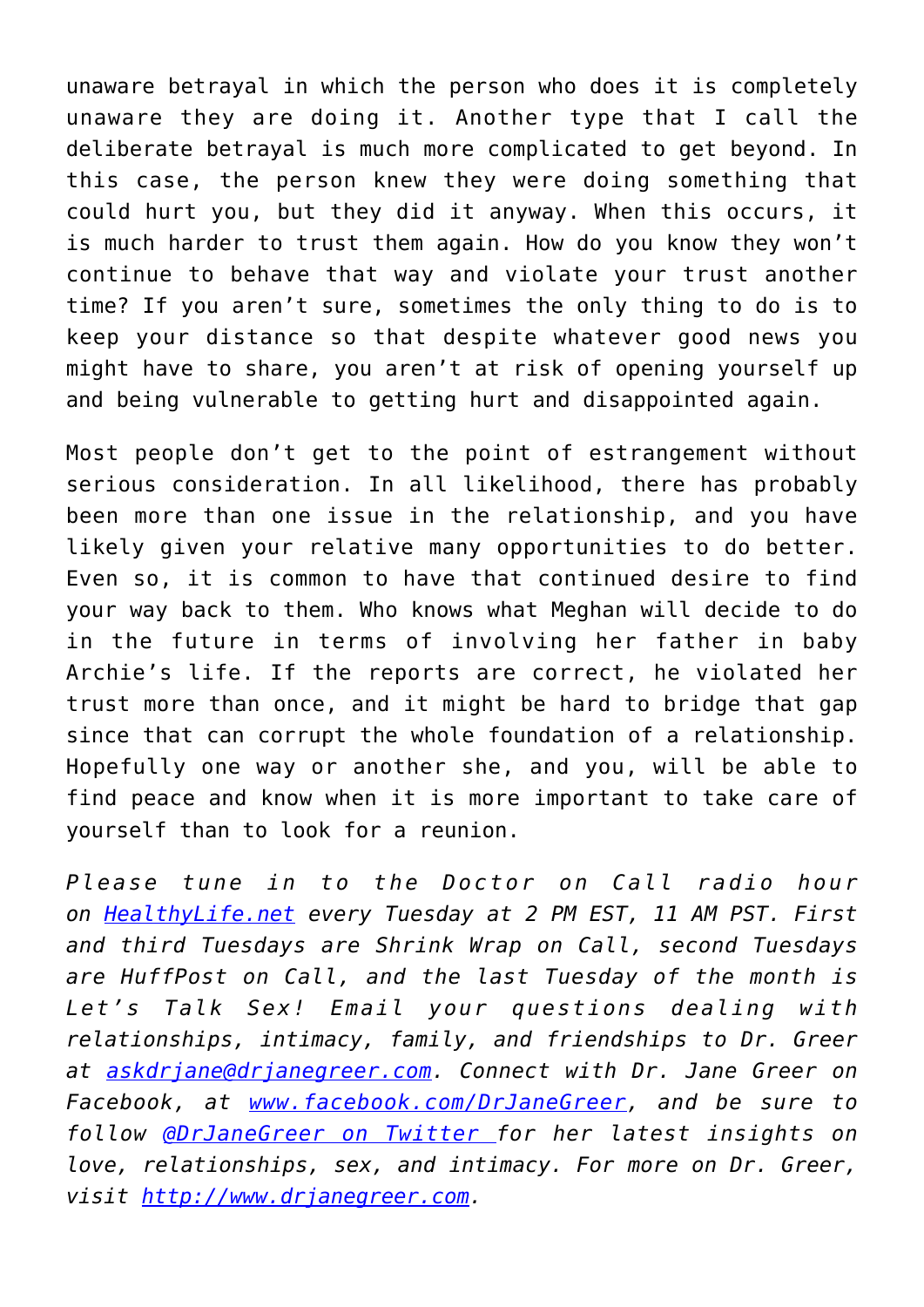unaware betrayal in which the person who does it is completely unaware they are doing it. Another type that I call the deliberate betrayal is much more complicated to get beyond. In this case, the person knew they were doing something that could hurt you, but they did it anyway. When this occurs, it is much harder to trust them again. How do you know they won't continue to behave that way and violate your trust another time? If you aren't sure, sometimes the only thing to do is to keep your distance so that despite whatever good news you might have to share, you aren't at risk of opening yourself up and being vulnerable to getting hurt and disappointed again.

Most people don't get to the point of estrangement without serious consideration. In all likelihood, there has probably been more than one issue in the relationship, and you have likely given your relative many opportunities to do better. Even so, it is common to have that continued desire to find your way back to them. Who knows what Meghan will decide to do in the future in terms of involving her father in baby Archie's life. If the reports are correct, he violated her trust more than once, and it might be hard to bridge that gap since that can corrupt the whole foundation of a relationship. Hopefully one way or another she, and you, will be able to find peace and know when it is more important to take care of yourself than to look for a reunion.

*Please tune in to the Doctor on Call radio hour on [HealthyLife.net](HealthyLife.net) every Tuesday at 2 PM EST, 11 AM PST. First and third Tuesdays are Shrink Wrap on Call, second Tuesdays are HuffPost on Call, and the last Tuesday of the month is Let's Talk Sex! Email your questions dealing with relationships, intimacy, family, and friendships to Dr. Greer at [askdrjane@drjanegreer.com](mailto:askdrjane@drjanegreer.com). Connect with Dr. Jane Greer on Facebook, at [www.facebook.com/DrJaneGreer](www.facebook.com/DrJaneGreer), and be sure to follow [@DrJaneGreer on Twitter](@DrJaneGreer) for her latest insights on love, relationships, sex, and intimacy. For more on Dr. Greer, visit [http://www.drjanegreer.com](http://www.drjanegreer.com).*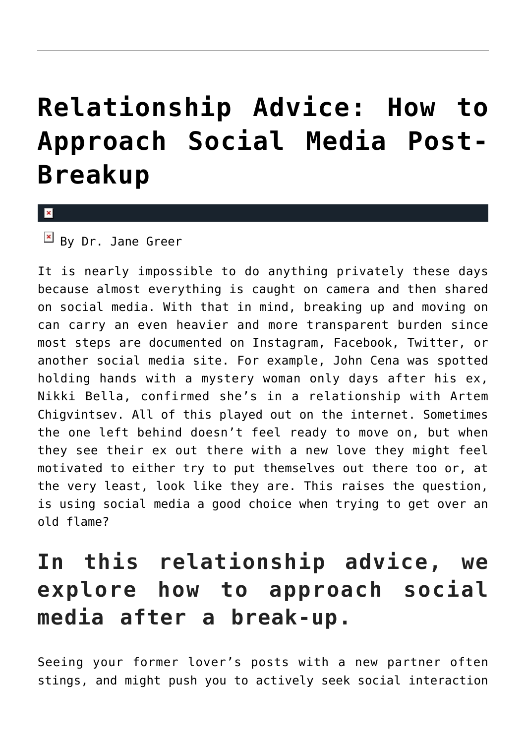# Relationship Advice: How to Approach Social Media Post-Breakup

By Dr. Jane Greer

It is nearly impossible to do anything privately these days because almost everything is caught on camera and then shared on social media. With that in mind, breaking up and moving on can carry an even heavier and more transparent burden since most steps are documented on Instagram, Facebook, Twitter, or another social media site. For example, John Cena was spotted holding hands with a mystery woman only days after his ex, Nikki Bella, confirmed she's in a relationship with Artem Chigvintsev. All of this played out on the internet. Sometimes the one left behind doesn't feel ready to move on, but when they see their ex out there with a new love they might feel motivated to either try to put themselves out there too or, at the very least, look like they are. This raises the question, is using social media a good choice when trying to get over an old flame?

## In this relationship advice, we explore how to approach social media after a break-up.

Seeing your former lover's posts with a new partner often stings, and might push you to actively seek social interaction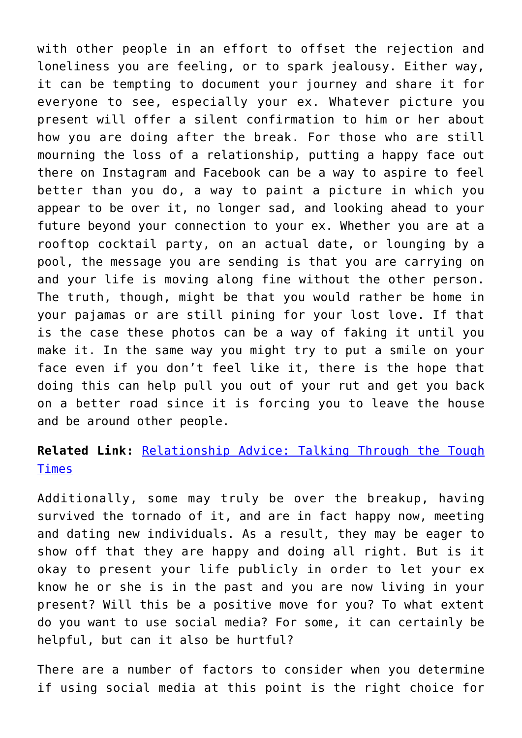with other people in an effort to offset the rejection and loneliness you are feeling, or to spark jealousy. Either way, it can be tempting to document your journey and share it for everyone to see, especially your ex. Whatever picture you present will offer a silent confirmation to him or her about how you are doing after the break. For those who are still mourning the loss of a relationship, putting a happy face out there on Instagram and Facebook can be a way to aspire to feel better than you do, a way to paint a picture in which you appear to be over it, no longer sad, and looking ahead to your future beyond your connection to your ex. Whether you are at a rooftop cocktail party, on an actual date, or lounging by a pool, the message you are sending is that you are carrying on and your life is moving along fine without the other person. The truth, though, might be that you would rather be home in your pajamas or are still pining for your lost love. If that is the case these photos can be a way of faking it until you make it. In the same way you might try to put a smile on your face even if you don't feel like it, there is the hope that doing this can help pull you out of your rut and get you back on a better road since it is forcing you to leave the house and be around other people.

**Related Link:** Relationship Advice: Talking Through the Tough Times

Additionally, some may truly be over the breakup, having survived the tornado of it, and are in fact happy now, meeting and dating new individuals. As a result, they may be eager to show off that they are happy and doing all right. But is it okay to present your life publicly in order to let your ex know he or she is in the past and you are now living in your present? Will this be a positive move for you? To what extent do you want to use social media? For some, it can certainly be helpful, but can it also be hurtful?

There are a number of factors to consider when you determine if using social media at this point is the right choice for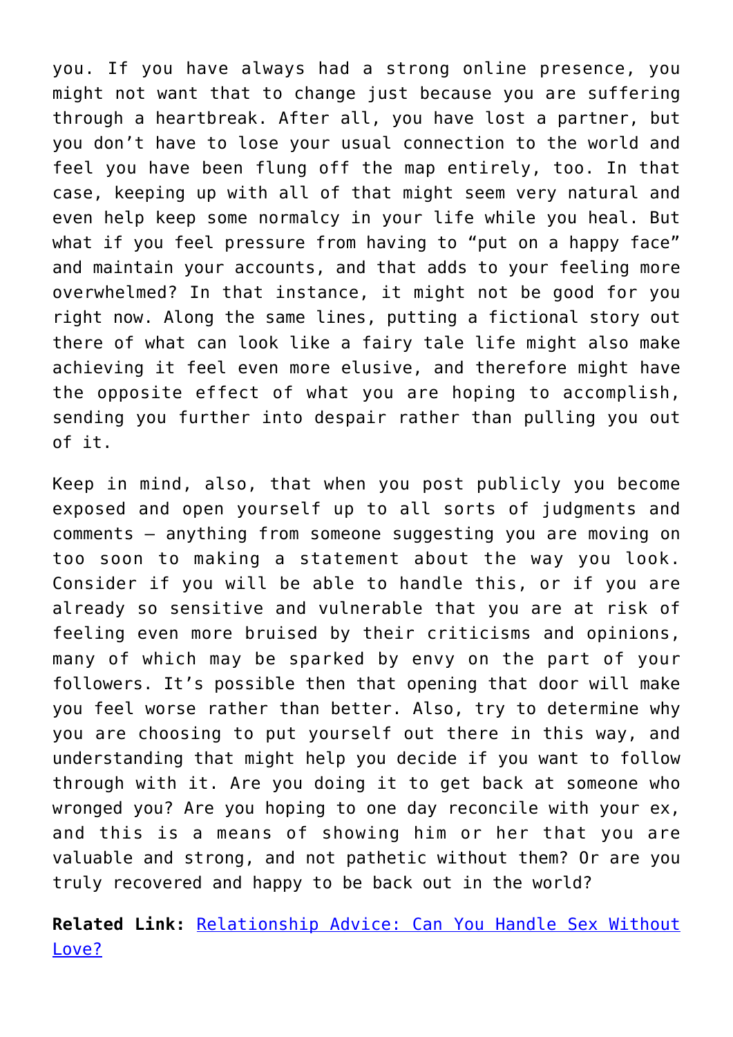you. If you have always had a strong online presence, you might not want that to change just because you are suffering through a heartbreak. After all, you have lost a partner, but you don't have to lose your usual connection to the world and feel you have been flung off the map entirely, too. In that case, keeping up with all of that might seem very natural and even help keep some normalcy in your life while you heal. But what if you feel pressure from having to "put on a happy face" and maintain your accounts, and that adds to your feeling more overwhelmed? In that instance, it might not be good for you right now. Along the same lines, putting a fictional story out there of what can look like a fairy tale life might also make achieving it feel even more elusive, and therefore might have the opposite effect of what you are hoping to accomplish, sending you further into despair rather than pulling you out of it.

Keep in mind, also, that when you post publicly you become exposed and open yourself up to all sorts of judgments and comments – anything from someone suggesting you are moving on too soon to making a statement about the way you look. Consider if you will be able to handle this, or if you are already so sensitive and vulnerable that you are at risk of feeling even more bruised by their criticisms and opinions, many of which may be sparked by envy on the part of your followers. It's possible then that opening that door will make you feel worse rather than better. Also, try to determine why you are choosing to put yourself out there in this way, and understanding that might help you decide if you want to follow through with it. Are you doing it to get back at someone who wronged you? Are you hoping to one day reconcile with your ex, and this is a means of showing him or her that you are valuable and strong, and not pathetic without them? Or are you truly recovered and happy to be back out in the world?

**Related Link:** [Relationship Advice: Can You Handle Sex Without Love?]()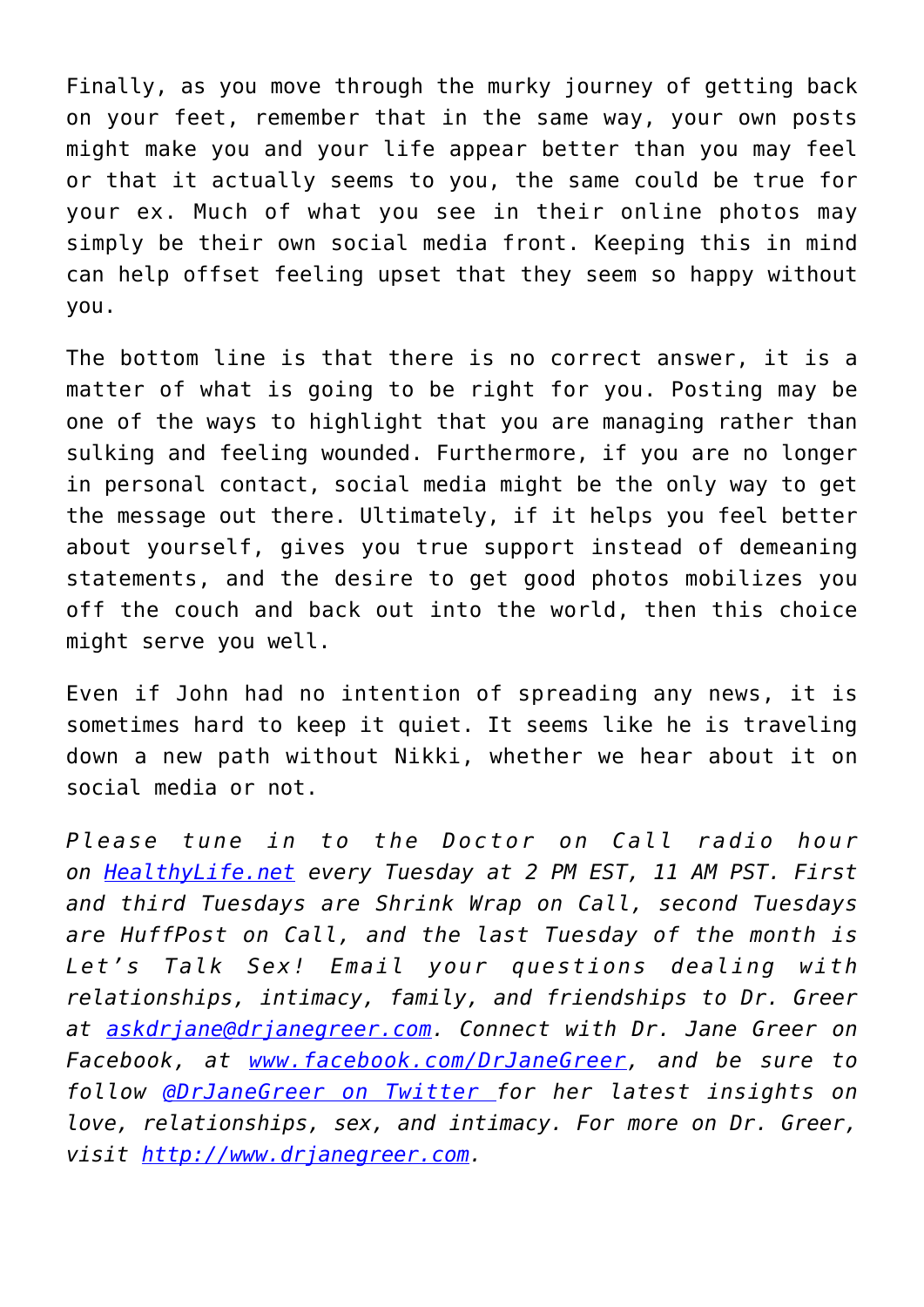Finally, as you move through the murky journey of getting back on your feet, remember that in the same way, your own posts might make you and your life appear better than you may feel or that it actually seems to you, the same could be true for your ex. Much of what you see in their online photos may simply be their own social media front. Keeping this in mind can help offset feeling upset that they seem so happy without you.

The bottom line is that there is no correct answer, it is a matter of what is going to be right for you. Posting may be one of the ways to highlight that you are managing rather than sulking and feeling wounded. Furthermore, if you are no longer in personal contact, social media might be the only way to get the message out there. Ultimately, if it helps you feel better about yourself, gives you true support instead of demeaning statements, and the desire to get good photos mobilizes you off the couch and back out into the world, then this choice might serve you well.

Even if John had no intention of spreading any news, it is sometimes hard to keep it quiet. It seems like he is traveling down a new path without Nikki, whether we hear about it on social media or not.

*Please tune in to the Doctor on Call radio hour on [HealthyLife.net](HealthyLife.net) every Tuesday at 2 PM EST, 11 AM PST. First and third Tuesdays are Shrink Wrap on Call, second Tuesdays are HuffPost on Call, and the last Tuesday of the month is Let's Talk Sex! Email your questions dealing with relationships, intimacy, family, and friendships to Dr. Greer at [askdrjane@drjanegreer.com](mailto:askdrjane@drjanegreer.com). Connect with Dr. Jane Greer on Facebook, at [www.facebook.com/DrJaneGreer](www.facebook.com/DrJaneGreer), and be sure to follow [@DrJaneGreer on Twitter](@DrJaneGreer) for her latest insights on love, relationships, sex, and intimacy. For more on Dr. Greer, visit [http://www.drjanegreer.com](http://www.drjanegreer.com).*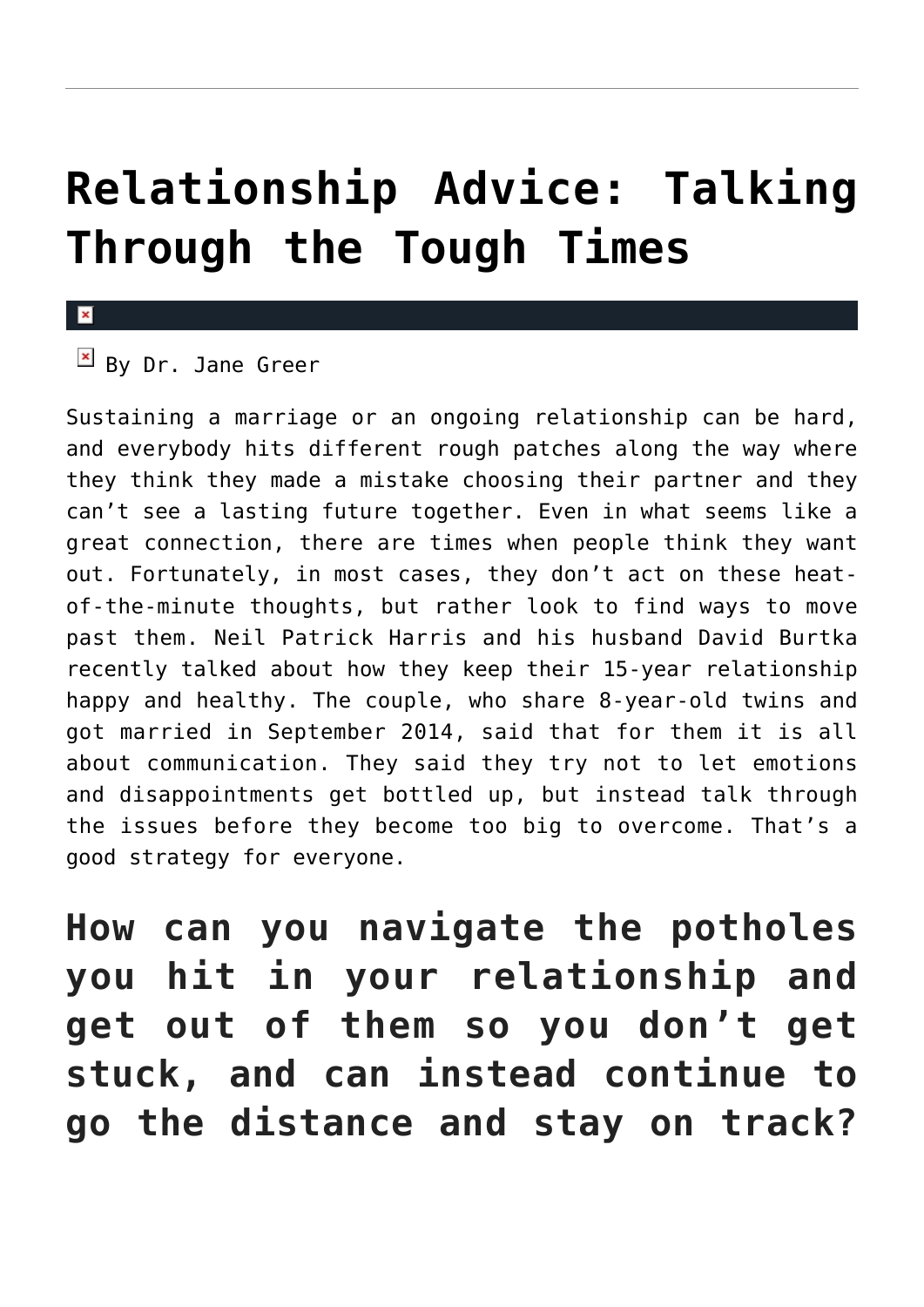# Relationship Advice: Talking Through the Tough Times

By Dr. Jane Greer

Sustaining a marriage or an ongoing relationship can be hard, and everybody hits different rough patches along the way where they think they made a mistake choosing their partner and they can't see a lasting future together. Even in what seems like a great connection, there are times when people think they want out. Fortunately, in most cases, they don't act on these heat-of-the-minute thoughts, but rather look to find ways to move past them. Neil Patrick Harris and his husband David Burtka recently talked about how they keep their 15-year relationship happy and healthy. The couple, who share 8-year-old twins and got married in September 2014, said that for them it is all about communication. They said they try not to let emotions and disappointments get bottled up, but instead talk through the issues before they become too big to overcome. That's a good strategy for everyone.

## How can you navigate the potholes you hit in your relationship and get out of them so you don't get stuck, and can instead continue to go the distance and stay on track?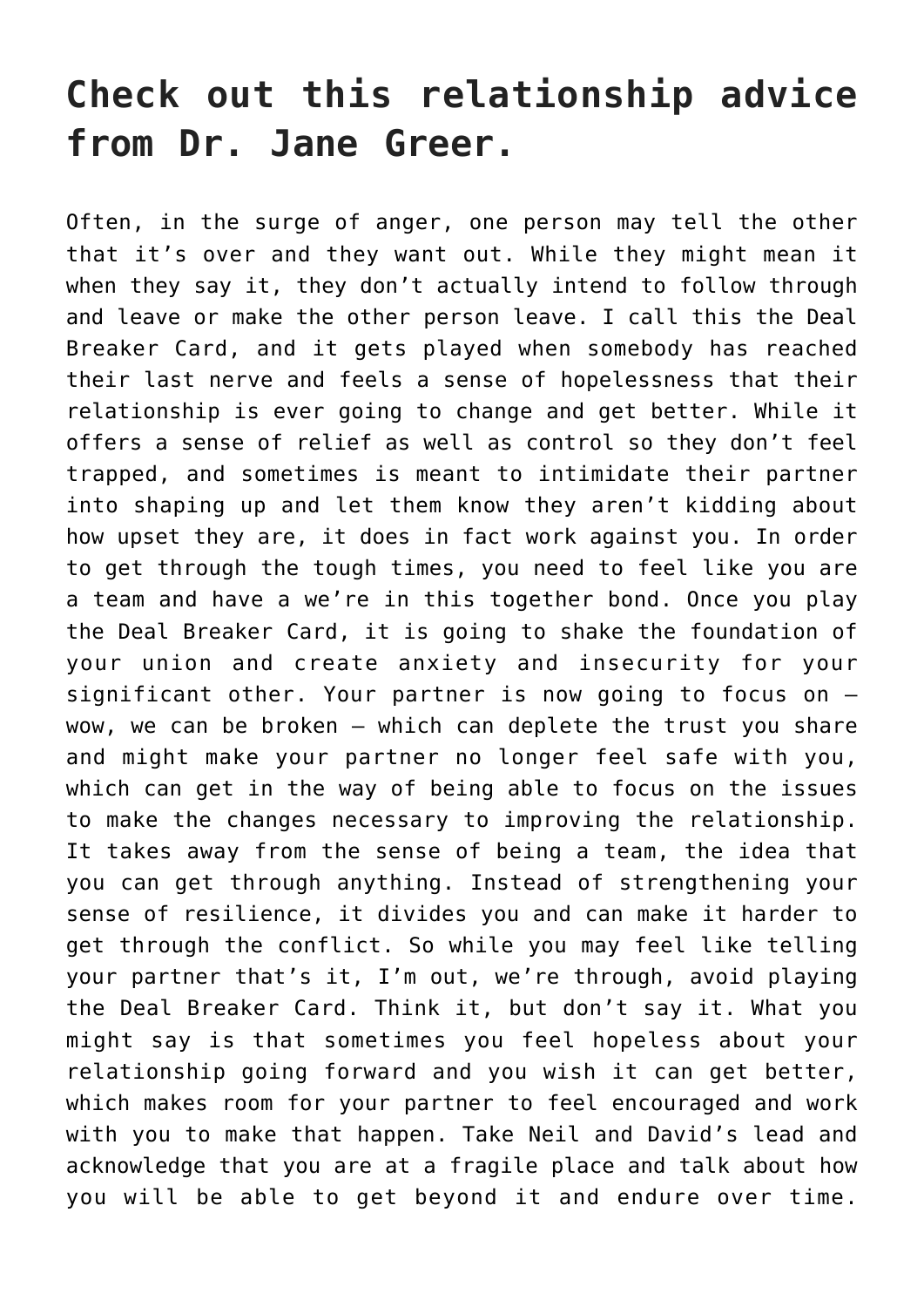## Check out this relationship advice from Dr. Jane Greer.

Often, in the surge of anger, one person may tell the other that it's over and they want out. While they might mean it when they say it, they don't actually intend to follow through and leave or make the other person leave. I call this the Deal Breaker Card, and it gets played when somebody has reached their last nerve and feels a sense of hopelessness that their relationship is ever going to change and get better. While it offers a sense of relief as well as control so they don't feel trapped, and sometimes is meant to intimidate their partner into shaping up and let them know they aren't kidding about how upset they are, it does in fact work against you. In order to get through the tough times, you need to feel like you are a team and have a we're in this together bond. Once you play the Deal Breaker Card, it is going to shake the foundation of your union and create anxiety and insecurity for your significant other. Your partner is now going to focus on – wow, we can be broken – which can deplete the trust you share and might make your partner no longer feel safe with you, which can get in the way of being able to focus on the issues to make the changes necessary to improving the relationship. It takes away from the sense of being a team, the idea that you can get through anything. Instead of strengthening your sense of resilience, it divides you and can make it harder to get through the conflict. So while you may feel like telling your partner that's it, I'm out, we're through, avoid playing the Deal Breaker Card. Think it, but don't say it. What you might say is that sometimes you feel hopeless about your relationship going forward and you wish it can get better, which makes room for your partner to feel encouraged and work with you to make that happen. Take Neil and David's lead and acknowledge that you are at a fragile place and talk about how you will be able to get beyond it and endure over time.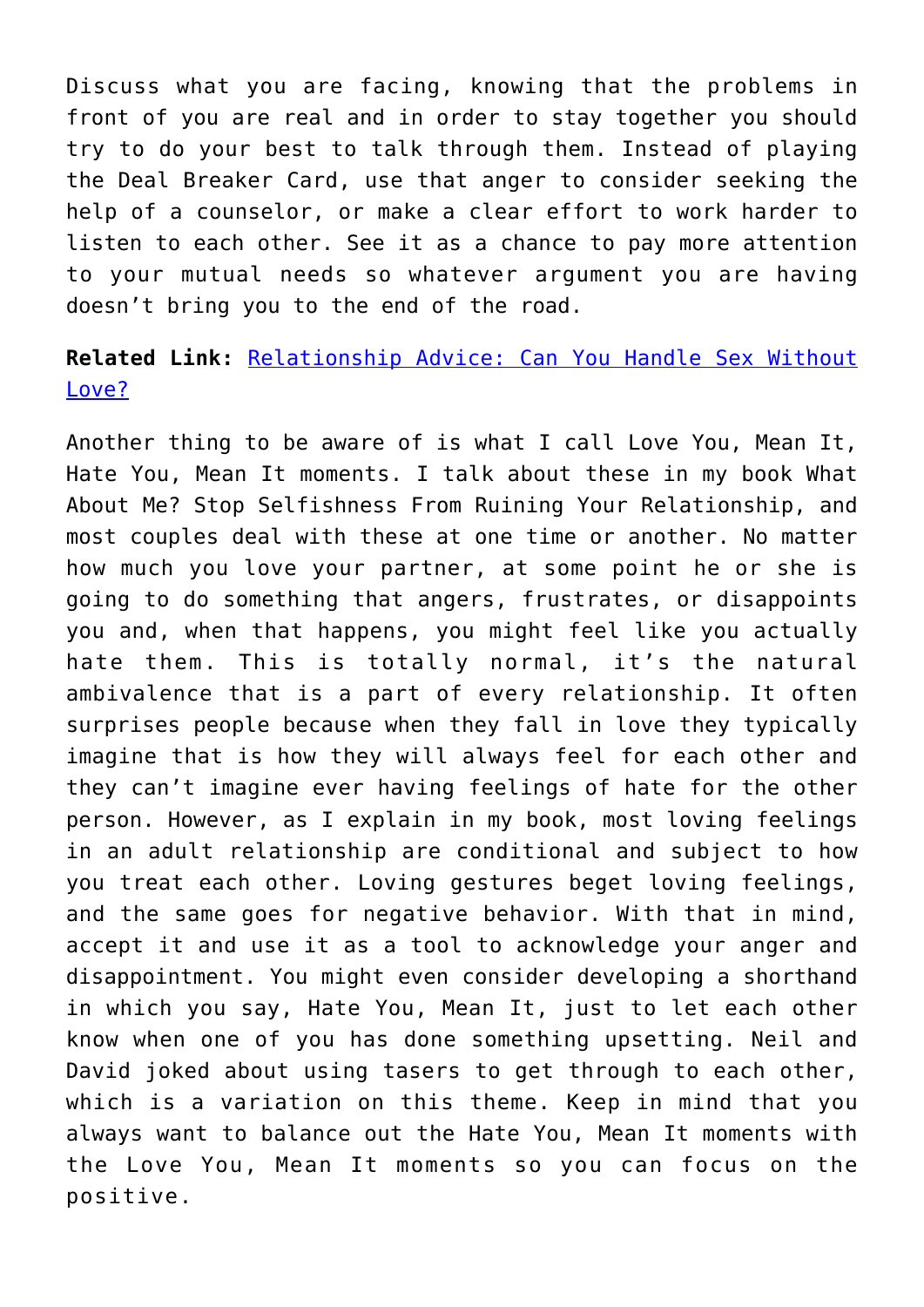Discuss what you are facing, knowing that the problems in front of you are real and in order to stay together you should try to do your best to talk through them. Instead of playing the Deal Breaker Card, use that anger to consider seeking the help of a counselor, or make a clear effort to work harder to listen to each other. See it as a chance to pay more attention to your mutual needs so whatever argument you are having doesn't bring you to the end of the road.

**Related Link:** [Relationship Advice: Can You Handle Sex Without Love?]()

Another thing to be aware of is what I call Love You, Mean It, Hate You, Mean It moments. I talk about these in my book What About Me? Stop Selfishness From Ruining Your Relationship, and most couples deal with these at one time or another. No matter how much you love your partner, at some point he or she is going to do something that angers, frustrates, or disappoints you and, when that happens, you might feel like you actually hate them. This is totally normal, it's the natural ambivalence that is a part of every relationship. It often surprises people because when they fall in love they typically imagine that is how they will always feel for each other and they can't imagine ever having feelings of hate for the other person. However, as I explain in my book, most loving feelings in an adult relationship are conditional and subject to how you treat each other. Loving gestures beget loving feelings, and the same goes for negative behavior. With that in mind, accept it and use it as a tool to acknowledge your anger and disappointment. You might even consider developing a shorthand in which you say, Hate You, Mean It, just to let each other know when one of you has done something upsetting. Neil and David joked about using tasers to get through to each other, which is a variation on this theme. Keep in mind that you always want to balance out the Hate You, Mean It moments with the Love You, Mean It moments so you can focus on the positive.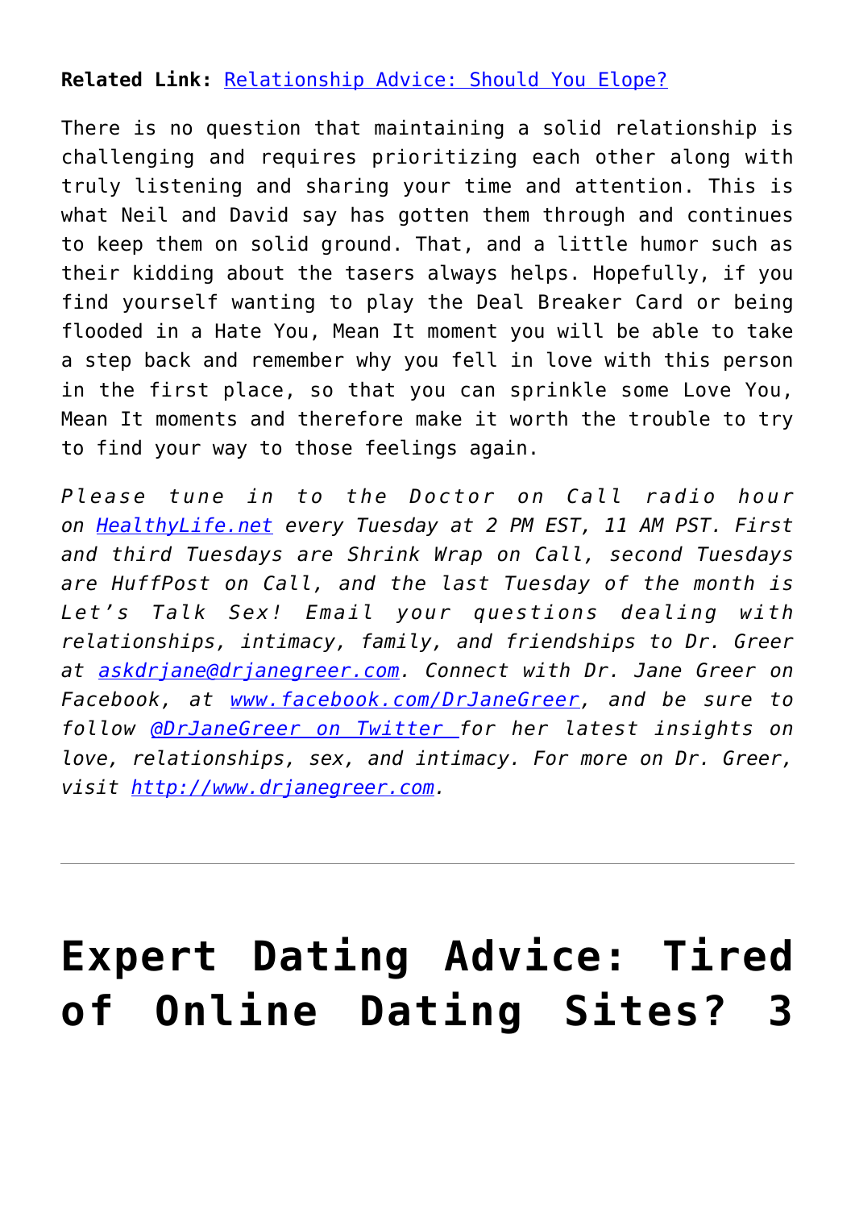**Related Link:** Relationship Advice: Should You Elope?

There is no question that maintaining a solid relationship is challenging and requires prioritizing each other along with truly listening and sharing your time and attention. This is what Neil and David say has gotten them through and continues to keep them on solid ground. That, and a little humor such as their kidding about the tasers always helps. Hopefully, if you find yourself wanting to play the Deal Breaker Card or being flooded in a Hate You, Mean It moment you will be able to take a step back and remember why you fell in love with this person in the first place, so that you can sprinkle some Love You, Mean It moments and therefore make it worth the trouble to try to find your way to those feelings again.

*Please tune in to the Doctor on Call radio hour on HealthyLife.net every Tuesday at 2 PM EST, 11 AM PST. First and third Tuesdays are Shrink Wrap on Call, second Tuesdays are HuffPost on Call, and the last Tuesday of the month is Let's Talk Sex! Email your questions dealing with relationships, intimacy, family, and friendships to Dr. Greer at askdrjane@drjanegreer.com. Connect with Dr. Jane Greer on Facebook, at www.facebook.com/DrJaneGreer, and be sure to follow @DrJaneGreer on Twitter for her latest insights on love, relationships, sex, and intimacy. For more on Dr. Greer, visit http://www.drjanegreer.com.*

---

# Expert Dating Advice: Tired of Online Dating Sites? 3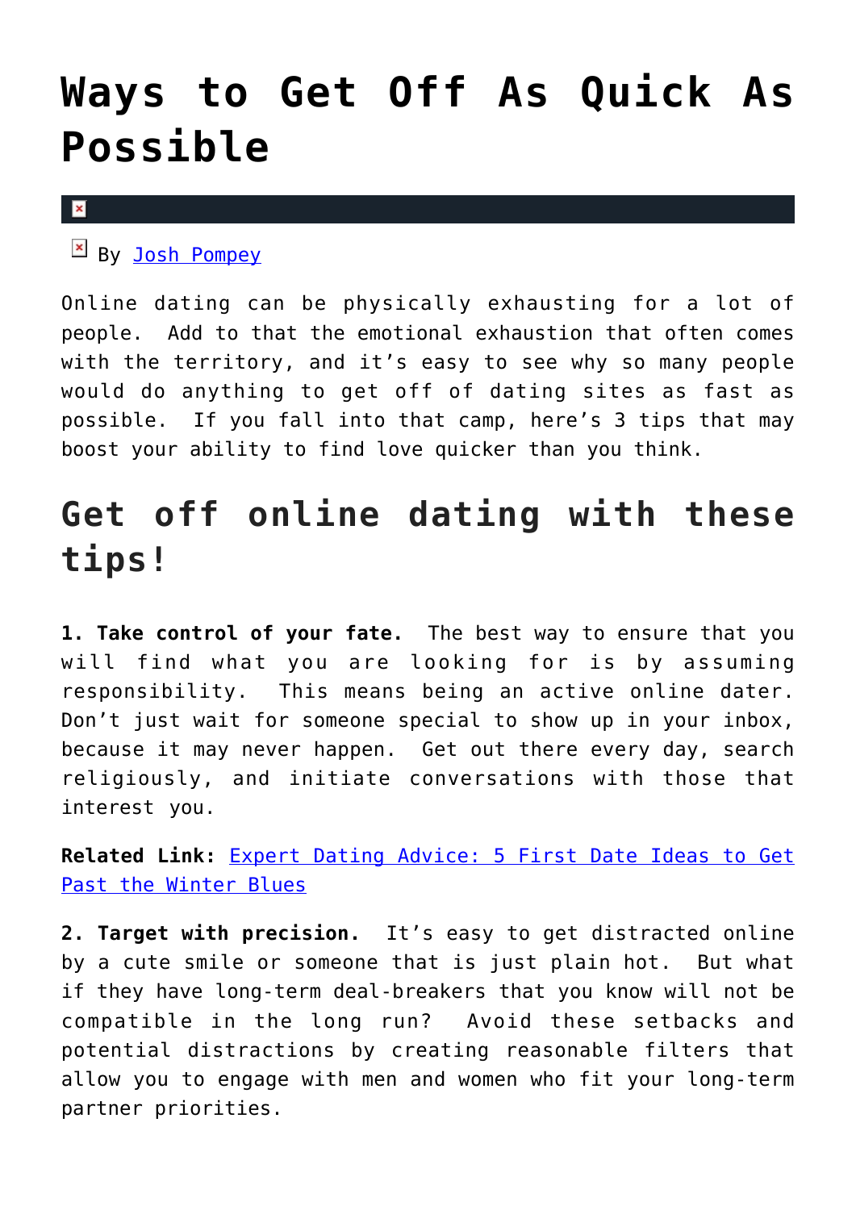# Ways to Get Off As Quick As Possible

By Josh Pompey

Online dating can be physically exhausting for a lot of people. Add to that the emotional exhaustion that often comes with the territory, and it's easy to see why so many people would do anything to get off of dating sites as fast as possible. If you fall into that camp, here's 3 tips that may boost your ability to find love quicker than you think.

## Get off online dating with these tips!

**1. Take control of your fate.** The best way to ensure that you will find what you are looking for is by assuming responsibility. This means being an active online dater. Don't just wait for someone special to show up in your inbox, because it may never happen. Get out there every day, search religiously, and initiate conversations with those that interest you.

**Related Link:** Expert Dating Advice: 5 First Date Ideas to Get Past the Winter Blues

**2. Target with precision.** It's easy to get distracted online by a cute smile or someone that is just plain hot. But what if they have long-term deal-breakers that you know will not be compatible in the long run? Avoid these setbacks and potential distractions by creating reasonable filters that allow you to engage with men and women who fit your long-term partner priorities.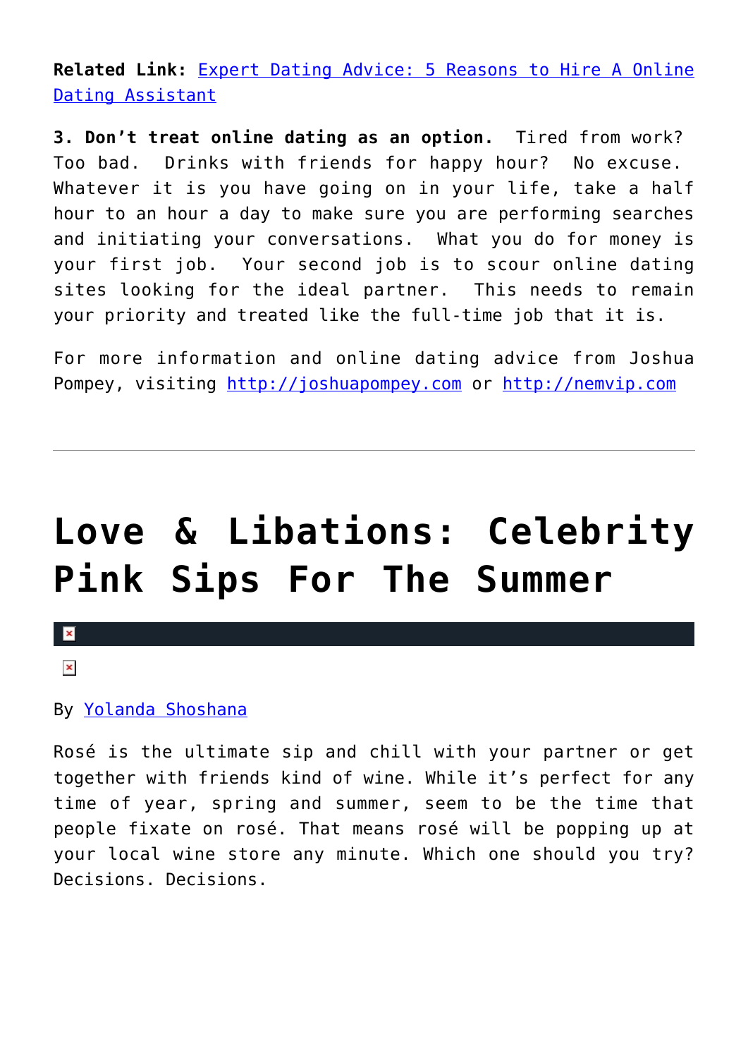**Related Link:** Expert Dating Advice: 5 Reasons to Hire A Online Dating Assistant

**3. Don't treat online dating as an option.** Tired from work? Too bad. Drinks with friends for happy hour? No excuse. Whatever it is you have going on in your life, take a half hour to an hour a day to make sure you are performing searches and initiating your conversations. What you do for money is your first job. Your second job is to scour online dating sites looking for the ideal partner. This needs to remain your priority and treated like the full-time job that it is.

For more information and online dating advice from Joshua Pompey, visiting http://joshuapompey.com or http://nemvip.com

---

# Love & Libations: Celebrity Pink Sips For The Summer

By Yolanda Shoshana

Rosé is the ultimate sip and chill with your partner or get together with friends kind of wine. While it's perfect for any time of year, spring and summer, seem to be the time that people fixate on rosé. That means rosé will be popping up at your local wine store any minute. Which one should you try? Decisions. Decisions.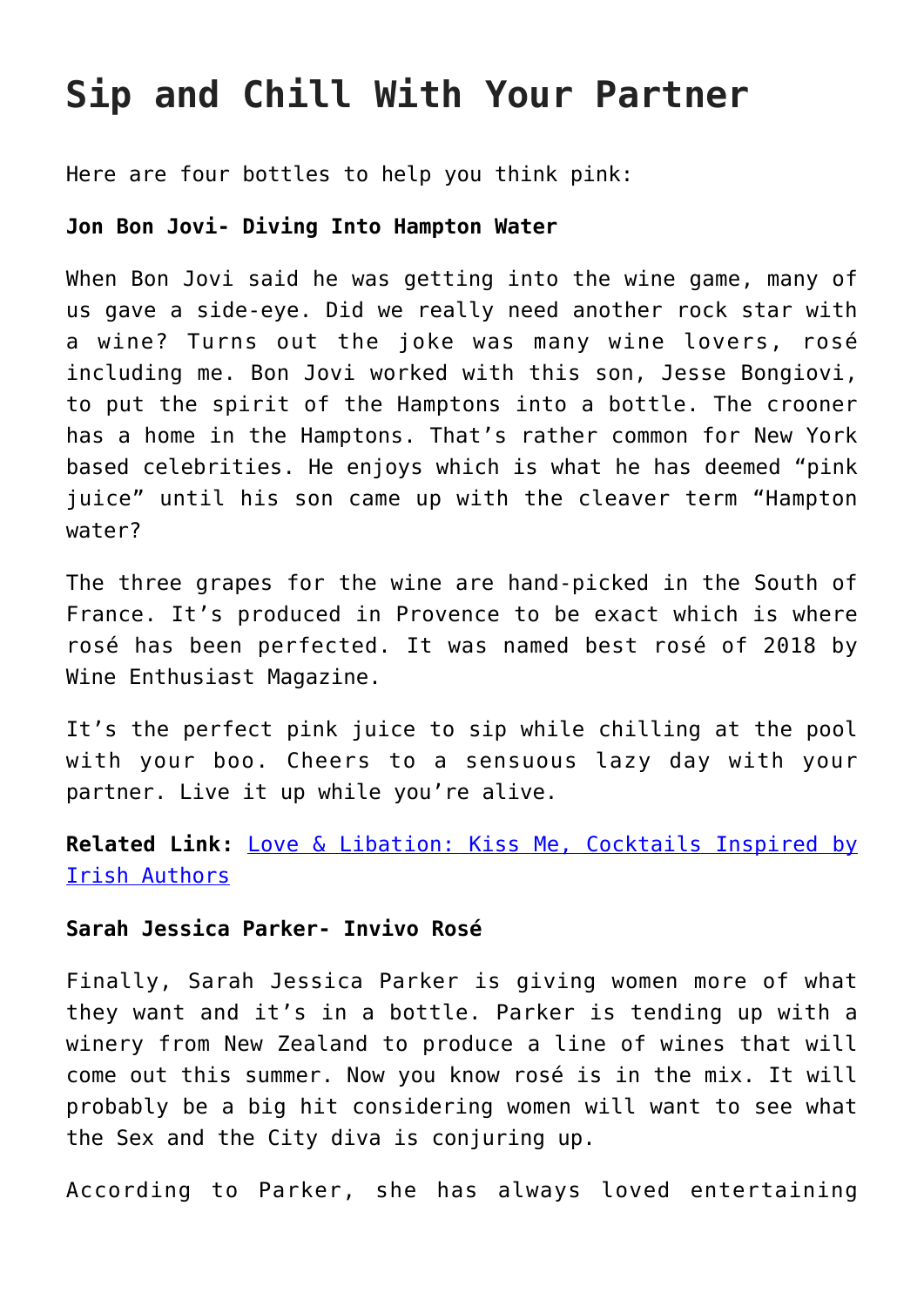# Sip and Chill With Your Partner

Here are four bottles to help you think pink:

**Jon Bon Jovi- Diving Into Hampton Water**

When Bon Jovi said he was getting into the wine game, many of us gave a side-eye. Did we really need another rock star with a wine? Turns out the joke was many wine lovers, rosé including me. Bon Jovi worked with this son, Jesse Bongiovi, to put the spirit of the Hamptons into a bottle. The crooner has a home in the Hamptons. That's rather common for New York based celebrities. He enjoys which is what he has deemed "pink juice" until his son came up with the cleaver term "Hampton water?

The three grapes for the wine are hand-picked in the South of France. It's produced in Provence to be exact which is where rosé has been perfected. It was named best rosé of 2018 by Wine Enthusiast Magazine.

It's the perfect pink juice to sip while chilling at the pool with your boo. Cheers to a sensuous lazy day with your partner. Live it up while you're alive.

**Related Link:** Love & Libation: Kiss Me, Cocktails Inspired by Irish Authors

**Sarah Jessica Parker- Invivo Rosé**

Finally, Sarah Jessica Parker is giving women more of what they want and it's in a bottle. Parker is tending up with a winery from New Zealand to produce a line of wines that will come out this summer. Now you know rosé is in the mix. It will probably be a big hit considering women will want to see what the Sex and the City diva is conjuring up.

According to Parker, she has always loved entertaining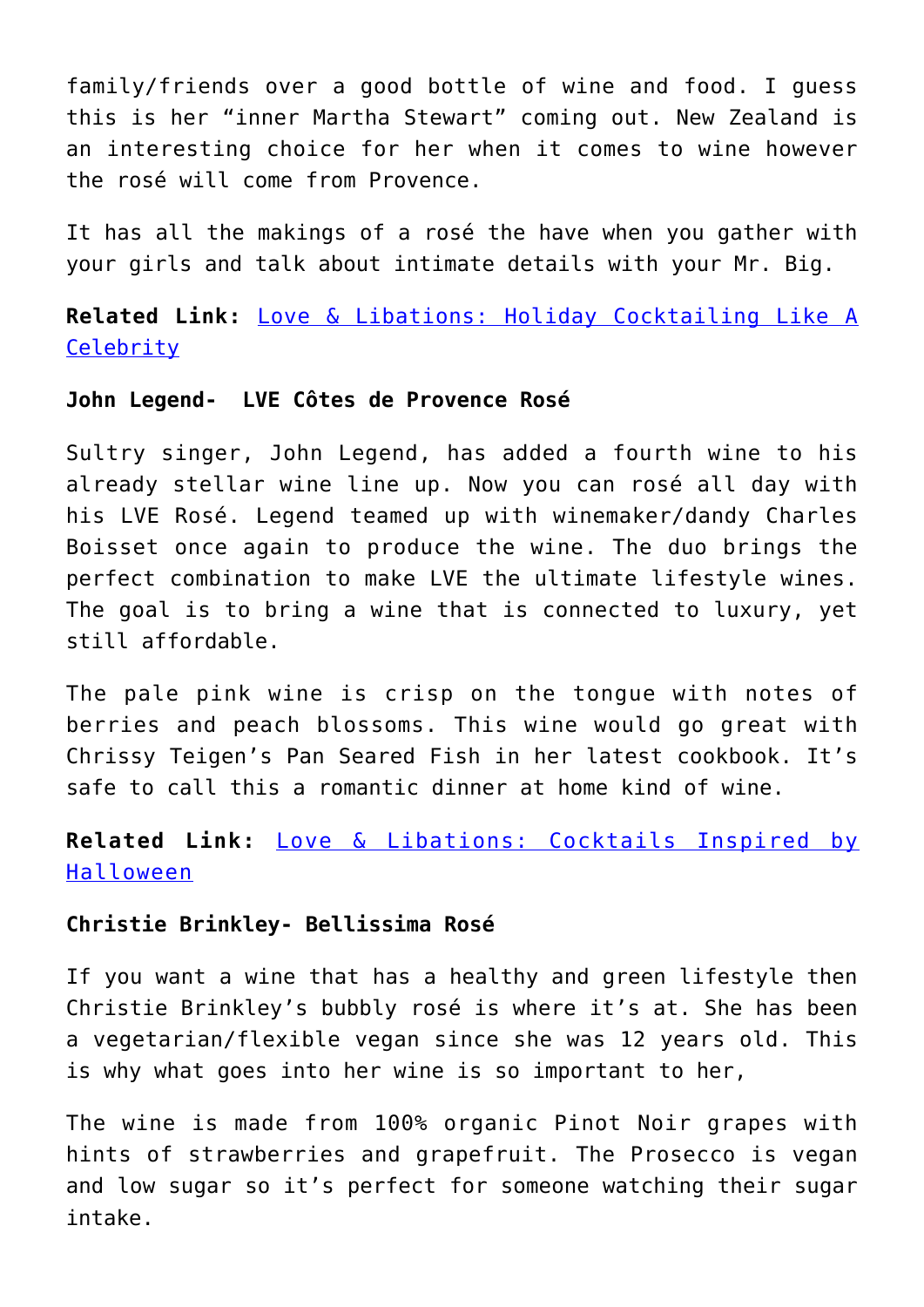family/friends over a good bottle of wine and food. I guess this is her "inner Martha Stewart" coming out. New Zealand is an interesting choice for her when it comes to wine however the rosé will come from Provence.

It has all the makings of a rosé the have when you gather with your girls and talk about intimate details with your Mr. Big.

**Related Link:** Love & Libations: Holiday Cocktailing Like A Celebrity

**John Legend- LVE Côtes de Provence Rosé**

Sultry singer, John Legend, has added a fourth wine to his already stellar wine line up. Now you can rosé all day with his LVE Rosé. Legend teamed up with winemaker/dandy Charles Boisset once again to produce the wine. The duo brings the perfect combination to make LVE the ultimate lifestyle wines. The goal is to bring a wine that is connected to luxury, yet still affordable.

The pale pink wine is crisp on the tongue with notes of berries and peach blossoms. This wine would go great with Chrissy Teigen's Pan Seared Fish in her latest cookbook. It's safe to call this a romantic dinner at home kind of wine.

**Related Link:** Love & Libations: Cocktails Inspired by Halloween

**Christie Brinkley- Bellissima Rosé**

If you want a wine that has a healthy and green lifestyle then Christie Brinkley's bubbly rosé is where it's at. She has been a vegetarian/flexible vegan since she was 12 years old. This is why what goes into her wine is so important to her,

The wine is made from 100% organic Pinot Noir grapes with hints of strawberries and grapefruit. The Prosecco is vegan and low sugar so it's perfect for someone watching their sugar intake.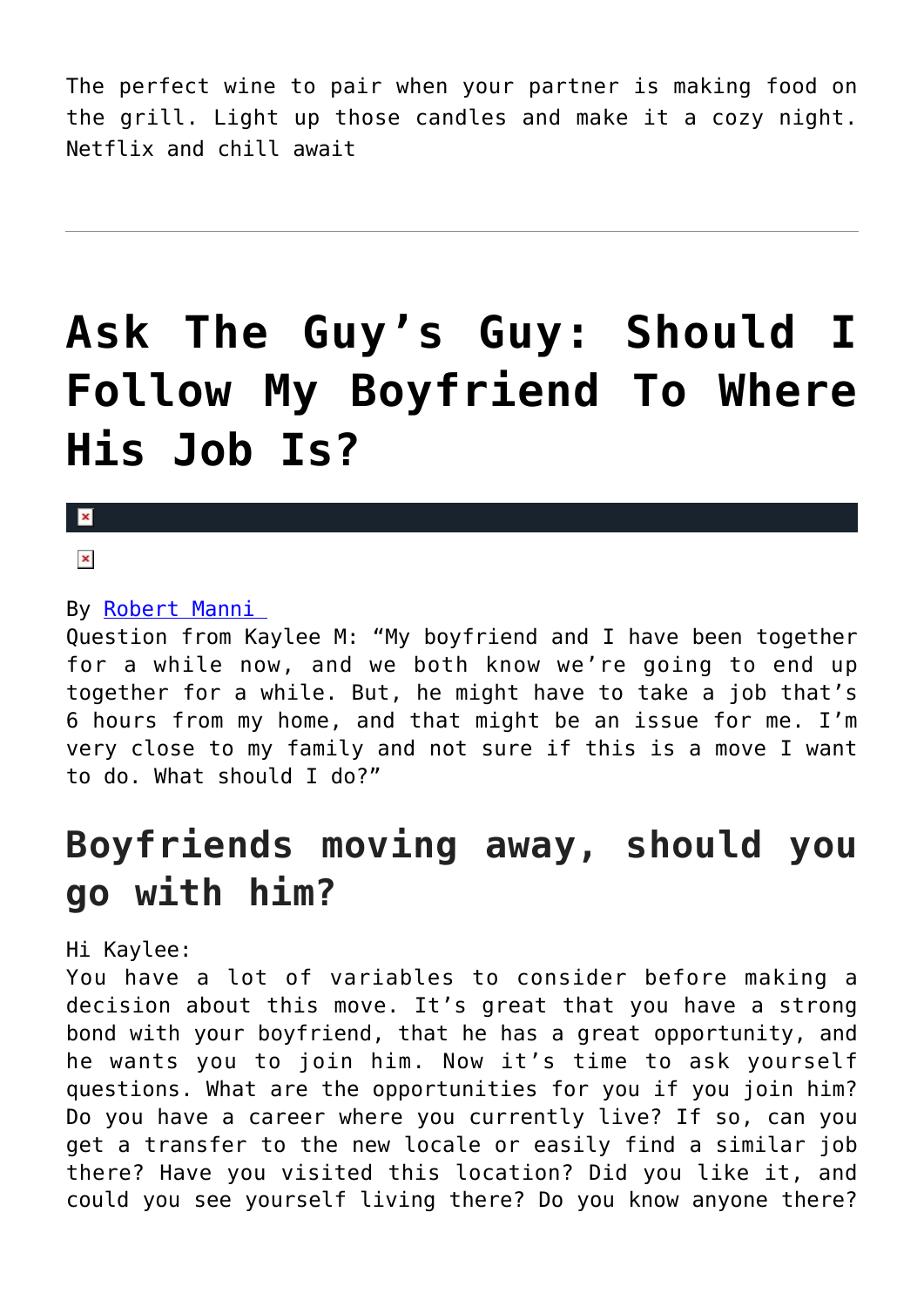The perfect wine to pair when your partner is making food on the grill. Light up those candles and make it a cozy night. Netflix and chill await

---

# Ask The Guy's Guy: Should I Follow My Boyfriend To Where His Job Is?

By [Robert Manni](#)

Question from Kaylee M: "My boyfriend and I have been together for a while now, and we both know we're going to end up together for a while. But, he might have to take a job that's 6 hours from my home, and that might be an issue for me. I'm very close to my family and not sure if this is a move I want to do. What should I do?"

## Boyfriends moving away, should you go with him?

Hi Kaylee:

You have a lot of variables to consider before making a decision about this move. It's great that you have a strong bond with your boyfriend, that he has a great opportunity, and he wants you to join him. Now it's time to ask yourself questions. What are the opportunities for you if you join him? Do you have a career where you currently live? If so, can you get a transfer to the new locale or easily find a similar job there? Have you visited this location? Did you like it, and could you see yourself living there? Do you know anyone there?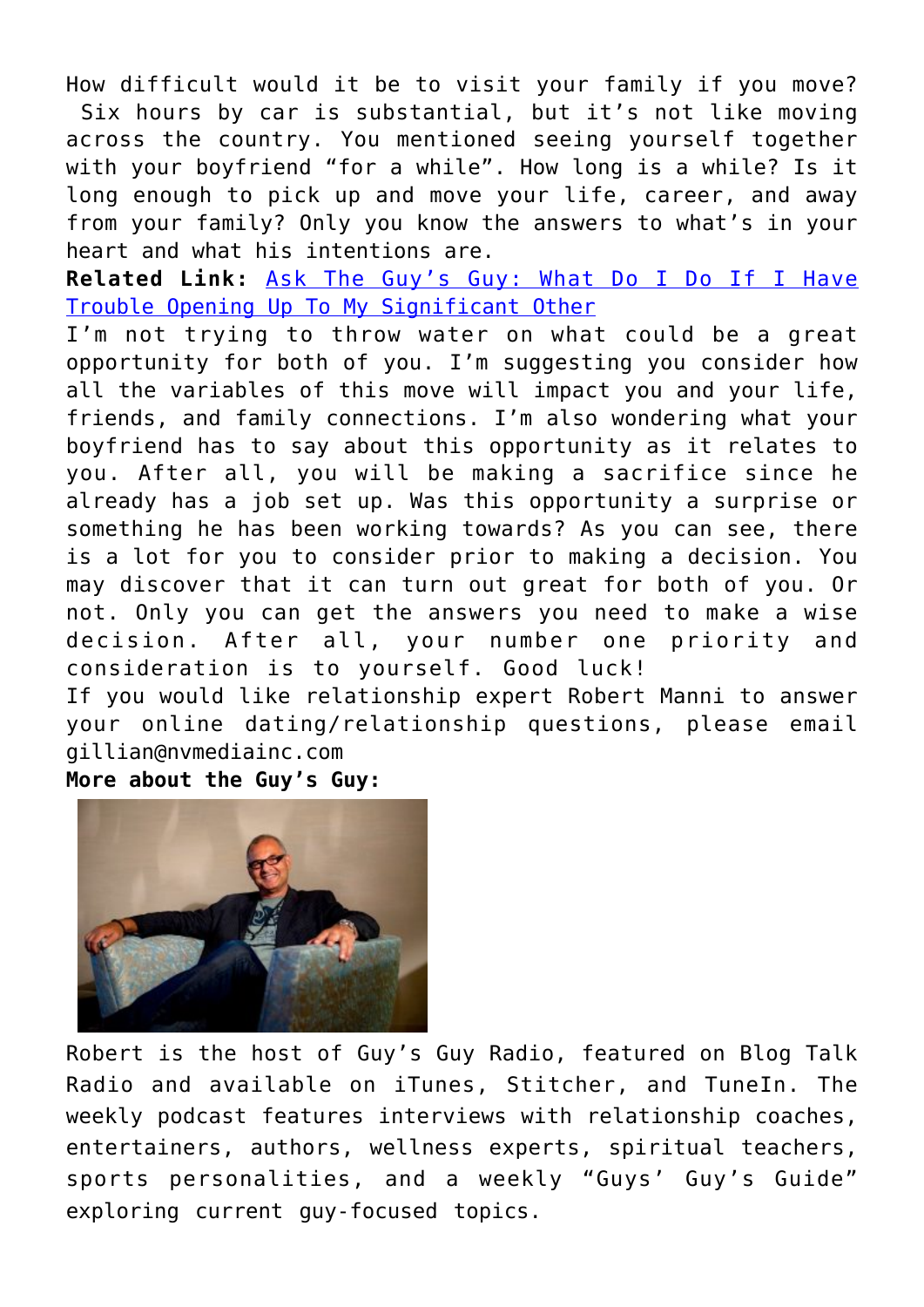How difficult would it be to visit your family if you move? Six hours by car is substantial, but it's not like moving across the country. You mentioned seeing yourself together with your boyfriend "for a while". How long is a while? Is it long enough to pick up and move your life, career, and away from your family? Only you know the answers to what's in your heart and what his intentions are.

**Related Link:** Ask The Guy's Guy: What Do I Do If I Have Trouble Opening Up To My Significant Other

I'm not trying to throw water on what could be a great opportunity for both of you. I'm suggesting you consider how all the variables of this move will impact you and your life, friends, and family connections. I'm also wondering what your boyfriend has to say about this opportunity as it relates to you. After all, you will be making a sacrifice since he already has a job set up. Was this opportunity a surprise or something he has been working towards? As you can see, there is a lot for you to consider prior to making a decision. You may discover that it can turn out great for both of you. Or not. Only you can get the answers you need to make a wise decision. After all, your number one priority and consideration is to yourself. Good luck!

If you would like relationship expert Robert Manni to answer your online dating/relationship questions, please email gillian@nvmediainc.com

**More about the Guy's Guy:**

Robert is the host of Guy's Guy Radio, featured on Blog Talk Radio and available on iTunes, Stitcher, and TuneIn. The weekly podcast features interviews with relationship coaches, entertainers, authors, wellness experts, spiritual teachers, sports personalities, and a weekly "Guys' Guy's Guide" exploring current guy-focused topics.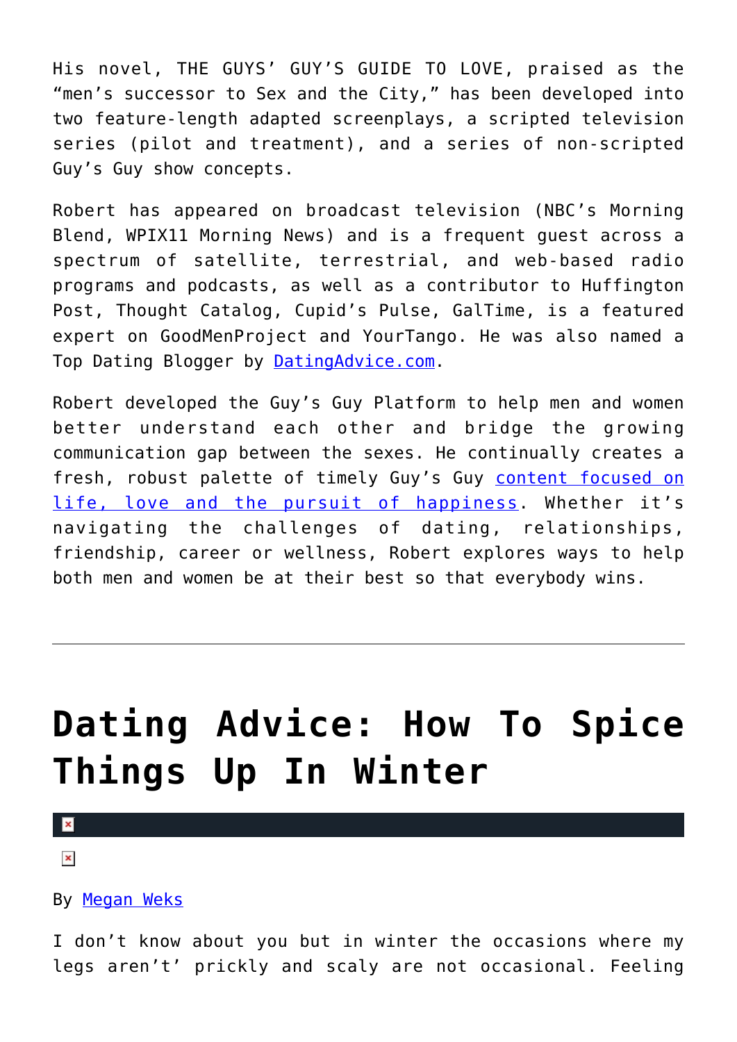His novel, THE GUYS' GUY'S GUIDE TO LOVE, praised as the "men's successor to Sex and the City," has been developed into two feature-length adapted screenplays, a scripted television series (pilot and treatment), and a series of non-scripted Guy's Guy show concepts.

Robert has appeared on broadcast television (NBC's Morning Blend, WPIX11 Morning News) and is a frequent guest across a spectrum of satellite, terrestrial, and web-based radio programs and podcasts, as well as a contributor to Huffington Post, Thought Catalog, Cupid's Pulse, GalTime, is a featured expert on GoodMenProject and YourTango. He was also named a Top Dating Blogger by [DatingAdvice.com](DatingAdvice.com).

Robert developed the Guy's Guy Platform to help men and women better understand each other and bridge the growing communication gap between the sexes. He continually creates a fresh, robust palette of timely Guy's Guy content focused on life, love and the pursuit of happiness. Whether it's navigating the challenges of dating, relationships, friendship, career or wellness, Robert explores ways to help both men and women be at their best so that everybody wins.

---

# Dating Advice: How To Spice Things Up In Winter

By Megan Weks

I don't know about you but in winter the occasions where my legs aren't' prickly and scaly are not occasional. Feeling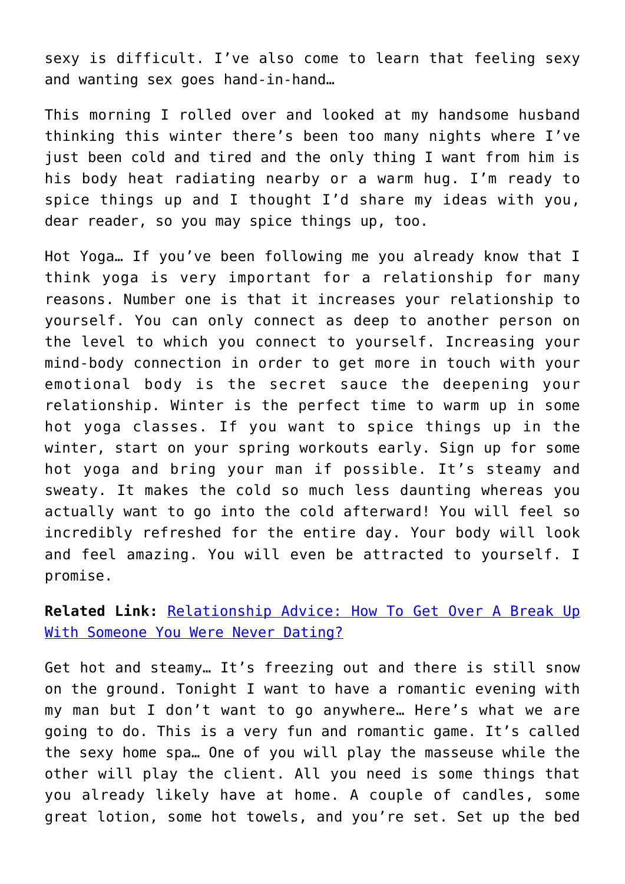sexy is difficult. I've also come to learn that feeling sexy and wanting sex goes hand-in-hand…

This morning I rolled over and looked at my handsome husband thinking this winter there's been too many nights where I've just been cold and tired and the only thing I want from him is his body heat radiating nearby or a warm hug. I'm ready to spice things up and I thought I'd share my ideas with you, dear reader, so you may spice things up, too.

Hot Yoga… If you've been following me you already know that I think yoga is very important for a relationship for many reasons. Number one is that it increases your relationship to yourself. You can only connect as deep to another person on the level to which you connect to yourself. Increasing your mind-body connection in order to get more in touch with your emotional body is the secret sauce the deepening your relationship. Winter is the perfect time to warm up in some hot yoga classes. If you want to spice things up in the winter, start on your spring workouts early. Sign up for some hot yoga and bring your man if possible. It's steamy and sweaty. It makes the cold so much less daunting whereas you actually want to go into the cold afterward! You will feel so incredibly refreshed for the entire day. Your body will look and feel amazing. You will even be attracted to yourself. I promise.

**Related Link:** Relationship Advice: How To Get Over A Break Up With Someone You Were Never Dating?

Get hot and steamy… It's freezing out and there is still snow on the ground. Tonight I want to have a romantic evening with my man but I don't want to go anywhere… Here's what we are going to do. This is a very fun and romantic game. It's called the sexy home spa… One of you will play the masseuse while the other will play the client. All you need is some things that you already likely have at home. A couple of candles, some great lotion, some hot towels, and you're set. Set up the bed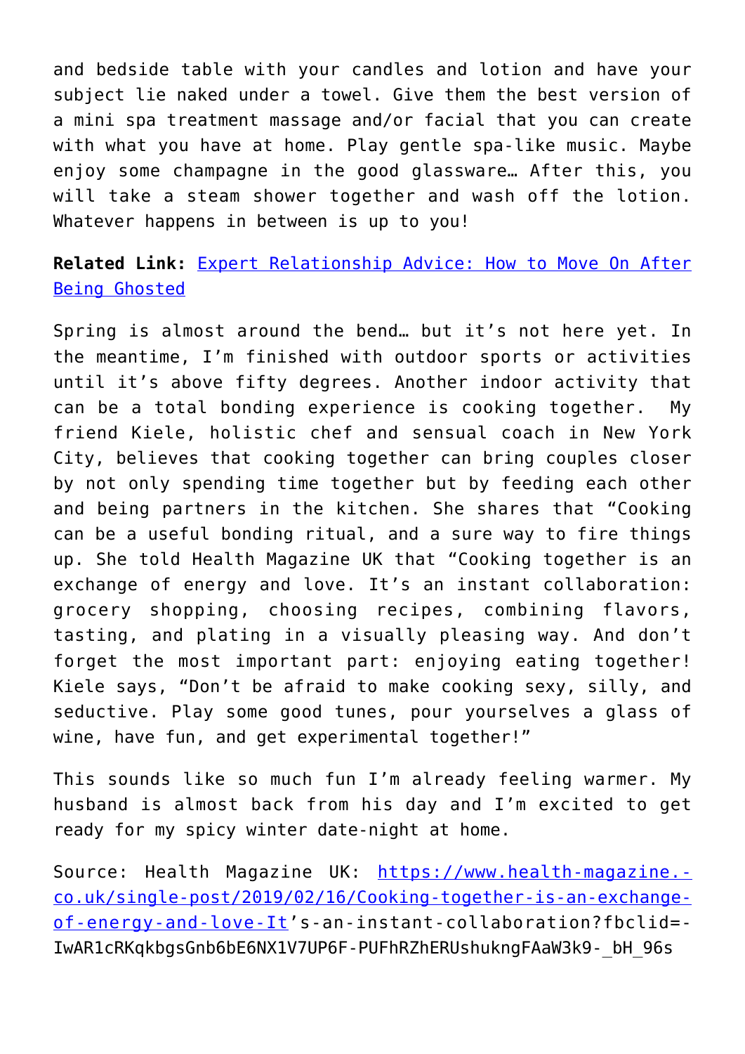and bedside table with your candles and lotion and have your subject lie naked under a towel. Give them the best version of a mini spa treatment massage and/or facial that you can create with what you have at home. Play gentle spa-like music. Maybe enjoy some champagne in the good glassware… After this, you will take a steam shower together and wash off the lotion. Whatever happens in between is up to you!

**Related Link:** [Expert Relationship Advice: How to Move On After Being Ghosted]()

Spring is almost around the bend… but it's not here yet. In the meantime, I'm finished with outdoor sports or activities until it's above fifty degrees. Another indoor activity that can be a total bonding experience is cooking together. My friend Kiele, holistic chef and sensual coach in New York City, believes that cooking together can bring couples closer by not only spending time together but by feeding each other and being partners in the kitchen. She shares that "Cooking can be a useful bonding ritual, and a sure way to fire things up. She told Health Magazine UK that "Cooking together is an exchange of energy and love. It's an instant collaboration: grocery shopping, choosing recipes, combining flavors, tasting, and plating in a visually pleasing way. And don't forget the most important part: enjoying eating together! Kiele says, "Don't be afraid to make cooking sexy, silly, and seductive. Play some good tunes, pour yourselves a glass of wine, have fun, and get experimental together!"

This sounds like so much fun I'm already feeling warmer. My husband is almost back from his day and I'm excited to get ready for my spicy winter date-night at home.

Source: Health Magazine UK: [https://www.health-magazine.co.uk/single-post/2019/02/16/Cooking-together-is-an-exchange-of-energy-and-love-It](https://www.health-magazine.co.uk/single-post/2019/02/16/Cooking-together-is-an-exchange-of-energy-and-love-It)'s-an-instant-collaboration?fbclid=IwAR1cRKqkbgsGnb6bE6NX1V7UP6F-PUFhRZhERUshukngFAaW3k9-_bH_96s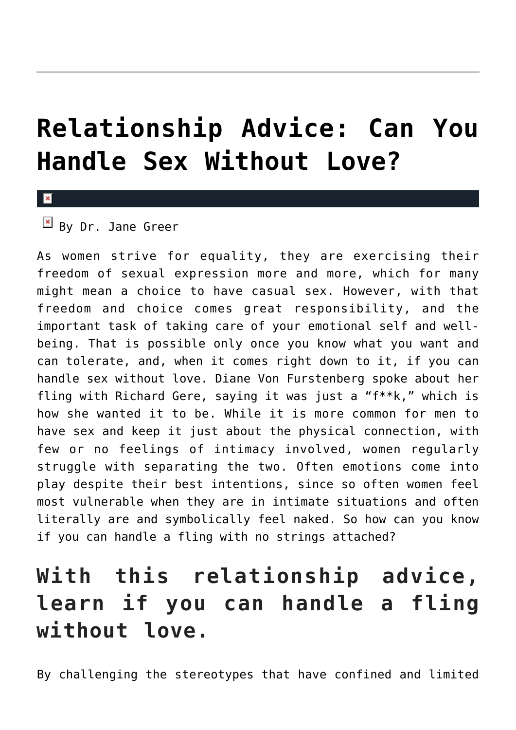# Relationship Advice: Can You Handle Sex Without Love?

By Dr. Jane Greer

As women strive for equality, they are exercising their freedom of sexual expression more and more, which for many might mean a choice to have casual sex. However, with that freedom and choice comes great responsibility, and the important task of taking care of your emotional self and well-being. That is possible only once you know what you want and can tolerate, and, when it comes right down to it, if you can handle sex without love. Diane Von Furstenberg spoke about her fling with Richard Gere, saying it was just a “f**k,” which is how she wanted it to be. While it is more common for men to have sex and keep it just about the physical connection, with few or no feelings of intimacy involved, women regularly struggle with separating the two. Often emotions come into play despite their best intentions, since so often women feel most vulnerable when they are in intimate situations and often literally are and symbolically feel naked. So how can you know if you can handle a fling with no strings attached?

## With this relationship advice, learn if you can handle a fling without love.

By challenging the stereotypes that have confined and limited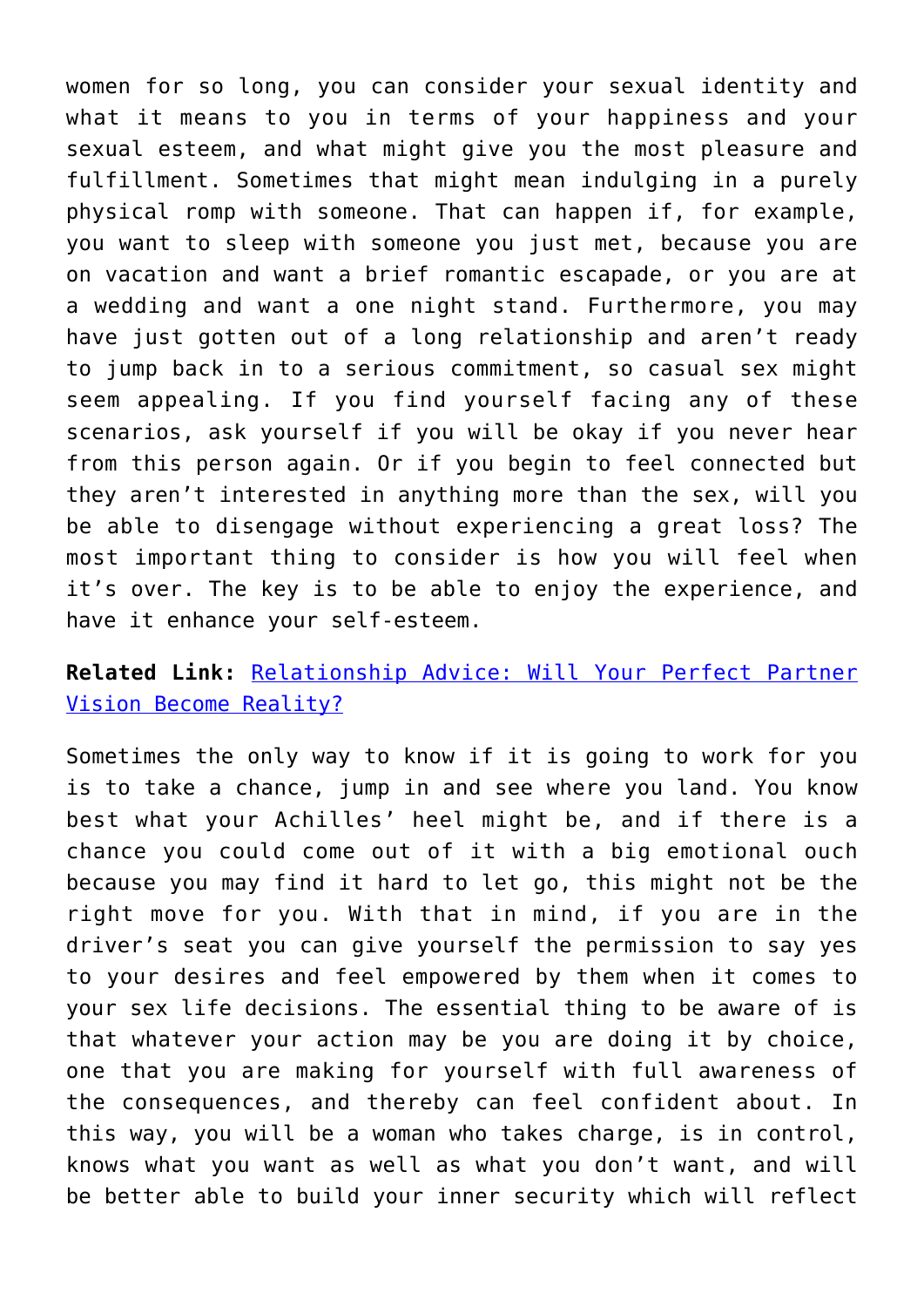women for so long, you can consider your sexual identity and what it means to you in terms of your happiness and your sexual esteem, and what might give you the most pleasure and fulfillment. Sometimes that might mean indulging in a purely physical romp with someone. That can happen if, for example, you want to sleep with someone you just met, because you are on vacation and want a brief romantic escapade, or you are at a wedding and want a one night stand. Furthermore, you may have just gotten out of a long relationship and aren't ready to jump back in to a serious commitment, so casual sex might seem appealing. If you find yourself facing any of these scenarios, ask yourself if you will be okay if you never hear from this person again. Or if you begin to feel connected but they aren't interested in anything more than the sex, will you be able to disengage without experiencing a great loss? The most important thing to consider is how you will feel when it's over. The key is to be able to enjoy the experience, and have it enhance your self-esteem.

**Related Link:** Relationship Advice: Will Your Perfect Partner Vision Become Reality?

Sometimes the only way to know if it is going to work for you is to take a chance, jump in and see where you land. You know best what your Achilles' heel might be, and if there is a chance you could come out of it with a big emotional ouch because you may find it hard to let go, this might not be the right move for you. With that in mind, if you are in the driver's seat you can give yourself the permission to say yes to your desires and feel empowered by them when it comes to your sex life decisions. The essential thing to be aware of is that whatever your action may be you are doing it by choice, one that you are making for yourself with full awareness of the consequences, and thereby can feel confident about. In this way, you will be a woman who takes charge, is in control, knows what you want as well as what you don't want, and will be better able to build your inner security which will reflect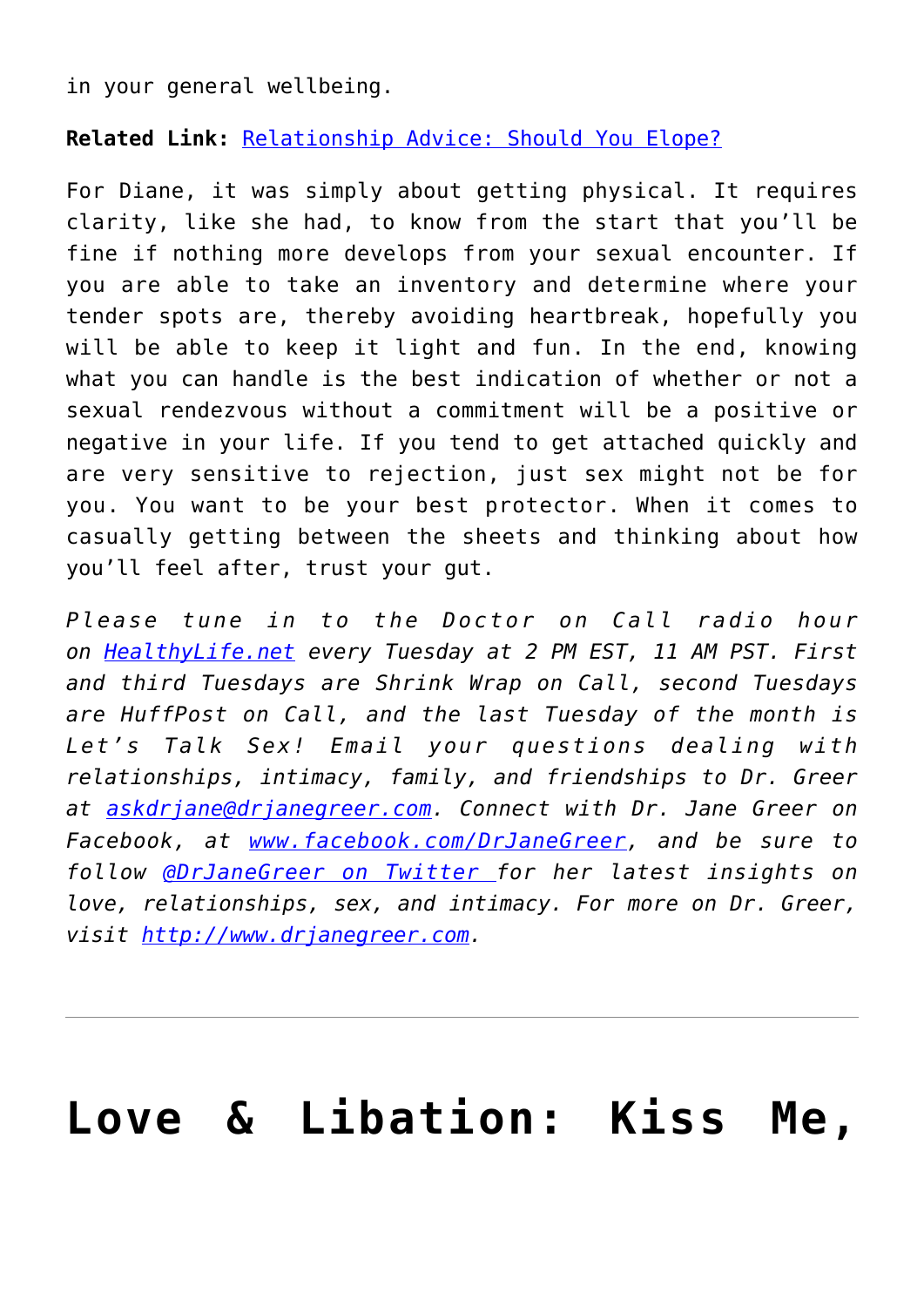in your general wellbeing.

**Related Link:** Relationship Advice: Should You Elope?

For Diane, it was simply about getting physical. It requires clarity, like she had, to know from the start that you'll be fine if nothing more develops from your sexual encounter. If you are able to take an inventory and determine where your tender spots are, thereby avoiding heartbreak, hopefully you will be able to keep it light and fun. In the end, knowing what you can handle is the best indication of whether or not a sexual rendezvous without a commitment will be a positive or negative in your life. If you tend to get attached quickly and are very sensitive to rejection, just sex might not be for you. You want to be your best protector. When it comes to casually getting between the sheets and thinking about how you'll feel after, trust your gut.

*Please tune in to the Doctor on Call radio hour on HealthyLife.net every Tuesday at 2 PM EST, 11 AM PST. First and third Tuesdays are Shrink Wrap on Call, second Tuesdays are HuffPost on Call, and the last Tuesday of the month is Let's Talk Sex! Email your questions dealing with relationships, intimacy, family, and friendships to Dr. Greer at askdrjane@drjanegreer.com. Connect with Dr. Jane Greer on Facebook, at www.facebook.com/DrJaneGreer, and be sure to follow @DrJaneGreer on Twitter for her latest insights on love, relationships, sex, and intimacy. For more on Dr. Greer, visit http://www.drjanegreer.com.*

---

# Love & Libation: Kiss Me,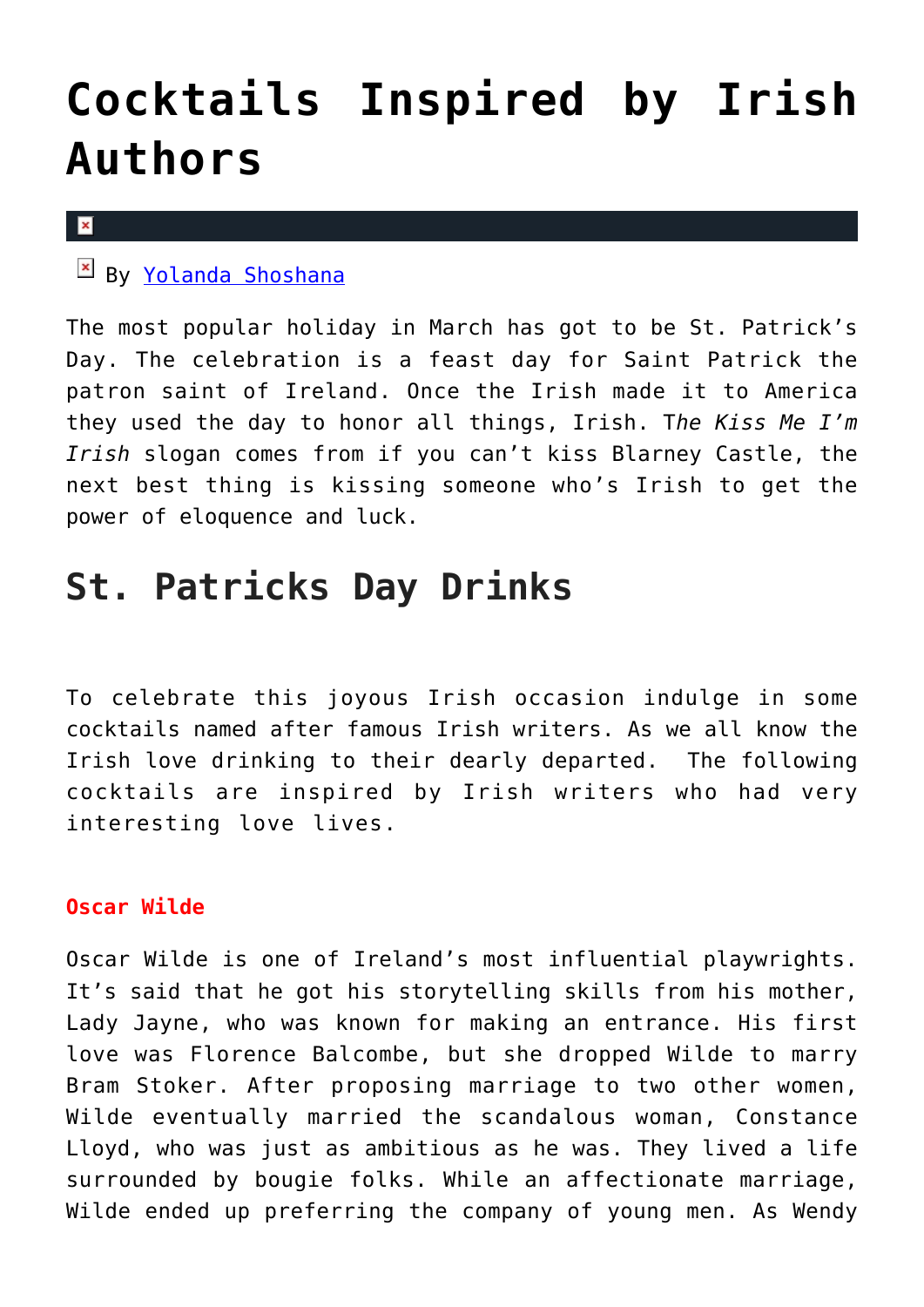# Cocktails Inspired by Irish Authors

By Yolanda Shoshana

The most popular holiday in March has got to be St. Patrick's Day. The celebration is a feast day for Saint Patrick the patron saint of Ireland. Once the Irish made it to America they used the day to honor all things, Irish. T*he Kiss Me I'm Irish* slogan comes from if you can't kiss Blarney Castle, the next best thing is kissing someone who's Irish to get the power of eloquence and luck.

## St. Patricks Day Drinks

To celebrate this joyous Irish occasion indulge in some cocktails named after famous Irish writers. As we all know the Irish love drinking to their dearly departed. The following cocktails are inspired by Irish writers who had very interesting love lives.

**Oscar Wilde**

Oscar Wilde is one of Ireland's most influential playwrights. It's said that he got his storytelling skills from his mother, Lady Jayne, who was known for making an entrance. His first love was Florence Balcombe, but she dropped Wilde to marry Bram Stoker. After proposing marriage to two other women, Wilde eventually married the scandalous woman, Constance Lloyd, who was just as ambitious as he was. They lived a life surrounded by bougie folks. While an affectionate marriage, Wilde ended up preferring the company of young men. As Wendy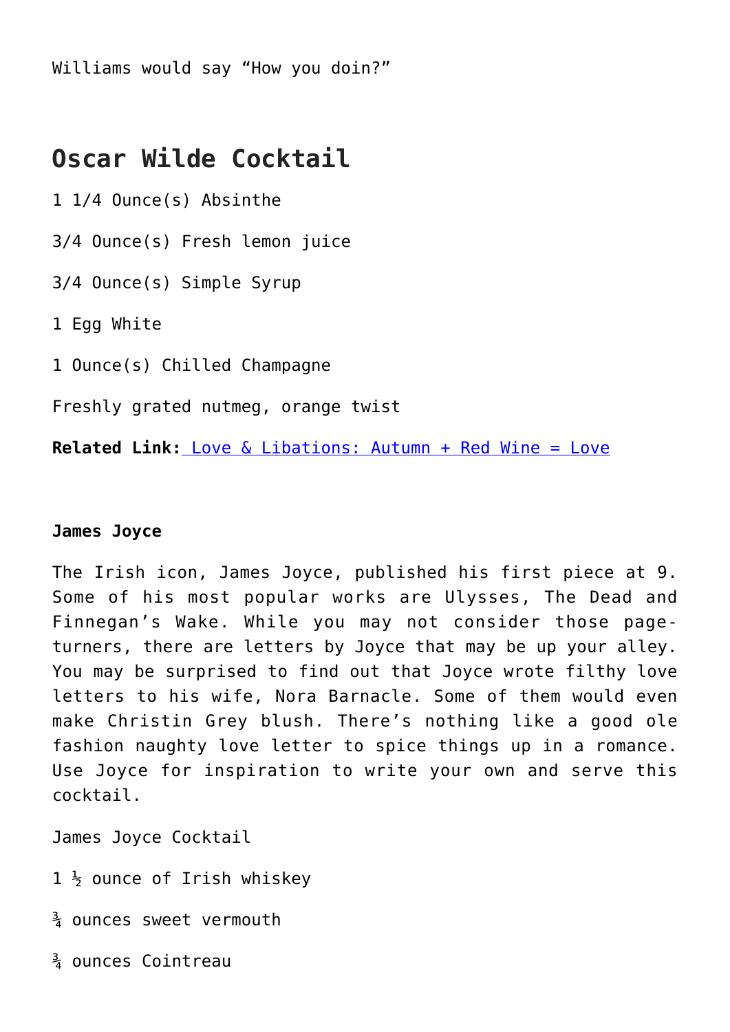Williams would say "How you doin?"

## Oscar Wilde Cocktail

1 1/4 Ounce(s) Absinthe

3/4 Ounce(s) Fresh lemon juice

3/4 Ounce(s) Simple Syrup

1 Egg White

1 Ounce(s) Chilled Champagne

Freshly grated nutmeg, orange twist

**Related Link:** Love & Libations: Autumn + Red Wine = Love

**James Joyce**

The Irish icon, James Joyce, published his first piece at 9. Some of his most popular works are Ulysses, The Dead and Finnegan's Wake. While you may not consider those page-turners, there are letters by Joyce that may be up your alley. You may be surprised to find out that Joyce wrote filthy love letters to his wife, Nora Barnacle. Some of them would even make Christin Grey blush. There's nothing like a good ole fashion naughty love letter to spice things up in a romance. Use Joyce for inspiration to write your own and serve this cocktail.

James Joyce Cocktail

1 ½ ounce of Irish whiskey

¾ ounces sweet vermouth

¾ ounces Cointreau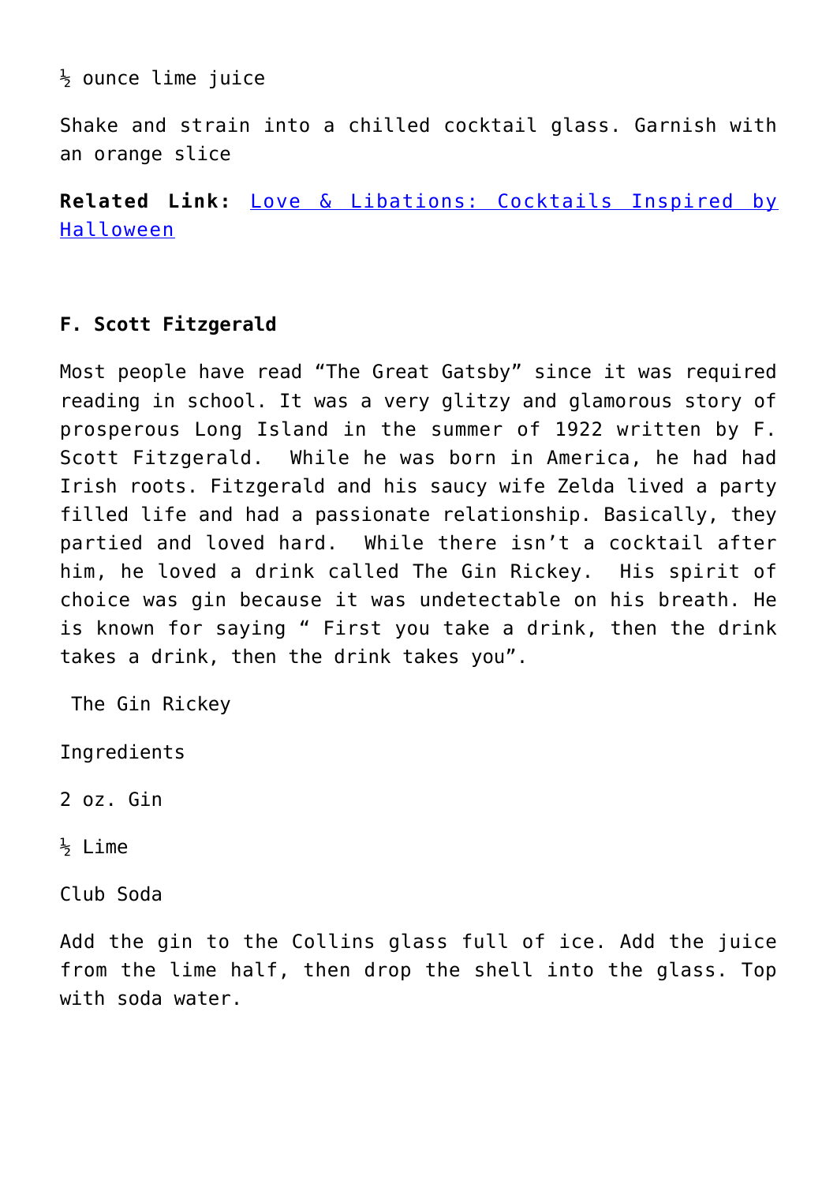½ ounce lime juice

Shake and strain into a chilled cocktail glass. Garnish with an orange slice

**Related Link:** [Love & Libations: Cocktails Inspired by Halloween]()

**F. Scott Fitzgerald**

Most people have read "The Great Gatsby" since it was required reading in school. It was a very glitzy and glamorous story of prosperous Long Island in the summer of 1922 written by F. Scott Fitzgerald. While he was born in America, he had had Irish roots. Fitzgerald and his saucy wife Zelda lived a party filled life and had a passionate relationship. Basically, they partied and loved hard. While there isn't a cocktail after him, he loved a drink called The Gin Rickey. His spirit of choice was gin because it was undetectable on his breath. He is known for saying " First you take a drink, then the drink takes a drink, then the drink takes you".

The Gin Rickey

Ingredients

2 oz. Gin

½ Lime

Club Soda

Add the gin to the Collins glass full of ice. Add the juice from the lime half, then drop the shell into the glass. Top with soda water.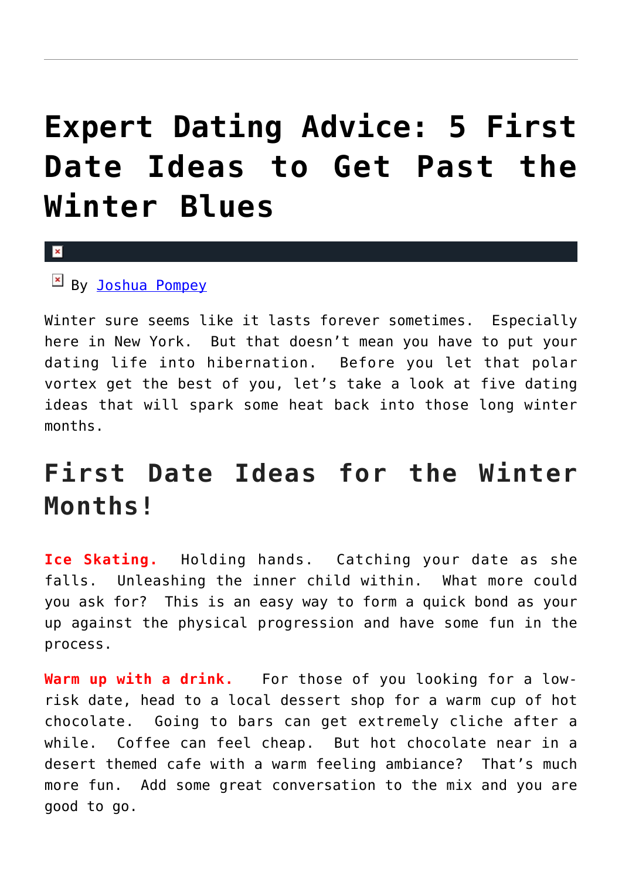# Expert Dating Advice: 5 First Date Ideas to Get Past the Winter Blues

By Joshua Pompey

Winter sure seems like it lasts forever sometimes. Especially here in New York. But that doesn't mean you have to put your dating life into hibernation. Before you let that polar vortex get the best of you, let's take a look at five dating ideas that will spark some heat back into those long winter months.

## First Date Ideas for the Winter Months!

**Ice Skating.** Holding hands. Catching your date as she falls. Unleashing the inner child within. What more could you ask for? This is an easy way to form a quick bond as your up against the physical progression and have some fun in the process.

**Warm up with a drink.** For those of you looking for a low-risk date, head to a local dessert shop for a warm cup of hot chocolate. Going to bars can get extremely cliche after a while. Coffee can feel cheap. But hot chocolate near in a desert themed cafe with a warm feeling ambiance? That's much more fun. Add some great conversation to the mix and you are good to go.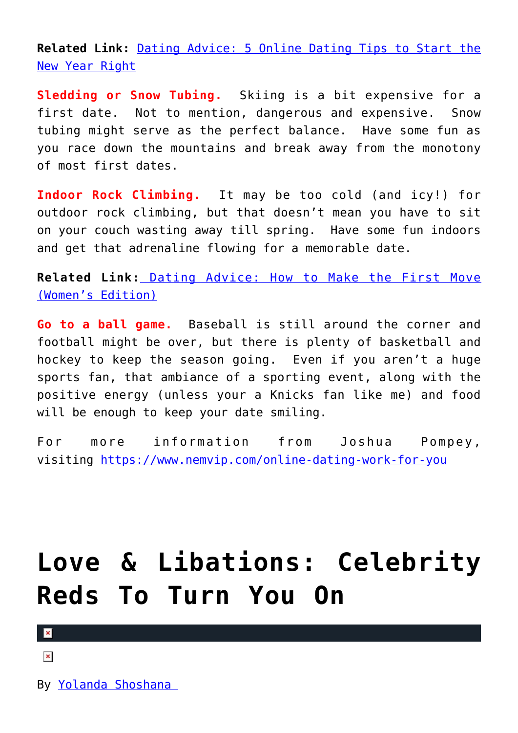**Related Link:** [Dating Advice: 5 Online Dating Tips to Start the New Year Right]()

**Sledding or Snow Tubing.** Skiing is a bit expensive for a first date. Not to mention, dangerous and expensive. Snow tubing might serve as the perfect balance. Have some fun as you race down the mountains and break away from the monotony of most first dates.

**Indoor Rock Climbing.** It may be too cold (and icy!) for outdoor rock climbing, but that doesn't mean you have to sit on your couch wasting away till spring. Have some fun indoors and get that adrenaline flowing for a memorable date.

**Related Link:** [Dating Advice: How to Make the First Move (Women's Edition)]()

**Go to a ball game.** Baseball is still around the corner and football might be over, but there is plenty of basketball and hockey to keep the season going. Even if you aren't a huge sports fan, that ambiance of a sporting event, along with the positive energy (unless your a Knicks fan like me) and food will be enough to keep your date smiling.

For more information from Joshua Pompey, visiting https://www.nemvip.com/online-dating-work-for-you

---

# Love & Libations: Celebrity Reds To Turn You On

By [Yolanda Shoshana]()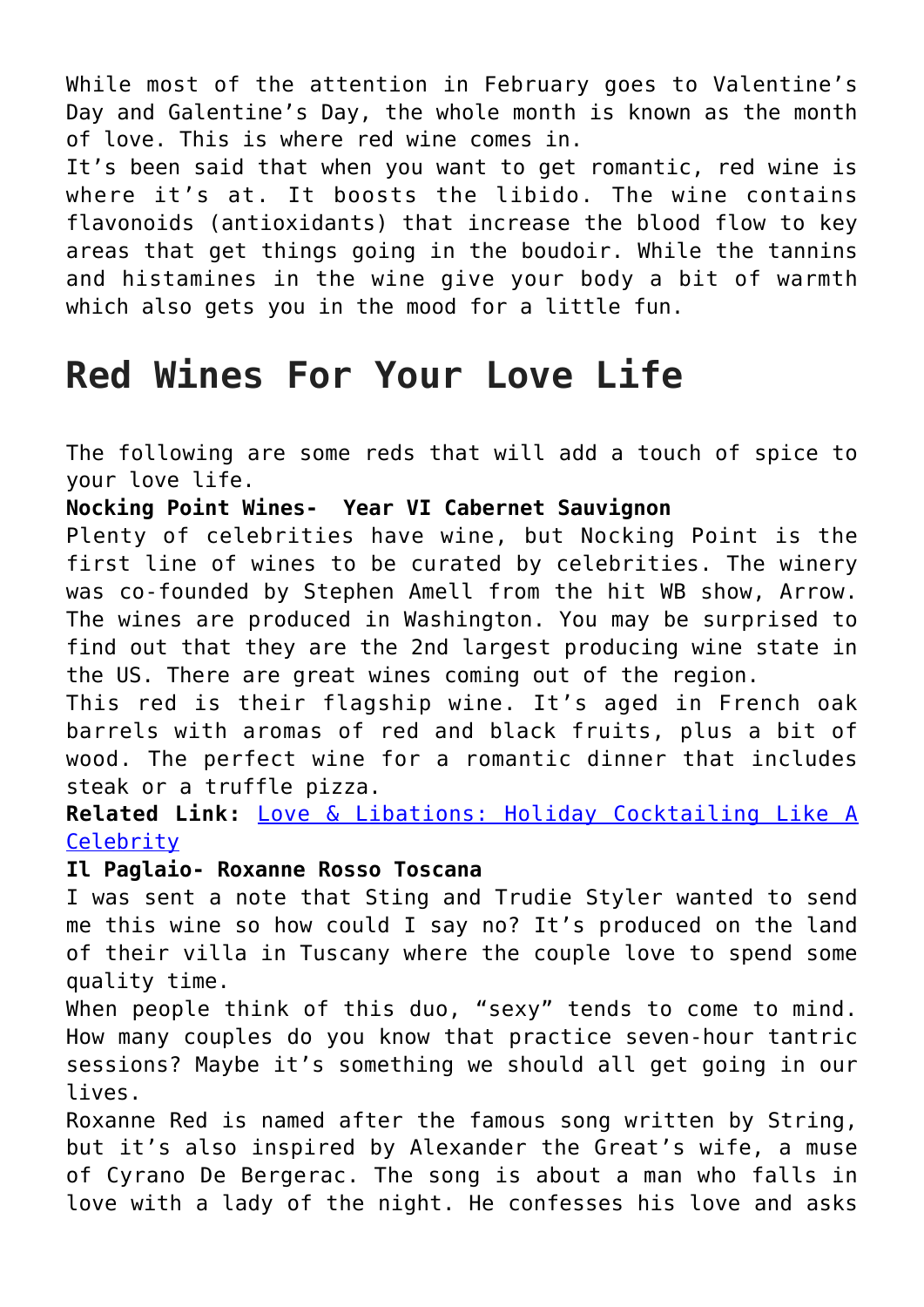While most of the attention in February goes to Valentine's Day and Galentine's Day, the whole month is known as the month of love. This is where red wine comes in.

It's been said that when you want to get romantic, red wine is where it's at. It boosts the libido. The wine contains flavonoids (antioxidants) that increase the blood flow to key areas that get things going in the boudoir. While the tannins and histamines in the wine give your body a bit of warmth which also gets you in the mood for a little fun.

## Red Wines For Your Love Life

The following are some reds that will add a touch of spice to your love life.

**Nocking Point Wines- Year VI Cabernet Sauvignon**

Plenty of celebrities have wine, but Nocking Point is the first line of wines to be curated by celebrities. The winery was co-founded by Stephen Amell from the hit WB show, Arrow. The wines are produced in Washington. You may be surprised to find out that they are the 2nd largest producing wine state in the US. There are great wines coming out of the region.

This red is their flagship wine. It's aged in French oak barrels with aromas of red and black fruits, plus a bit of wood. The perfect wine for a romantic dinner that includes steak or a truffle pizza.

**Related Link:** Love & Libations: Holiday Cocktailing Like A Celebrity

**Il Paglaio- Roxanne Rosso Toscana**

I was sent a note that Sting and Trudie Styler wanted to send me this wine so how could I say no? It's produced on the land of their villa in Tuscany where the couple love to spend some quality time.

When people think of this duo, "sexy" tends to come to mind. How many couples do you know that practice seven-hour tantric sessions? Maybe it's something we should all get going in our lives.

Roxanne Red is named after the famous song written by String, but it's also inspired by Alexander the Great's wife, a muse of Cyrano De Bergerac. The song is about a man who falls in love with a lady of the night. He confesses his love and asks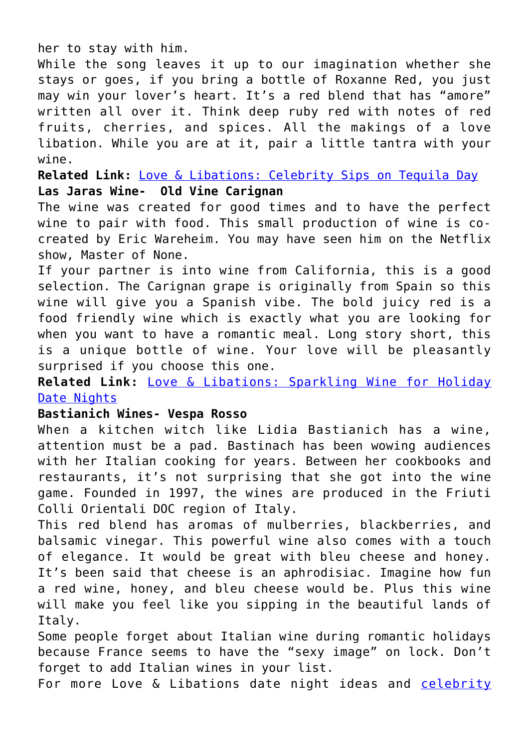her to stay with him.

While the song leaves it up to our imagination whether she stays or goes, if you bring a bottle of Roxanne Red, you just may win your lover's heart. It's a red blend that has "amore" written all over it. Think deep ruby red with notes of red fruits, cherries, and spices. All the makings of a love libation. While you are at it, pair a little tantra with your wine.

**Related Link:** [Love & Libations: Celebrity Sips on Tequila Day]()

**Las Jaras Wine- Old Vine Carignan**

The wine was created for good times and to have the perfect wine to pair with food. This small production of wine is co-created by Eric Wareheim. You may have seen him on the Netflix show, Master of None.

If your partner is into wine from California, this is a good selection. The Carignan grape is originally from Spain so this wine will give you a Spanish vibe. The bold juicy red is a food friendly wine which is exactly what you are looking for when you want to have a romantic meal. Long story short, this is a unique bottle of wine. Your love will be pleasantly surprised if you choose this one.

**Related Link:** [Love & Libations: Sparkling Wine for Holiday Date Nights]()

**Bastianich Wines- Vespa Rosso**

When a kitchen witch like Lidia Bastianich has a wine, attention must be a pad. Bastinach has been wowing audiences with her Italian cooking for years. Between her cookbooks and restaurants, it's not surprising that she got into the wine game. Founded in 1997, the wines are produced in the Friuti Colli Orientali DOC region of Italy.

This red blend has aromas of mulberries, blackberries, and balsamic vinegar. This powerful wine also comes with a touch of elegance. It would be great with bleu cheese and honey. It's been said that cheese is an aphrodisiac. Imagine how fun a red wine, honey, and bleu cheese would be. Plus this wine will make you feel like you sipping in the beautiful lands of Italy.

Some people forget about Italian wine during romantic holidays because France seems to have the "sexy image" on lock. Don't forget to add Italian wines in your list.

For more Love & Libations date night ideas and [celebrity]()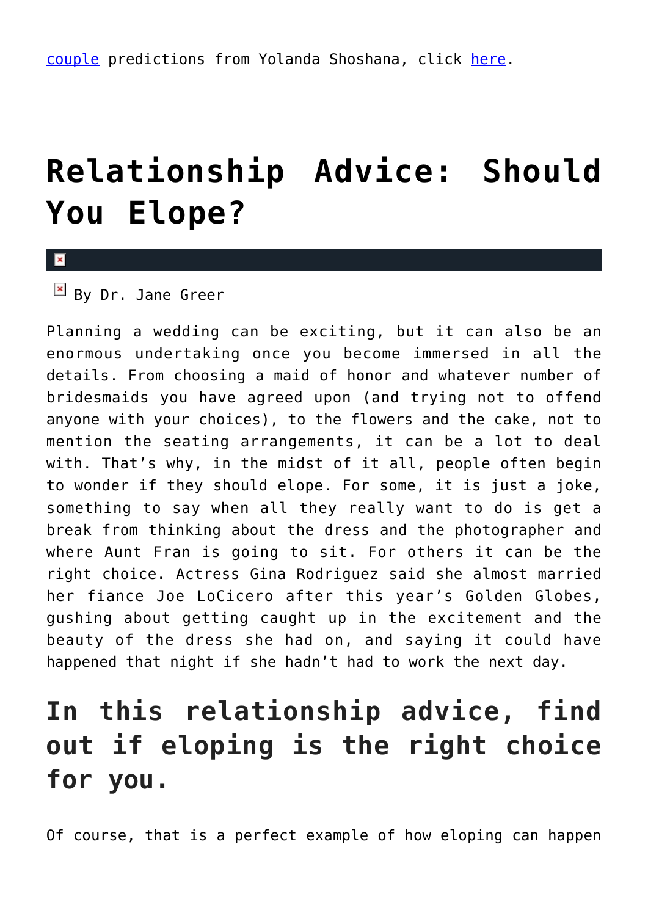couple predictions from Yolanda Shoshana, click here.

---

# Relationship Advice: Should You Elope?

By Dr. Jane Greer

Planning a wedding can be exciting, but it can also be an enormous undertaking once you become immersed in all the details. From choosing a maid of honor and whatever number of bridesmaids you have agreed upon (and trying not to offend anyone with your choices), to the flowers and the cake, not to mention the seating arrangements, it can be a lot to deal with. That's why, in the midst of it all, people often begin to wonder if they should elope. For some, it is just a joke, something to say when all they really want to do is get a break from thinking about the dress and the photographer and where Aunt Fran is going to sit. For others it can be the right choice. Actress Gina Rodriguez said she almost married her fiance Joe LoCicero after this year's Golden Globes, gushing about getting caught up in the excitement and the beauty of the dress she had on, and saying it could have happened that night if she hadn't had to work the next day.

## In this relationship advice, find out if eloping is the right choice for you.

Of course, that is a perfect example of how eloping can happen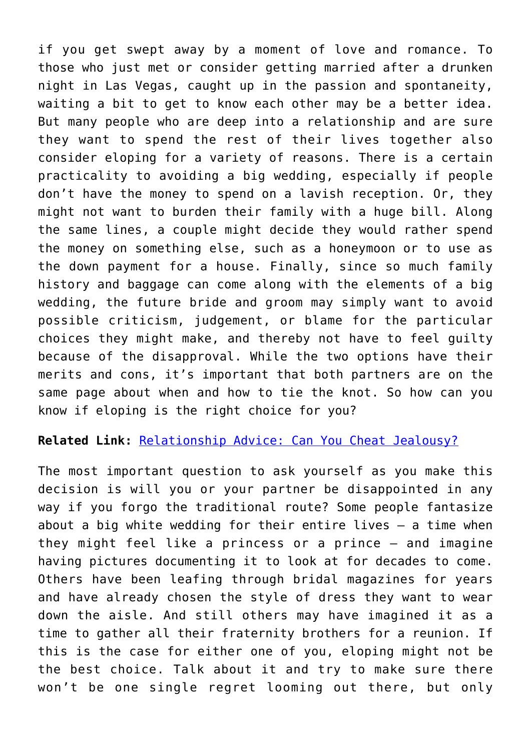if you get swept away by a moment of love and romance. To those who just met or consider getting married after a drunken night in Las Vegas, caught up in the passion and spontaneity, waiting a bit to get to know each other may be a better idea. But many people who are deep into a relationship and are sure they want to spend the rest of their lives together also consider eloping for a variety of reasons. There is a certain practicality to avoiding a big wedding, especially if people don't have the money to spend on a lavish reception. Or, they might not want to burden their family with a huge bill. Along the same lines, a couple might decide they would rather spend the money on something else, such as a honeymoon or to use as the down payment for a house. Finally, since so much family history and baggage can come along with the elements of a big wedding, the future bride and groom may simply want to avoid possible criticism, judgement, or blame for the particular choices they might make, and thereby not have to feel guilty because of the disapproval. While the two options have their merits and cons, it's important that both partners are on the same page about when and how to tie the knot. So how can you know if eloping is the right choice for you?

**Related Link:** [Relationship Advice: Can You Cheat Jealousy?]()

The most important question to ask yourself as you make this decision is will you or your partner be disappointed in any way if you forgo the traditional route? Some people fantasize about a big white wedding for their entire lives — a time when they might feel like a princess or a prince — and imagine having pictures documenting it to look at for decades to come. Others have been leafing through bridal magazines for years and have already chosen the style of dress they want to wear down the aisle. And still others may have imagined it as a time to gather all their fraternity brothers for a reunion. If this is the case for either one of you, eloping might not be the best choice. Talk about it and try to make sure there won't be one single regret looming out there, but only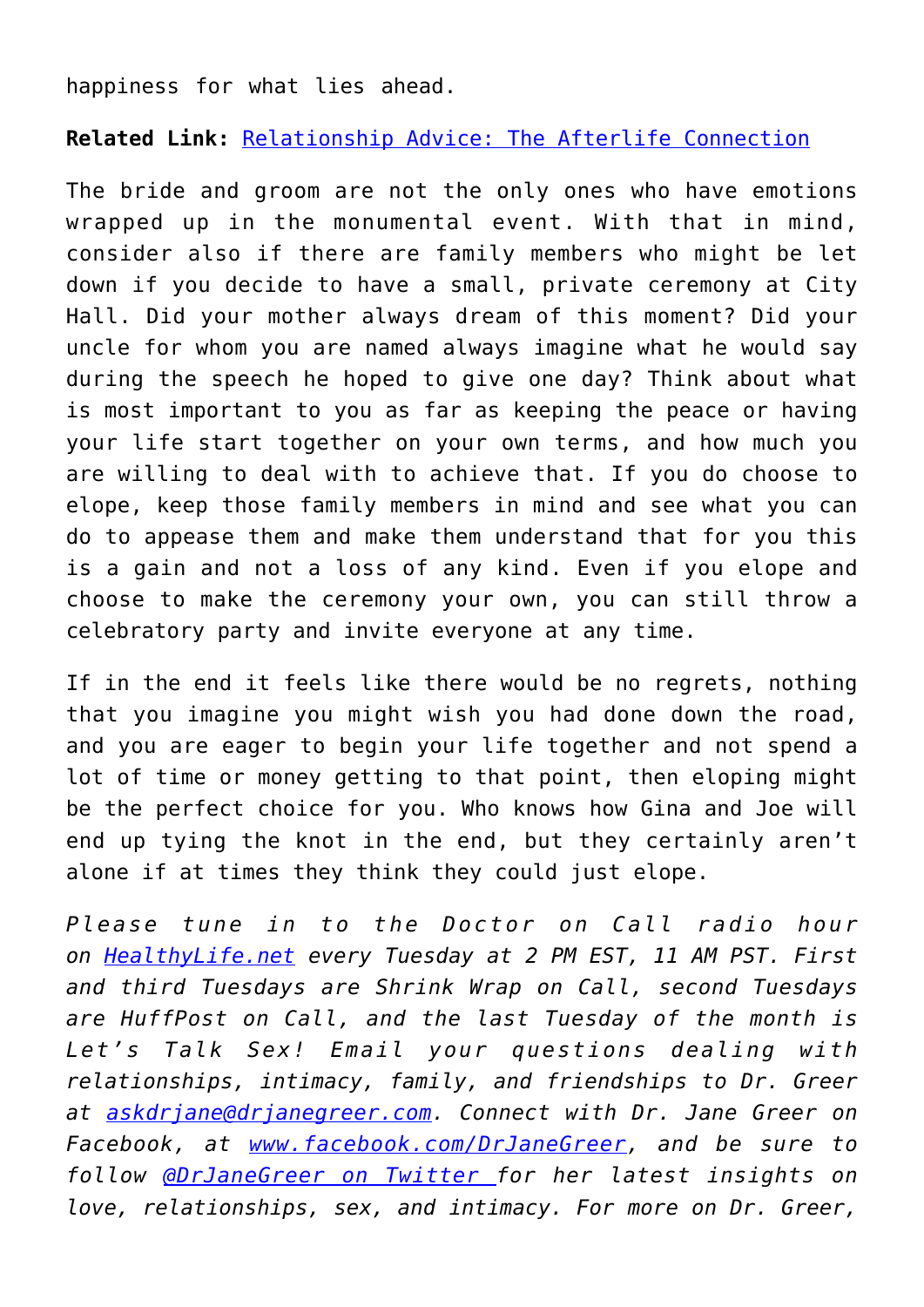happiness for what lies ahead.

**Related Link:** [Relationship Advice: The Afterlife Connection]()

The bride and groom are not the only ones who have emotions wrapped up in the monumental event. With that in mind, consider also if there are family members who might be let down if you decide to have a small, private ceremony at City Hall. Did your mother always dream of this moment? Did your uncle for whom you are named always imagine what he would say during the speech he hoped to give one day? Think about what is most important to you as far as keeping the peace or having your life start together on your own terms, and how much you are willing to deal with to achieve that. If you do choose to elope, keep those family members in mind and see what you can do to appease them and make them understand that for you this is a gain and not a loss of any kind. Even if you elope and choose to make the ceremony your own, you can still throw a celebratory party and invite everyone at any time.

If in the end it feels like there would be no regrets, nothing that you imagine you might wish you had done down the road, and you are eager to begin your life together and not spend a lot of time or money getting to that point, then eloping might be the perfect choice for you. Who knows how Gina and Joe will end up tying the knot in the end, but they certainly aren't alone if at times they think they could just elope.

*Please tune in to the Doctor on Call radio hour on [HealthyLife.net]() every Tuesday at 2 PM EST, 11 AM PST. First and third Tuesdays are Shrink Wrap on Call, second Tuesdays are HuffPost on Call, and the last Tuesday of the month is Let's Talk Sex! Email your questions dealing with relationships, intimacy, family, and friendships to Dr. Greer at [askdrjane@drjanegreer.com](). Connect with Dr. Jane Greer on Facebook, at [www.facebook.com/DrJaneGreer](), and be sure to follow [@DrJaneGreer on Twitter]() for her latest insights on love, relationships, sex, and intimacy. For more on Dr. Greer,*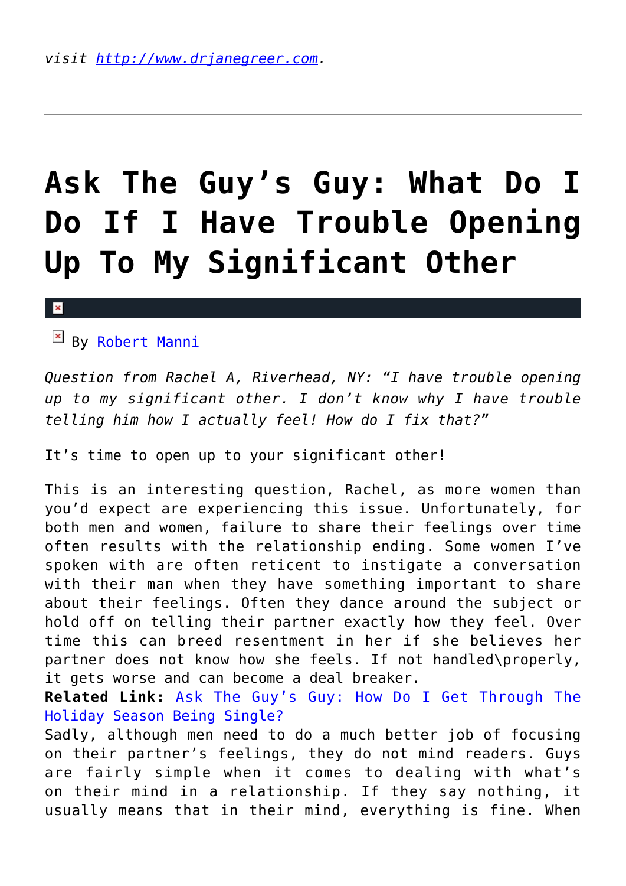*visit [http://www.drjanegreer.com](http://www.drjanegreer.com).*

---

# Ask The Guy's Guy: What Do I Do If I Have Trouble Opening Up To My Significant Other

By [Robert Manni]

*Question from Rachel A, Riverhead, NY: "I have trouble opening up to my significant other. I don't know why I have trouble telling him how I actually feel! How do I fix that?"*

It's time to open up to your significant other!

This is an interesting question, Rachel, as more women than you'd expect are experiencing this issue. Unfortunately, for both men and women, failure to share their feelings over time often results with the relationship ending. Some women I've spoken with are often reticent to instigate a conversation with their man when they have something important to share about their feelings. Often they dance around the subject or hold off on telling their partner exactly how they feel. Over time this can breed resentment in her if she believes her partner does not know how she feels. If not handled\properly, it gets worse and can become a deal breaker.

**Related Link:** [Ask The Guy's Guy: How Do I Get Through The Holiday Season Being Single?]

Sadly, although men need to do a much better job of focusing on their partner's feelings, they do not mind readers. Guys are fairly simple when it comes to dealing with what's on their mind in a relationship. If they say nothing, it usually means that in their mind, everything is fine. When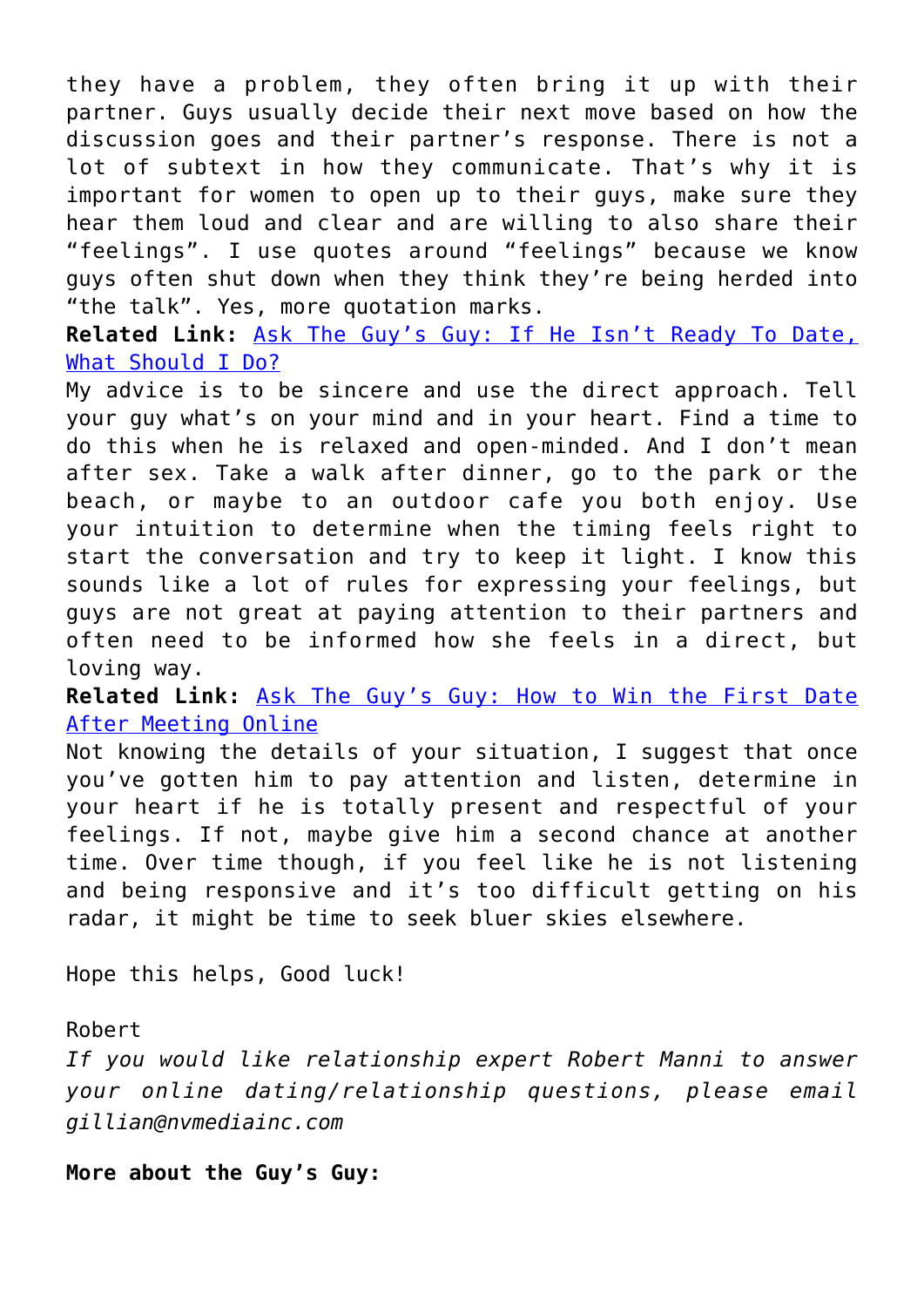they have a problem, they often bring it up with their partner. Guys usually decide their next move based on how the discussion goes and their partner's response. There is not a lot of subtext in how they communicate. That's why it is important for women to open up to their guys, make sure they hear them loud and clear and are willing to also share their "feelings". I use quotes around "feelings" because we know guys often shut down when they think they're being herded into "the talk". Yes, more quotation marks.

**Related Link:** [Ask The Guy's Guy: If He Isn't Ready To Date, What Should I Do?]()

My advice is to be sincere and use the direct approach. Tell your guy what's on your mind and in your heart. Find a time to do this when he is relaxed and open-minded. And I don't mean after sex. Take a walk after dinner, go to the park or the beach, or maybe to an outdoor cafe you both enjoy. Use your intuition to determine when the timing feels right to start the conversation and try to keep it light. I know this sounds like a lot of rules for expressing your feelings, but guys are not great at paying attention to their partners and often need to be informed how she feels in a direct, but loving way.

**Related Link:** [Ask The Guy's Guy: How to Win the First Date After Meeting Online]()

Not knowing the details of your situation, I suggest that once you've gotten him to pay attention and listen, determine in your heart if he is totally present and respectful of your feelings. If not, maybe give him a second chance at another time. Over time though, if you feel like he is not listening and being responsive and it's too difficult getting on his radar, it might be time to seek bluer skies elsewhere.

Hope this helps, Good luck!

Robert

*If you would like relationship expert Robert Manni to answer your online dating/relationship questions, please email gillian@nvmediainc.com*

**More about the Guy's Guy:**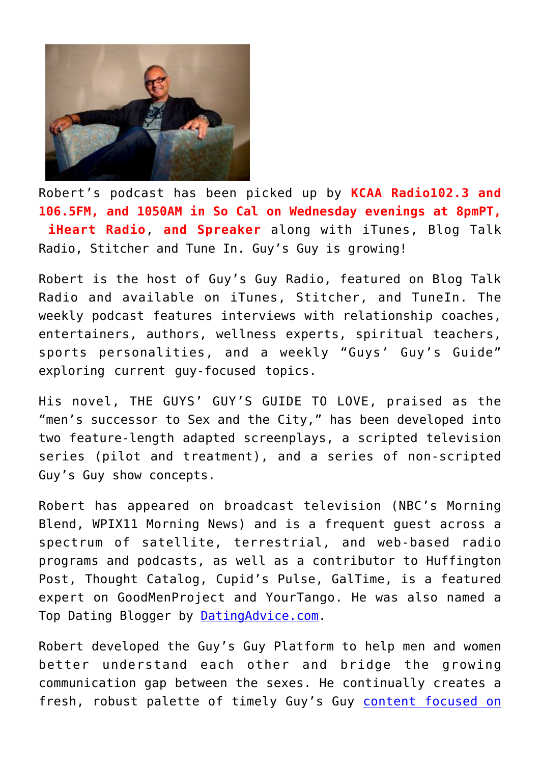Robert's podcast has been picked up by **KCAA Radio102.3 and 106.5FM, and 1050AM in So Cal on Wednesday evenings at 8pmPT, iHeart Radio**, and **Spreaker** along with iTunes, Blog Talk Radio, Stitcher and Tune In. Guy's Guy is growing!

Robert is the host of Guy's Guy Radio, featured on Blog Talk Radio and available on iTunes, Stitcher, and TuneIn. The weekly podcast features interviews with relationship coaches, entertainers, authors, wellness experts, spiritual teachers, sports personalities, and a weekly "Guys' Guy's Guide" exploring current guy-focused topics.

His novel, THE GUYS' GUY'S GUIDE TO LOVE, praised as the "men's successor to Sex and the City," has been developed into two feature-length adapted screenplays, a scripted television series (pilot and treatment), and a series of non-scripted Guy's Guy show concepts.

Robert has appeared on broadcast television (NBC's Morning Blend, WPIX11 Morning News) and is a frequent guest across a spectrum of satellite, terrestrial, and web-based radio programs and podcasts, as well as a contributor to Huffington Post, Thought Catalog, Cupid's Pulse, GalTime, is a featured expert on GoodMenProject and YourTango. He was also named a Top Dating Blogger by DatingAdvice.com.

Robert developed the Guy's Guy Platform to help men and women better understand each other and bridge the growing communication gap between the sexes. He continually creates a fresh, robust palette of timely Guy's Guy content focused on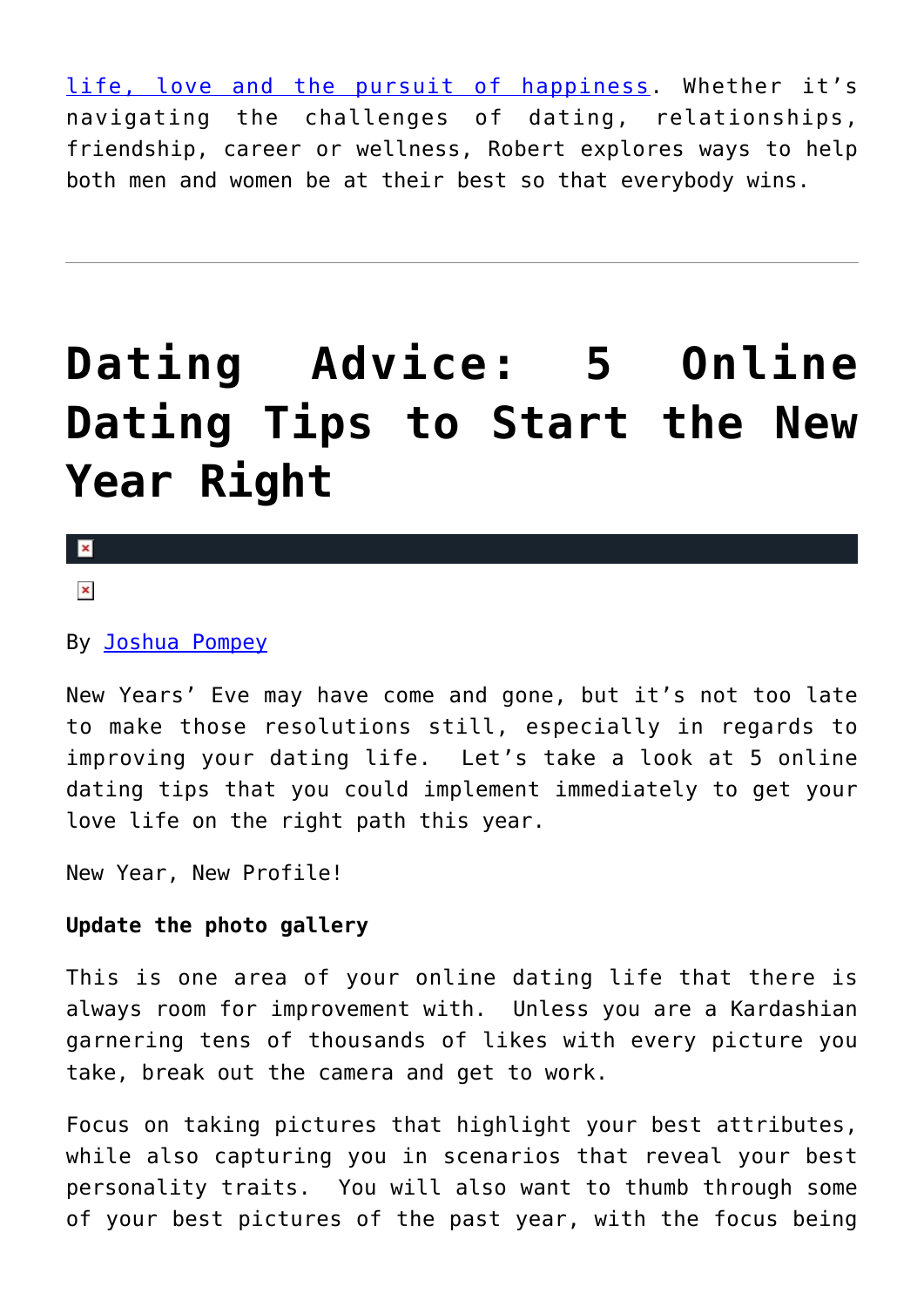[life, love and the pursuit of happiness](). Whether it's navigating the challenges of dating, relationships, friendship, career or wellness, Robert explores ways to help both men and women be at their best so that everybody wins.

---

# Dating Advice: 5 Online Dating Tips to Start the New Year Right

By [Joshua Pompey]()

New Years' Eve may have come and gone, but it's not too late to make those resolutions still, especially in regards to improving your dating life. Let's take a look at 5 online dating tips that you could implement immediately to get your love life on the right path this year.

New Year, New Profile!

**Update the photo gallery**

This is one area of your online dating life that there is always room for improvement with. Unless you are a Kardashian garnering tens of thousands of likes with every picture you take, break out the camera and get to work.

Focus on taking pictures that highlight your best attributes, while also capturing you in scenarios that reveal your best personality traits. You will also want to thumb through some of your best pictures of the past year, with the focus being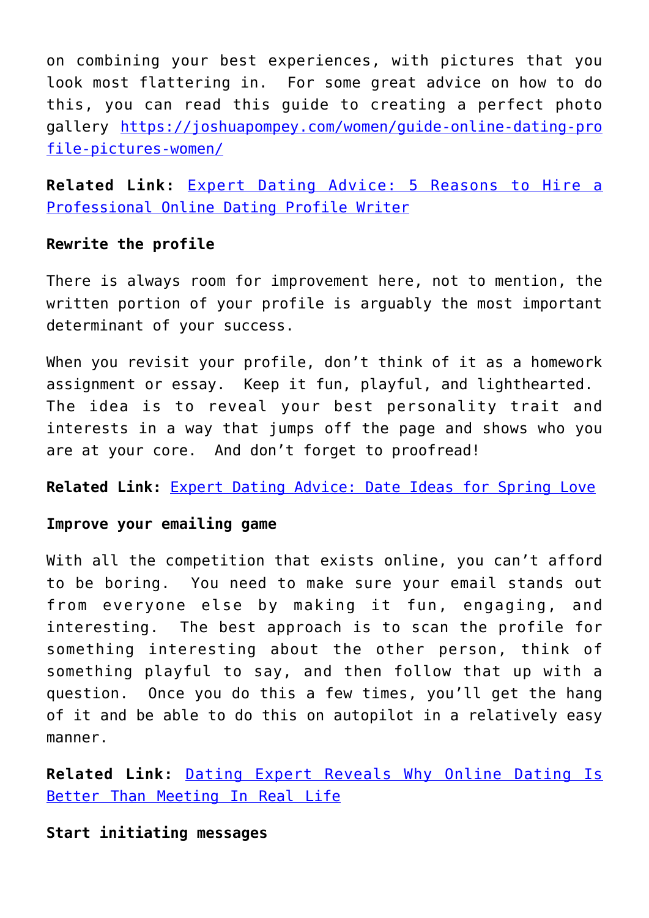on combining your best experiences, with pictures that you look most flattering in. For some great advice on how to do this, you can read this guide to creating a perfect photo gallery [https://joshuapompey.com/women/guide-online-dating-profile-pictures-women/](https://joshuapompey.com/women/guide-online-dating-profile-pictures-women/)

**Related Link:** Expert Dating Advice: 5 Reasons to Hire a Professional Online Dating Profile Writer

**Rewrite the profile**

There is always room for improvement here, not to mention, the written portion of your profile is arguably the most important determinant of your success.

When you revisit your profile, don't think of it as a homework assignment or essay. Keep it fun, playful, and lighthearted. The idea is to reveal your best personality trait and interests in a way that jumps off the page and shows who you are at your core. And don't forget to proofread!

**Related Link:** Expert Dating Advice: Date Ideas for Spring Love

**Improve your emailing game**

With all the competition that exists online, you can't afford to be boring. You need to make sure your email stands out from everyone else by making it fun, engaging, and interesting. The best approach is to scan the profile for something interesting about the other person, think of something playful to say, and then follow that up with a question. Once you do this a few times, you'll get the hang of it and be able to do this on autopilot in a relatively easy manner.

**Related Link:** Dating Expert Reveals Why Online Dating Is Better Than Meeting In Real Life

**Start initiating messages**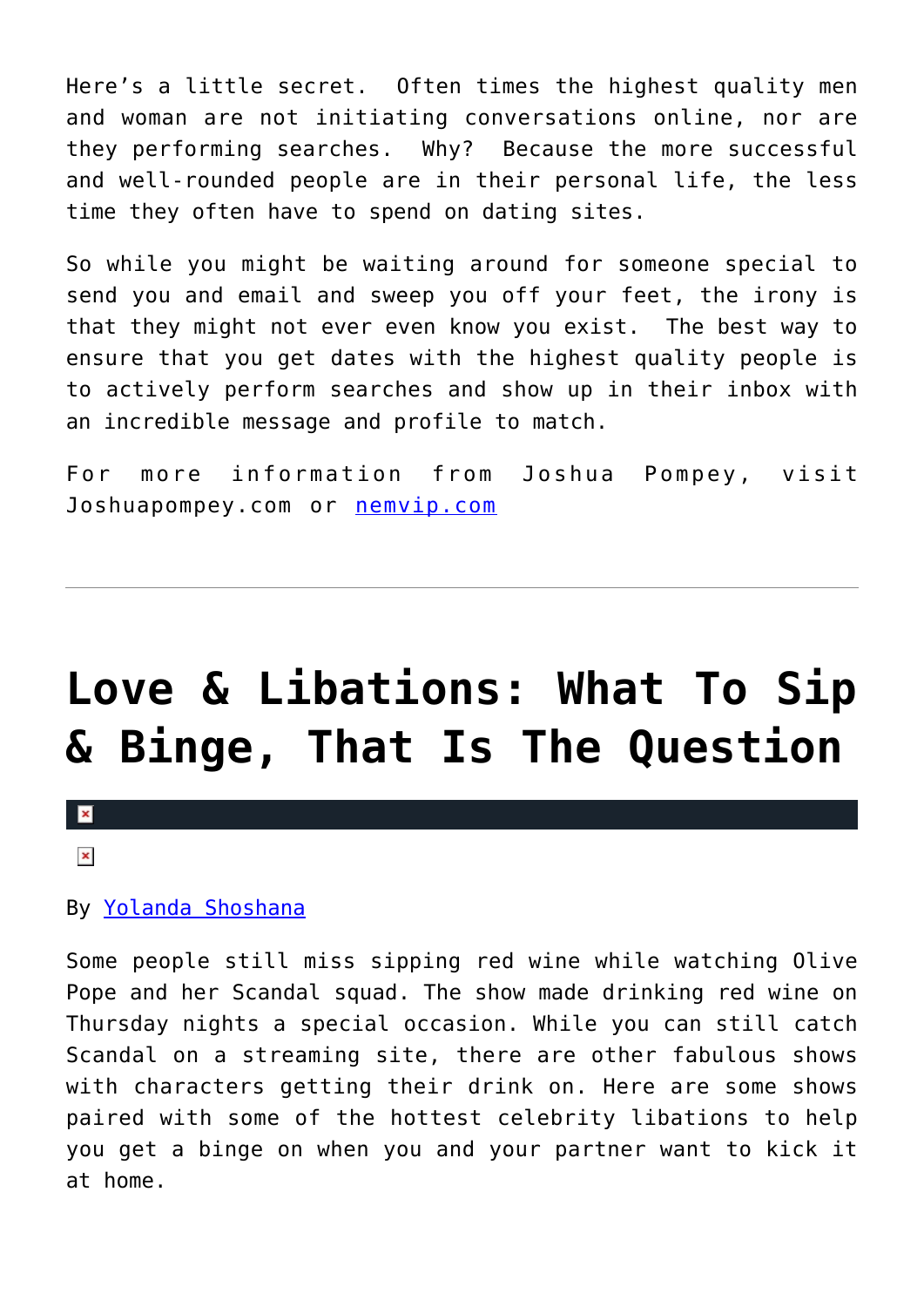Here's a little secret. Often times the highest quality men and woman are not initiating conversations online, nor are they performing searches. Why? Because the more successful and well-rounded people are in their personal life, the less time they often have to spend on dating sites.

So while you might be waiting around for someone special to send you and email and sweep you off your feet, the irony is that they might not ever even know you exist. The best way to ensure that you get dates with the highest quality people is to actively perform searches and show up in their inbox with an incredible message and profile to match.

For more information from Joshua Pompey, visit Joshuapompey.com or [nemvip.com](nemvip.com)

---

# Love & Libations: What To Sip & Binge, That Is The Question

By [Yolanda Shoshana](Yolanda Shoshana)

Some people still miss sipping red wine while watching Olive Pope and her Scandal squad. The show made drinking red wine on Thursday nights a special occasion. While you can still catch Scandal on a streaming site, there are other fabulous shows with characters getting their drink on. Here are some shows paired with some of the hottest celebrity libations to help you get a binge on when you and your partner want to kick it at home.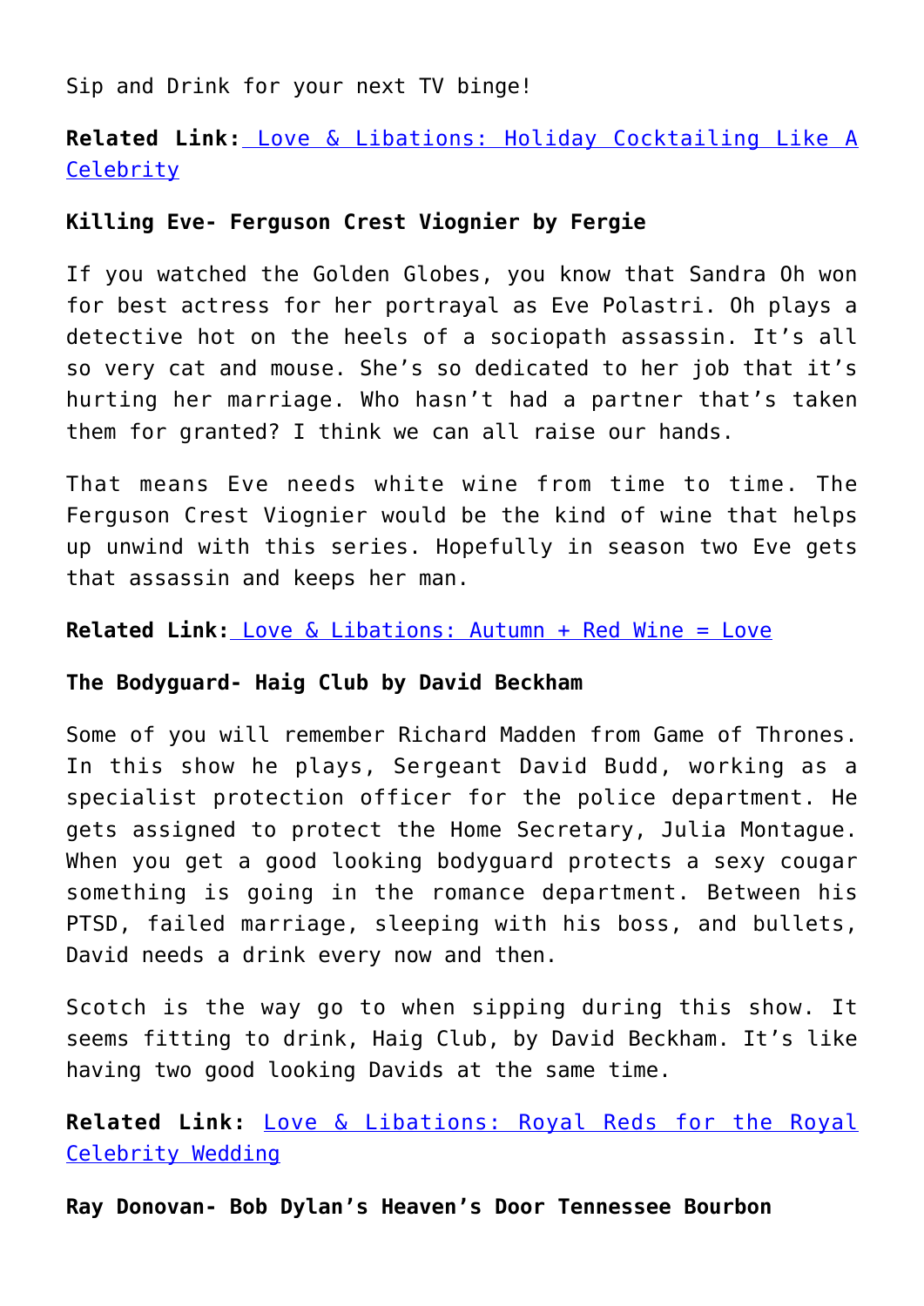Sip and Drink for your next TV binge!

**Related Link:** Love & Libations: Holiday Cocktailing Like A Celebrity

**Killing Eve- Ferguson Crest Viognier by Fergie**

If you watched the Golden Globes, you know that Sandra Oh won for best actress for her portrayal as Eve Polastri. Oh plays a detective hot on the heels of a sociopath assassin. It's all so very cat and mouse. She's so dedicated to her job that it's hurting her marriage. Who hasn't had a partner that's taken them for granted? I think we can all raise our hands.

That means Eve needs white wine from time to time. The Ferguson Crest Viognier would be the kind of wine that helps up unwind with this series. Hopefully in season two Eve gets that assassin and keeps her man.

**Related Link:** Love & Libations: Autumn + Red Wine = Love

**The Bodyguard- Haig Club by David Beckham**

Some of you will remember Richard Madden from Game of Thrones. In this show he plays, Sergeant David Budd, working as a specialist protection officer for the police department. He gets assigned to protect the Home Secretary, Julia Montague. When you get a good looking bodyguard protects a sexy cougar something is going in the romance department. Between his PTSD, failed marriage, sleeping with his boss, and bullets, David needs a drink every now and then.

Scotch is the way go to when sipping during this show. It seems fitting to drink, Haig Club, by David Beckham. It's like having two good looking Davids at the same time.

**Related Link:** Love & Libations: Royal Reds for the Royal Celebrity Wedding

**Ray Donovan- Bob Dylan's Heaven's Door Tennessee Bourbon**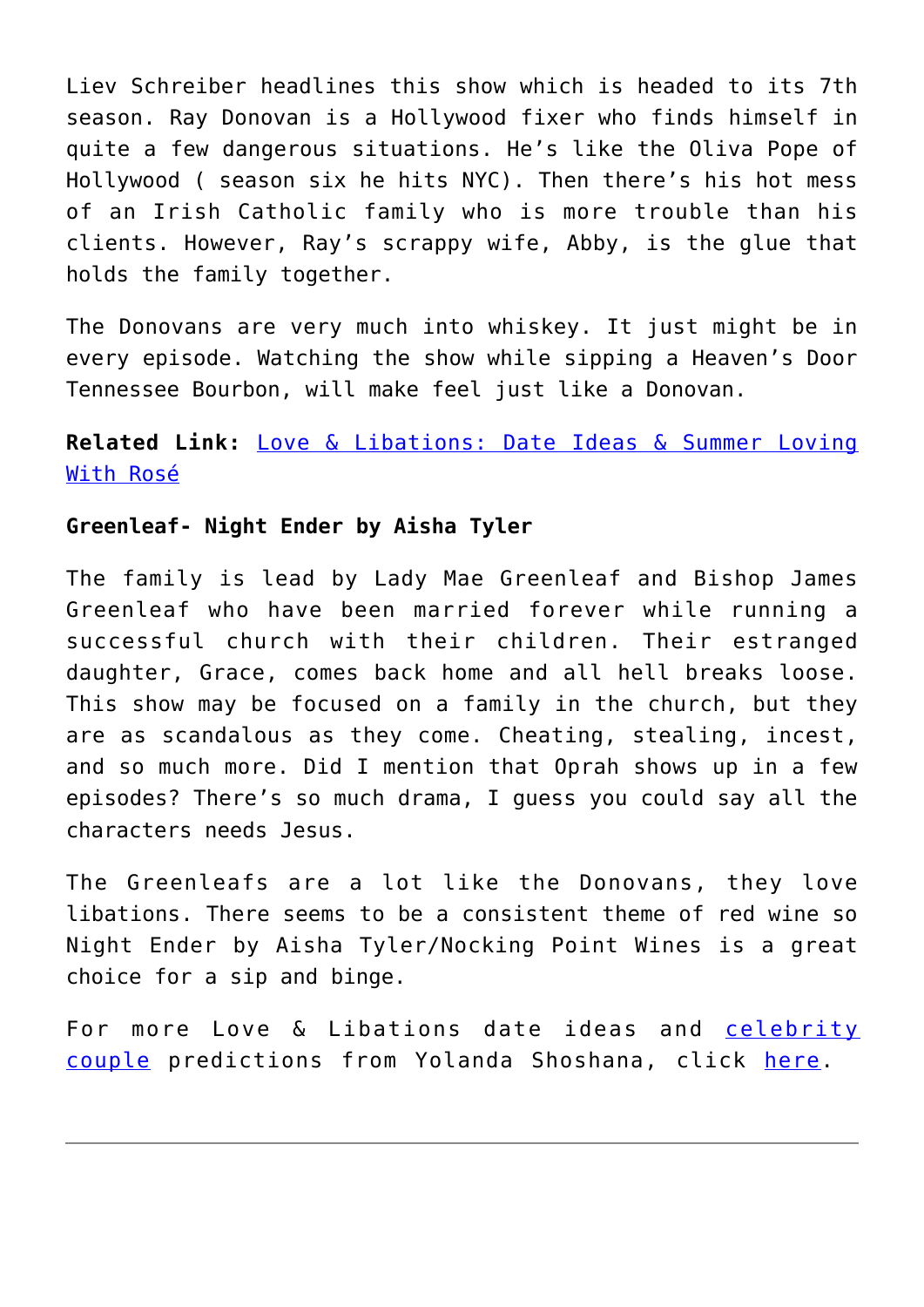Liev Schreiber headlines this show which is headed to its 7th season. Ray Donovan is a Hollywood fixer who finds himself in quite a few dangerous situations. He's like the Oliva Pope of Hollywood ( season six he hits NYC). Then there's his hot mess of an Irish Catholic family who is more trouble than his clients. However, Ray's scrappy wife, Abby, is the glue that holds the family together.

The Donovans are very much into whiskey. It just might be in every episode. Watching the show while sipping a Heaven's Door Tennessee Bourbon, will make feel just like a Donovan.

**Related Link:** Love & Libations: Date Ideas & Summer Loving With Rosé

**Greenleaf- Night Ender by Aisha Tyler**

The family is lead by Lady Mae Greenleaf and Bishop James Greenleaf who have been married forever while running a successful church with their children. Their estranged daughter, Grace, comes back home and all hell breaks loose. This show may be focused on a family in the church, but they are as scandalous as they come. Cheating, stealing, incest, and so much more. Did I mention that Oprah shows up in a few episodes? There's so much drama, I guess you could say all the characters needs Jesus.

The Greenleafs are a lot like the Donovans, they love libations. There seems to be a consistent theme of red wine so Night Ender by Aisha Tyler/Nocking Point Wines is a great choice for a sip and binge.

For more Love & Libations date ideas and celebrity couple predictions from Yolanda Shoshana, click here.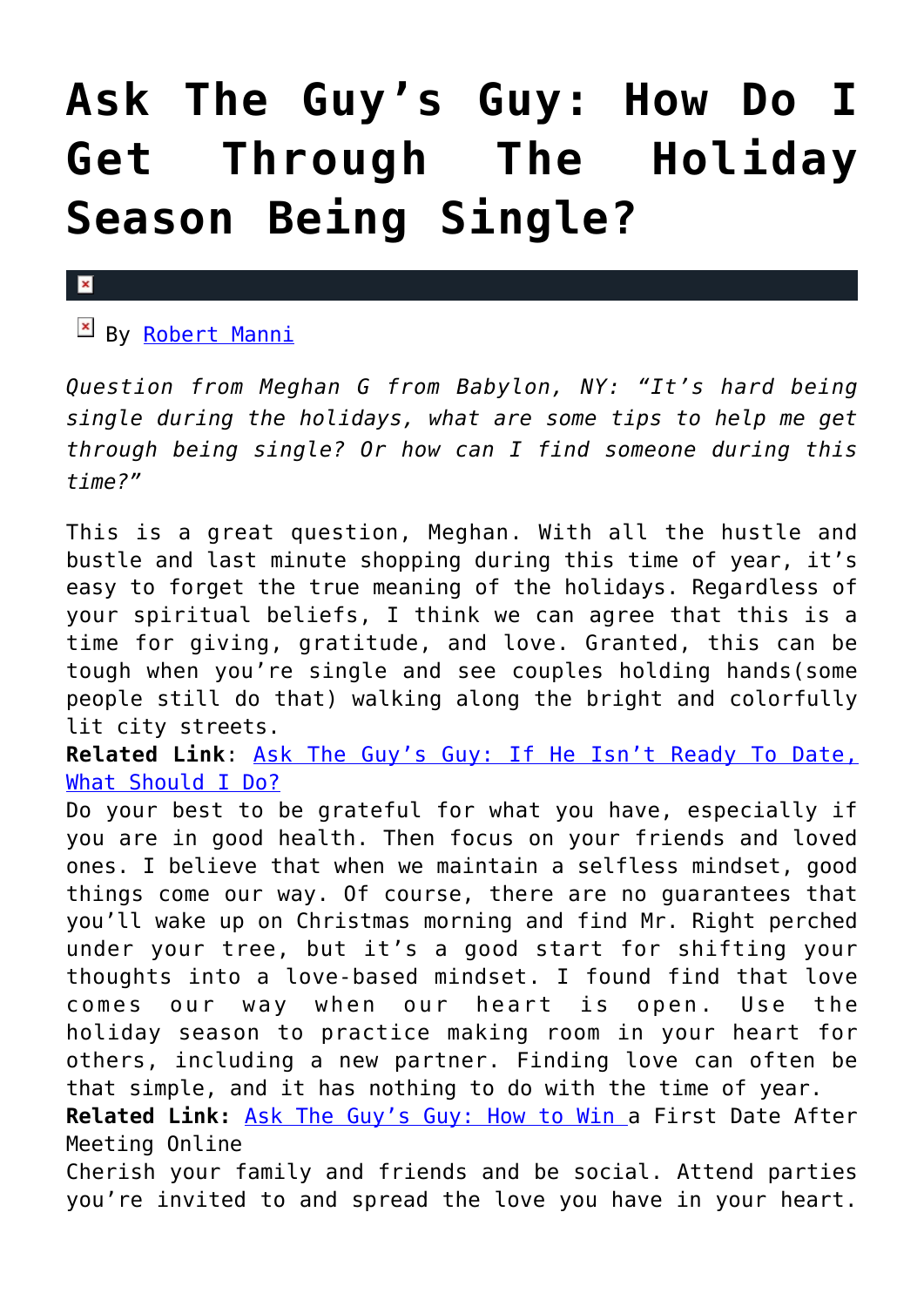# Ask The Guy's Guy: How Do I Get Through The Holiday Season Being Single?

By Robert Manni

*Question from Meghan G from Babylon, NY: "It's hard being single during the holidays, what are some tips to help me get through being single? Or how can I find someone during this time?"*

This is a great question, Meghan. With all the hustle and bustle and last minute shopping during this time of year, it's easy to forget the true meaning of the holidays. Regardless of your spiritual beliefs, I think we can agree that this is a time for giving, gratitude, and love. Granted, this can be tough when you're single and see couples holding hands(some people still do that) walking along the bright and colorfully lit city streets.

**Related Link**: Ask The Guy's Guy: If He Isn't Ready To Date, What Should I Do?

Do your best to be grateful for what you have, especially if you are in good health. Then focus on your friends and loved ones. I believe that when we maintain a selfless mindset, good things come our way. Of course, there are no guarantees that you'll wake up on Christmas morning and find Mr. Right perched under your tree, but it's a good start for shifting your thoughts into a love-based mindset. I found find that love comes our way when our heart is open. Use the holiday season to practice making room in your heart for others, including a new partner. Finding love can often be that simple, and it has nothing to do with the time of year.

**Related Link:** Ask The Guy's Guy: How to Win a First Date After Meeting Online

Cherish your family and friends and be social. Attend parties you're invited to and spread the love you have in your heart.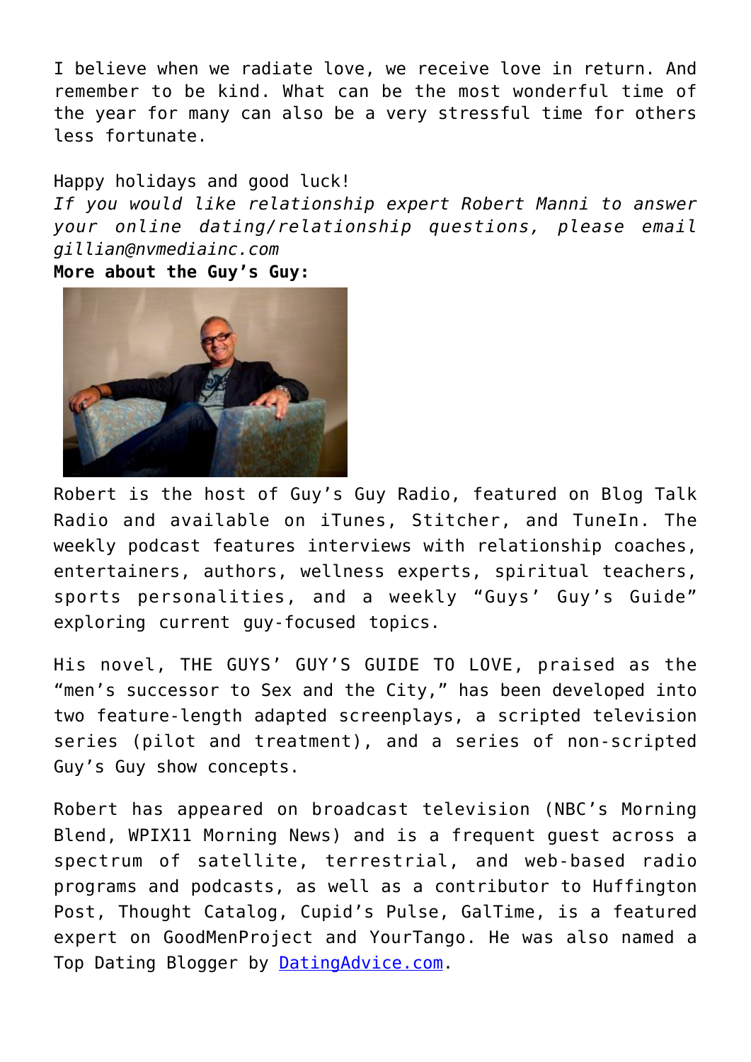I believe when we radiate love, we receive love in return. And remember to be kind. What can be the most wonderful time of the year for many can also be a very stressful time for others less fortunate.

Happy holidays and good luck!

*If you would like relationship expert Robert Manni to answer your online dating/relationship questions, please email gillian@nvmediainc.com*

**More about the Guy's Guy:**

Robert is the host of Guy's Guy Radio, featured on Blog Talk Radio and available on iTunes, Stitcher, and TuneIn. The weekly podcast features interviews with relationship coaches, entertainers, authors, wellness experts, spiritual teachers, sports personalities, and a weekly "Guys' Guy's Guide" exploring current guy-focused topics.

His novel, THE GUYS' GUY'S GUIDE TO LOVE, praised as the "men's successor to Sex and the City," has been developed into two feature-length adapted screenplays, a scripted television series (pilot and treatment), and a series of non-scripted Guy's Guy show concepts.

Robert has appeared on broadcast television (NBC's Morning Blend, WPIX11 Morning News) and is a frequent guest across a spectrum of satellite, terrestrial, and web-based radio programs and podcasts, as well as a contributor to Huffington Post, Thought Catalog, Cupid's Pulse, GalTime, is a featured expert on GoodMenProject and YourTango. He was also named a Top Dating Blogger by DatingAdvice.com.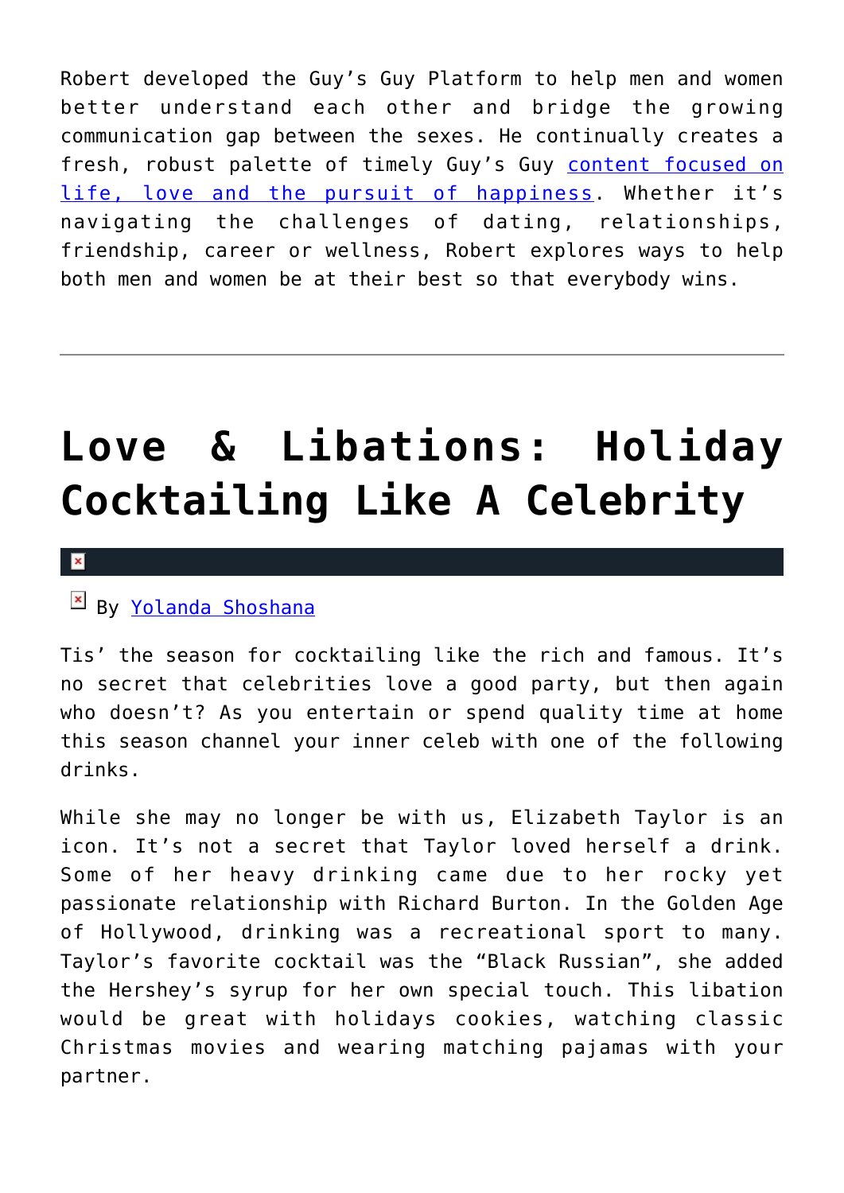Robert developed the Guy's Guy Platform to help men and women better understand each other and bridge the growing communication gap between the sexes. He continually creates a fresh, robust palette of timely Guy's Guy content focused on life, love and the pursuit of happiness. Whether it's navigating the challenges of dating, relationships, friendship, career or wellness, Robert explores ways to help both men and women be at their best so that everybody wins.

---

# Love & Libations: Holiday Cocktailing Like A Celebrity

By Yolanda Shoshana

Tis' the season for cocktailing like the rich and famous. It's no secret that celebrities love a good party, but then again who doesn't? As you entertain or spend quality time at home this season channel your inner celeb with one of the following drinks.

While she may no longer be with us, Elizabeth Taylor is an icon. It's not a secret that Taylor loved herself a drink. Some of her heavy drinking came due to her rocky yet passionate relationship with Richard Burton. In the Golden Age of Hollywood, drinking was a recreational sport to many. Taylor's favorite cocktail was the "Black Russian", she added the Hershey's syrup for her own special touch. This libation would be great with holidays cookies, watching classic Christmas movies and wearing matching pajamas with your partner.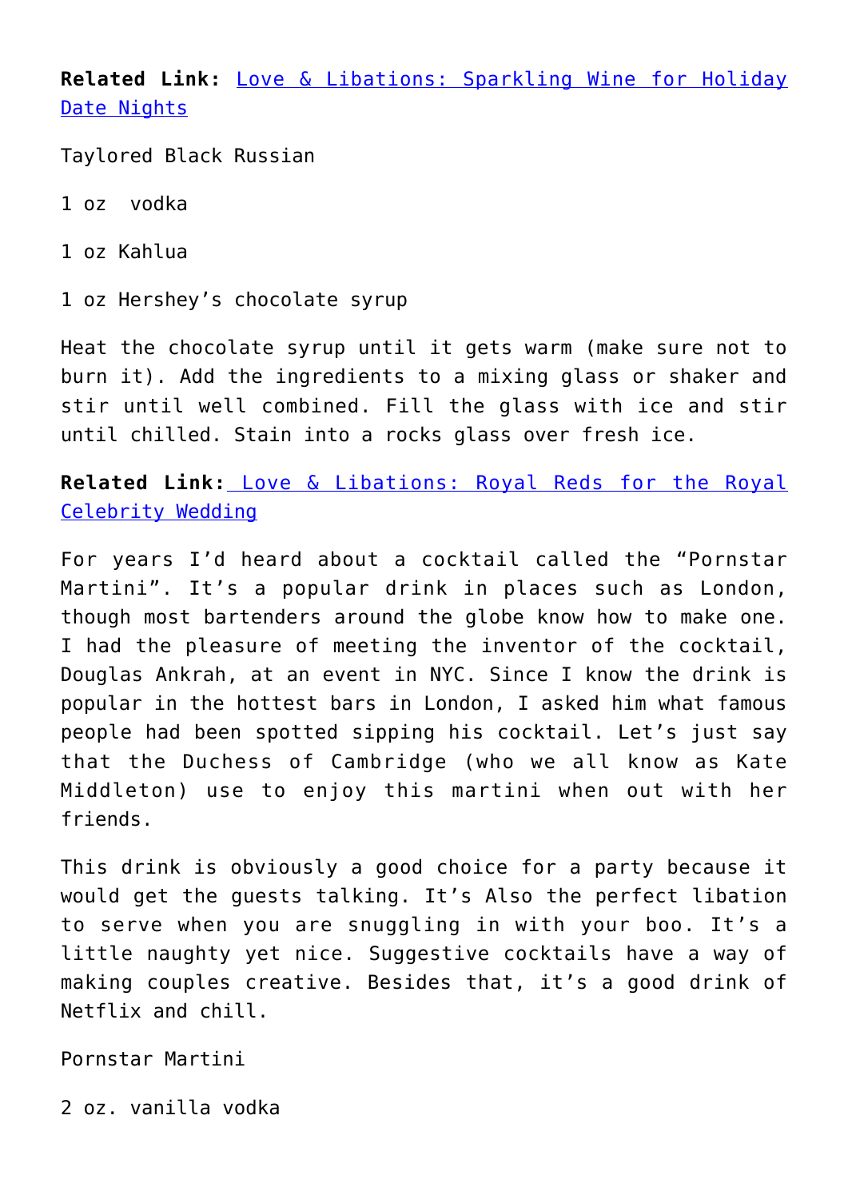**Related Link:** Love & Libations: Sparkling Wine for Holiday Date Nights

Taylored Black Russian

1 oz  vodka

1 oz Kahlua

1 oz Hershey's chocolate syrup

Heat the chocolate syrup until it gets warm (make sure not to burn it). Add the ingredients to a mixing glass or shaker and stir until well combined. Fill the glass with ice and stir until chilled. Stain into a rocks glass over fresh ice.

**Related Link:** Love & Libations: Royal Reds for the Royal Celebrity Wedding

For years I'd heard about a cocktail called the "Pornstar Martini". It's a popular drink in places such as London, though most bartenders around the globe know how to make one. I had the pleasure of meeting the inventor of the cocktail, Douglas Ankrah, at an event in NYC. Since I know the drink is popular in the hottest bars in London, I asked him what famous people had been spotted sipping his cocktail. Let's just say that the Duchess of Cambridge (who we all know as Kate Middleton) use to enjoy this martini when out with her friends.

This drink is obviously a good choice for a party because it would get the guests talking. It's Also the perfect libation to serve when you are snuggling in with your boo. It's a little naughty yet nice. Suggestive cocktails have a way of making couples creative. Besides that, it's a good drink of Netflix and chill.

Pornstar Martini

2 oz. vanilla vodka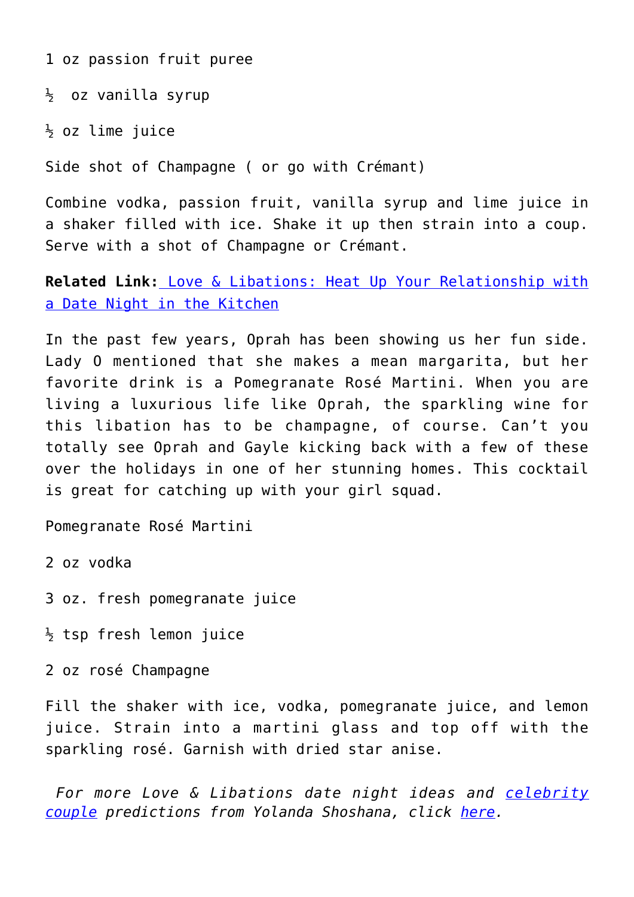1 oz passion fruit puree

½ oz vanilla syrup

½ oz lime juice

Side shot of Champagne ( or go with Crémant)

Combine vodka, passion fruit, vanilla syrup and lime juice in a shaker filled with ice. Shake it up then strain into a coup. Serve with a shot of Champagne or Crémant.

**Related Link:** Love & Libations: Heat Up Your Relationship with a Date Night in the Kitchen

In the past few years, Oprah has been showing us her fun side. Lady O mentioned that she makes a mean margarita, but her favorite drink is a Pomegranate Rosé Martini. When you are living a luxurious life like Oprah, the sparkling wine for this libation has to be champagne, of course. Can't you totally see Oprah and Gayle kicking back with a few of these over the holidays in one of her stunning homes. This cocktail is great for catching up with your girl squad.

Pomegranate Rosé Martini

2 oz vodka

3 oz. fresh pomegranate juice

½ tsp fresh lemon juice

2 oz rosé Champagne

Fill the shaker with ice, vodka, pomegranate juice, and lemon juice. Strain into a martini glass and top off with the sparkling rosé. Garnish with dried star anise.

*For more Love & Libations date night ideas and celebrity couple predictions from Yolanda Shoshana, click here.*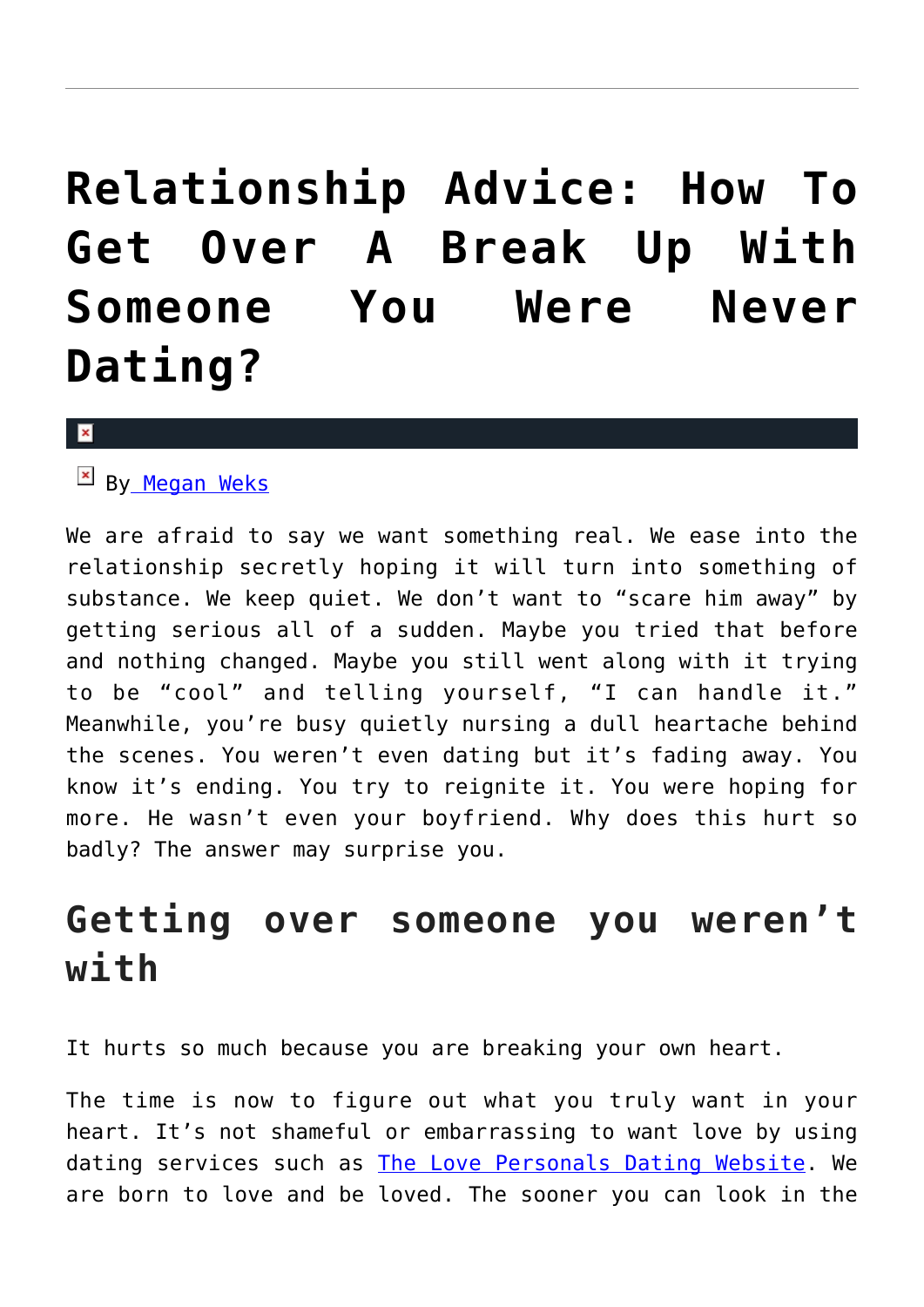# Relationship Advice: How To Get Over A Break Up With Someone You Were Never Dating?

By Megan Weks

We are afraid to say we want something real. We ease into the relationship secretly hoping it will turn into something of substance. We keep quiet. We don't want to "scare him away" by getting serious all of a sudden. Maybe you tried that before and nothing changed. Maybe you still went along with it trying to be "cool" and telling yourself, "I can handle it." Meanwhile, you're busy quietly nursing a dull heartache behind the scenes. You weren't even dating but it's fading away. You know it's ending. You try to reignite it. You were hoping for more. He wasn't even your boyfriend. Why does this hurt so badly? The answer may surprise you.

## Getting over someone you weren't with

It hurts so much because you are breaking your own heart.

The time is now to figure out what you truly want in your heart. It's not shameful or embarrassing to want love by using dating services such as The Love Personals Dating Website. We are born to love and be loved. The sooner you can look in the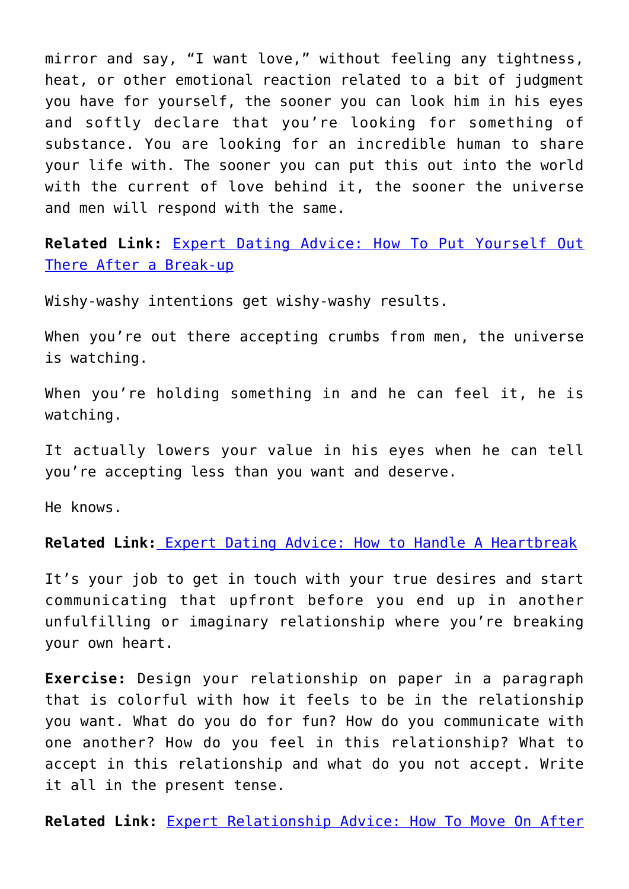mirror and say, "I want love," without feeling any tightness, heat, or other emotional reaction related to a bit of judgment you have for yourself, the sooner you can look him in his eyes and softly declare that you're looking for something of substance. You are looking for an incredible human to share your life with. The sooner you can put this out into the world with the current of love behind it, the sooner the universe and men will respond with the same.

**Related Link:** Expert Dating Advice: How To Put Yourself Out There After a Break-up

Wishy-washy intentions get wishy-washy results.

When you're out there accepting crumbs from men, the universe is watching.

When you're holding something in and he can feel it, he is watching.

It actually lowers your value in his eyes when he can tell you're accepting less than you want and deserve.

He knows.

**Related Link:** Expert Dating Advice: How to Handle A Heartbreak

It's your job to get in touch with your true desires and start communicating that upfront before you end up in another unfulfilling or imaginary relationship where you're breaking your own heart.

**Exercise:** Design your relationship on paper in a paragraph that is colorful with how it feels to be in the relationship you want. What do you do for fun? How do you communicate with one another? How do you feel in this relationship? What to accept in this relationship and what do you not accept. Write it all in the present tense.

**Related Link:** Expert Relationship Advice: How To Move On After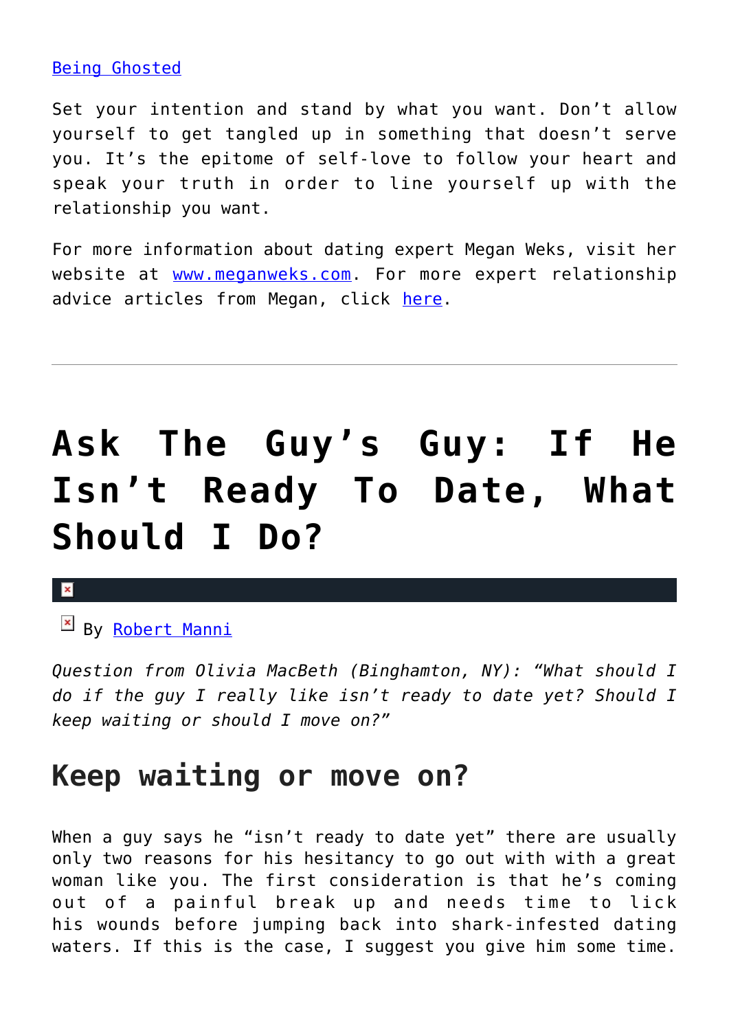[Being Ghosted](#)

Set your intention and stand by what you want. Don't allow yourself to get tangled up in something that doesn't serve you. It's the epitome of self-love to follow your heart and speak your truth in order to line yourself up with the relationship you want.

For more information about dating expert Megan Weks, visit her website at [www.meganweks.com](http://www.meganweks.com). For more expert relationship advice articles from Megan, click [here](#).

---

# Ask The Guy's Guy: If He Isn't Ready To Date, What Should I Do?

By [Robert Manni](#)

*Question from Olivia MacBeth (Binghamton, NY): "What should I do if the guy I really like isn't ready to date yet? Should I keep waiting or should I move on?"*

## Keep waiting or move on?

When a guy says he "isn't ready to date yet" there are usually only two reasons for his hesitancy to go out with with a great woman like you. The first consideration is that he's coming out of a painful break up and needs time to lick his wounds before jumping back into shark-infested dating waters. If this is the case, I suggest you give him some time.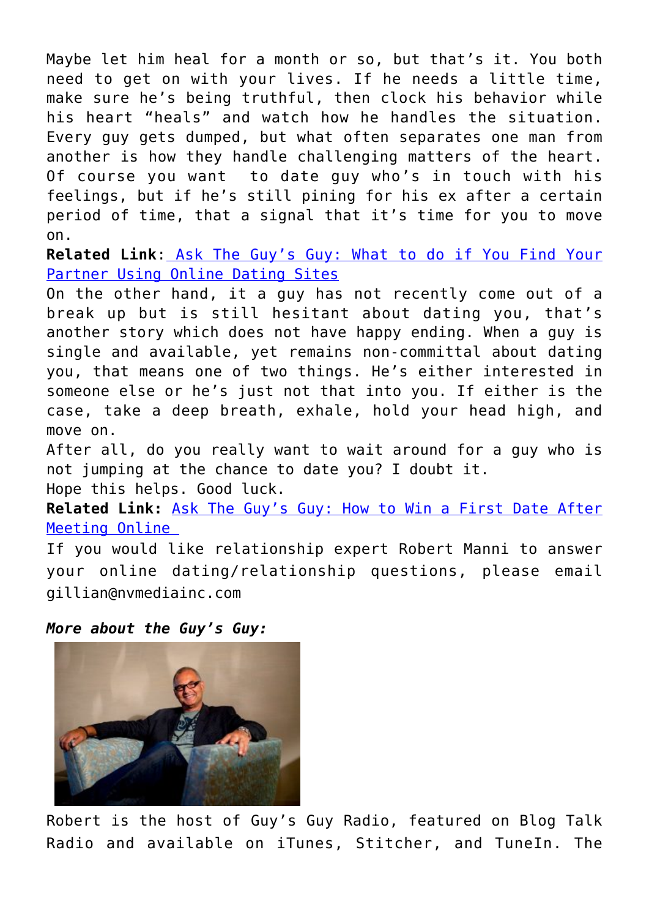Maybe let him heal for a month or so, but that's it. You both need to get on with your lives. If he needs a little time, make sure he's being truthful, then clock his behavior while his heart "heals" and watch how he handles the situation. Every guy gets dumped, but what often separates one man from another is how they handle challenging matters of the heart. Of course you want  to date guy who's in touch with his feelings, but if he's still pining for his ex after a certain period of time, that a signal that it's time for you to move on.

**Related Link**: Ask The Guy's Guy: What to do if You Find Your Partner Using Online Dating Sites

On the other hand, it a guy has not recently come out of a break up but is still hesitant about dating you, that's another story which does not have happy ending. When a guy is single and available, yet remains non-committal about dating you, that means one of two things. He's either interested in someone else or he's just not that into you. If either is the case, take a deep breath, exhale, hold your head high, and move on.

After all, do you really want to wait around for a guy who is not jumping at the chance to date you? I doubt it.

Hope this helps. Good luck.

**Related Link:** Ask The Guy's Guy: How to Win a First Date After Meeting Online

If you would like relationship expert Robert Manni to answer your online dating/relationship questions, please email gillian@nvmediainc.com

***More about the Guy's Guy:***

Robert is the host of Guy's Guy Radio, featured on Blog Talk Radio and available on iTunes, Stitcher, and TuneIn. The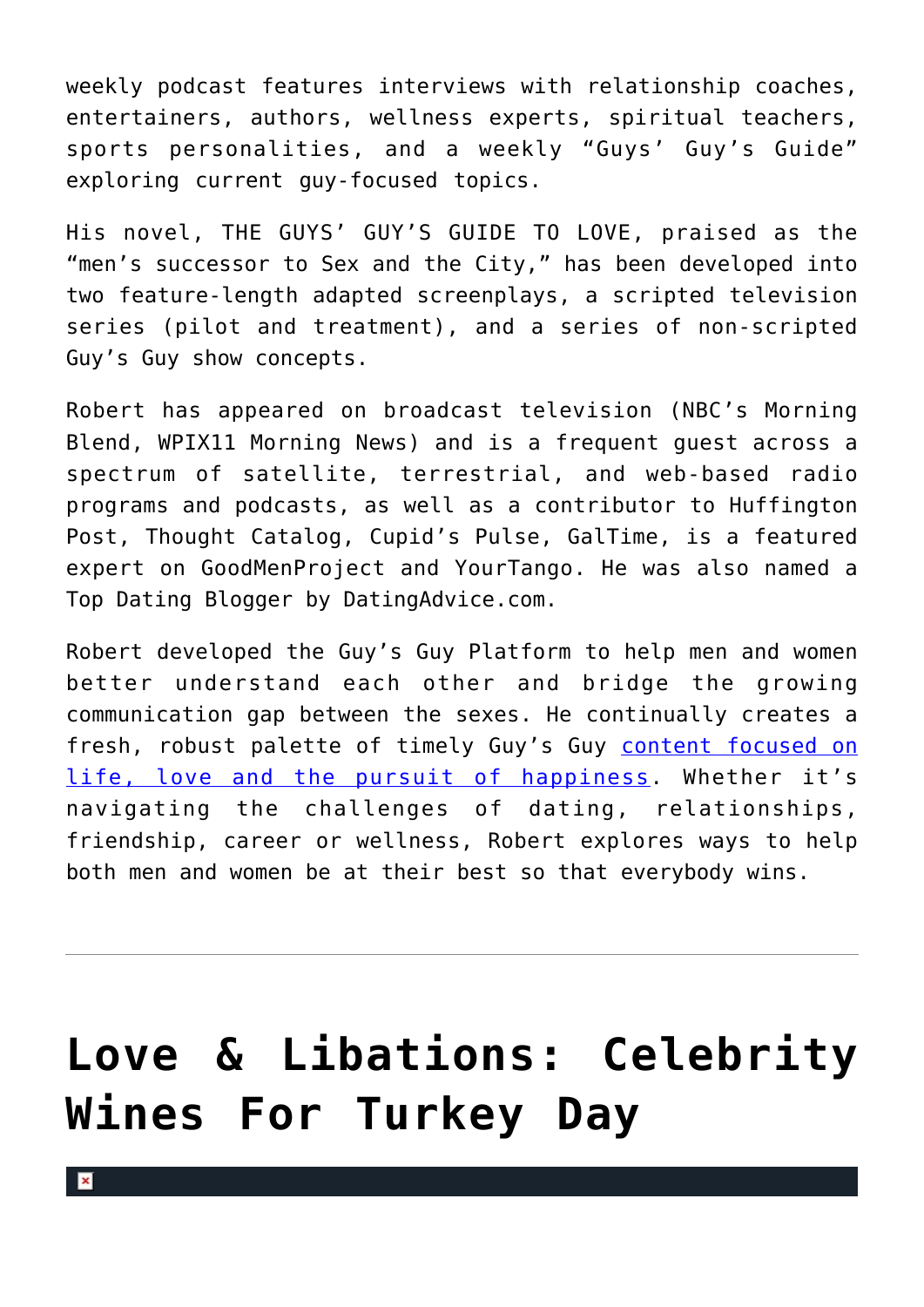weekly podcast features interviews with relationship coaches, entertainers, authors, wellness experts, spiritual teachers, sports personalities, and a weekly "Guys' Guy's Guide" exploring current guy-focused topics.

His novel, THE GUYS' GUY'S GUIDE TO LOVE, praised as the "men's successor to Sex and the City," has been developed into two feature-length adapted screenplays, a scripted television series (pilot and treatment), and a series of non-scripted Guy's Guy show concepts.

Robert has appeared on broadcast television (NBC's Morning Blend, WPIX11 Morning News) and is a frequent guest across a spectrum of satellite, terrestrial, and web-based radio programs and podcasts, as well as a contributor to Huffington Post, Thought Catalog, Cupid's Pulse, GalTime, is a featured expert on GoodMenProject and YourTango. He was also named a Top Dating Blogger by DatingAdvice.com.

Robert developed the Guy's Guy Platform to help men and women better understand each other and bridge the growing communication gap between the sexes. He continually creates a fresh, robust palette of timely Guy's Guy content focused on life, love and the pursuit of happiness. Whether it's navigating the challenges of dating, relationships, friendship, career or wellness, Robert explores ways to help both men and women be at their best so that everybody wins.

---

# Love & Libations: Celebrity Wines For Turkey Day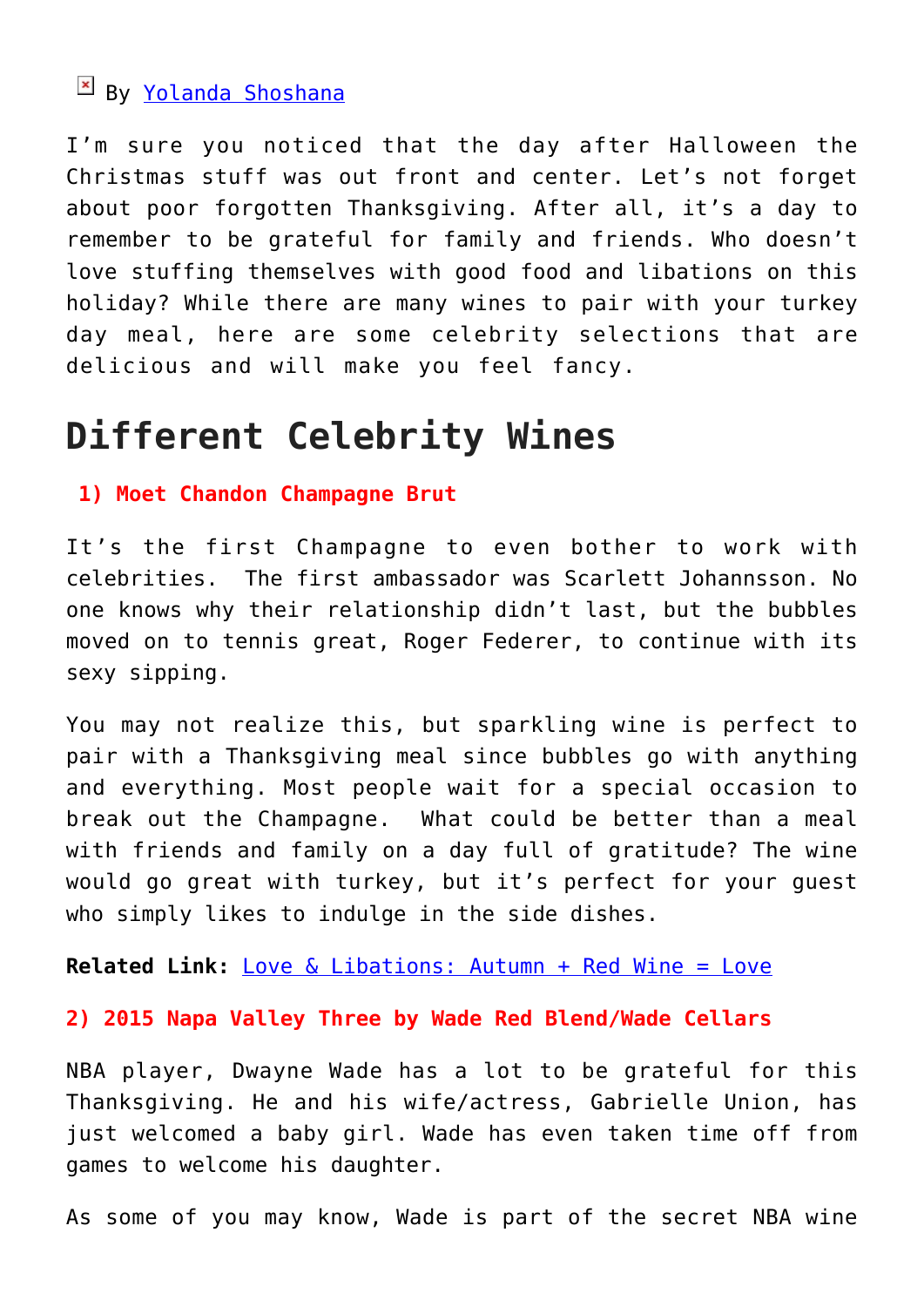By [Yolanda Shoshana]

I'm sure you noticed that the day after Halloween the Christmas stuff was out front and center. Let's not forget about poor forgotten Thanksgiving. After all, it's a day to remember to be grateful for family and friends. Who doesn't love stuffing themselves with good food and libations on this holiday? While there are many wines to pair with your turkey day meal, here are some celebrity selections that are delicious and will make you feel fancy.

## Different Celebrity Wines

**1) Moet Chandon Champagne Brut**

It's the first Champagne to even bother to work with celebrities. The first ambassador was Scarlett Johannsson. No one knows why their relationship didn't last, but the bubbles moved on to tennis great, Roger Federer, to continue with its sexy sipping.

You may not realize this, but sparkling wine is perfect to pair with a Thanksgiving meal since bubbles go with anything and everything. Most people wait for a special occasion to break out the Champagne. What could be better than a meal with friends and family on a day full of gratitude? The wine would go great with turkey, but it's perfect for your guest who simply likes to indulge in the side dishes.

**Related Link:** Love & Libations: Autumn + Red Wine = Love

**2) 2015 Napa Valley Three by Wade Red Blend/Wade Cellars**

NBA player, Dwayne Wade has a lot to be grateful for this Thanksgiving. He and his wife/actress, Gabrielle Union, has just welcomed a baby girl. Wade has even taken time off from games to welcome his daughter.

As some of you may know, Wade is part of the secret NBA wine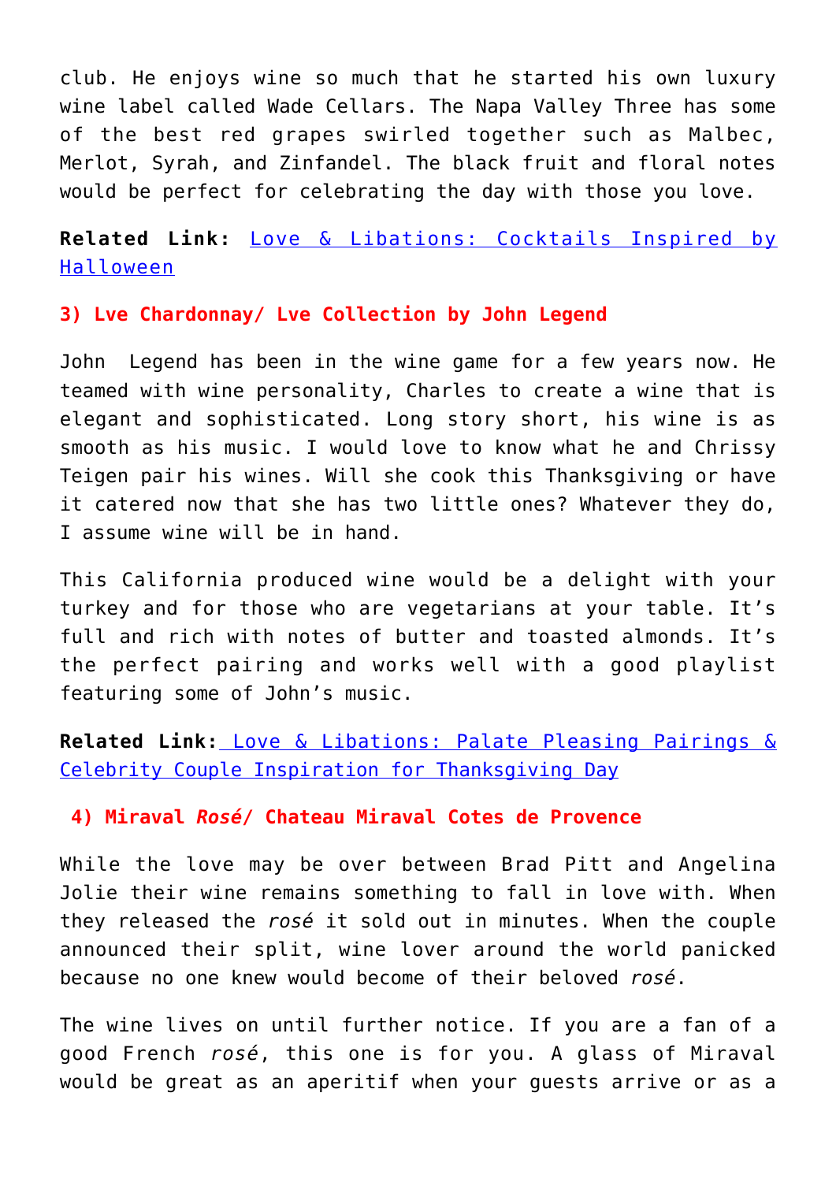club. He enjoys wine so much that he started his own luxury wine label called Wade Cellars. The Napa Valley Three has some of the best red grapes swirled together such as Malbec, Merlot, Syrah, and Zinfandel. The black fruit and floral notes would be perfect for celebrating the day with those you love.

**Related Link:** [Love & Libations: Cocktails Inspired by Halloween]()

### 3) Lve Chardonnay/ Lve Collection by John Legend

John Legend has been in the wine game for a few years now. He teamed with wine personality, Charles to create a wine that is elegant and sophisticated. Long story short, his wine is as smooth as his music. I would love to know what he and Chrissy Teigen pair his wines. Will she cook this Thanksgiving or have it catered now that she has two little ones? Whatever they do, I assume wine will be in hand.

This California produced wine would be a delight with your turkey and for those who are vegetarians at your table. It's full and rich with notes of butter and toasted almonds. It's the perfect pairing and works well with a good playlist featuring some of John's music.

**Related Link:** [Love & Libations: Palate Pleasing Pairings & Celebrity Couple Inspiration for Thanksgiving Day]()

### 4) Miraval *Rosé*/ Chateau Miraval Cotes de Provence

While the love may be over between Brad Pitt and Angelina Jolie their wine remains something to fall in love with. When they released the *rosé* it sold out in minutes. When the couple announced their split, wine lover around the world panicked because no one knew would become of their beloved *rosé*.

The wine lives on until further notice. If you are a fan of a good French *rosé*, this one is for you. A glass of Miraval would be great as an aperitif when your guests arrive or as a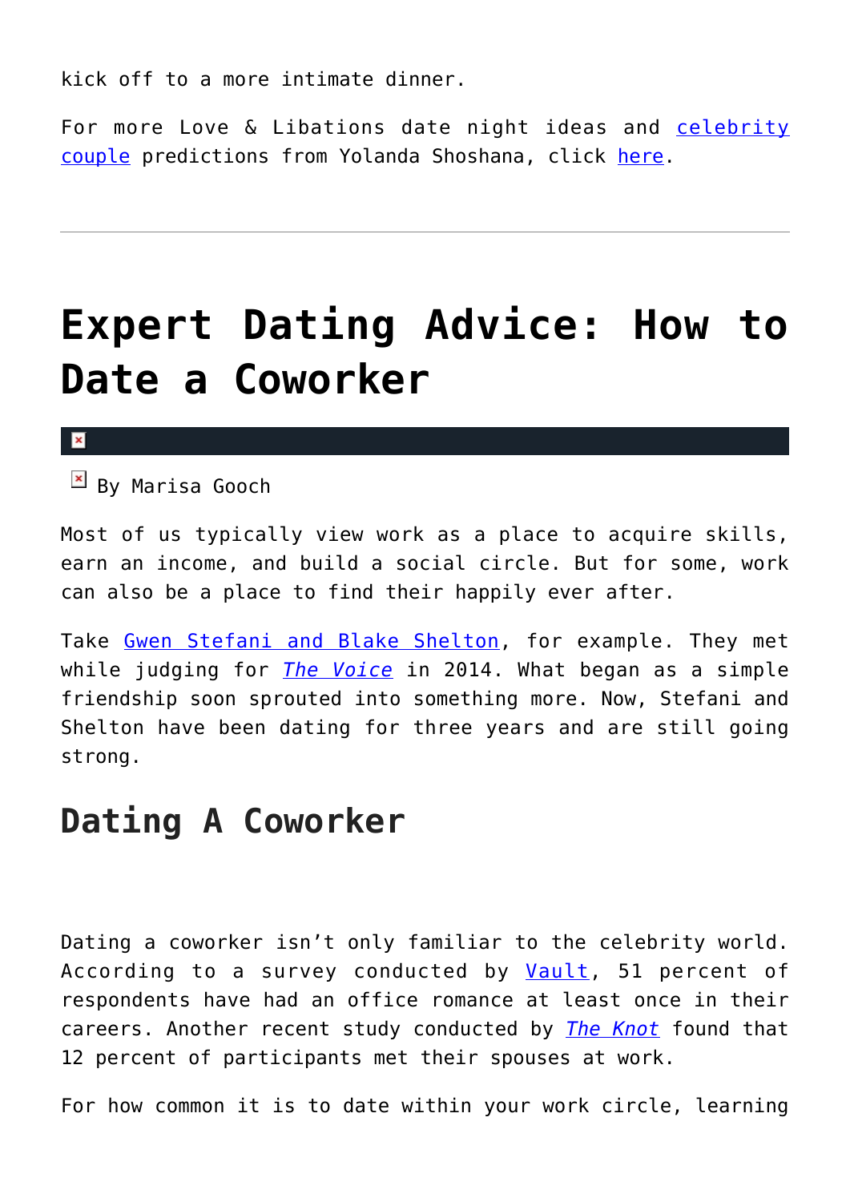kick off to a more intimate dinner.

For more Love & Libations date night ideas and celebrity couple predictions from Yolanda Shoshana, click here.

---

# Expert Dating Advice: How to Date a Coworker

By Marisa Gooch

Most of us typically view work as a place to acquire skills, earn an income, and build a social circle. But for some, work can also be a place to find their happily ever after.

Take Gwen Stefani and Blake Shelton, for example. They met while judging for *The Voice* in 2014. What began as a simple friendship soon sprouted into something more. Now, Stefani and Shelton have been dating for three years and are still going strong.

## Dating A Coworker

Dating a coworker isn't only familiar to the celebrity world. According to a survey conducted by Vault, 51 percent of respondents have had an office romance at least once in their careers. Another recent study conducted by *The Knot* found that 12 percent of participants met their spouses at work.

For how common it is to date within your work circle, learning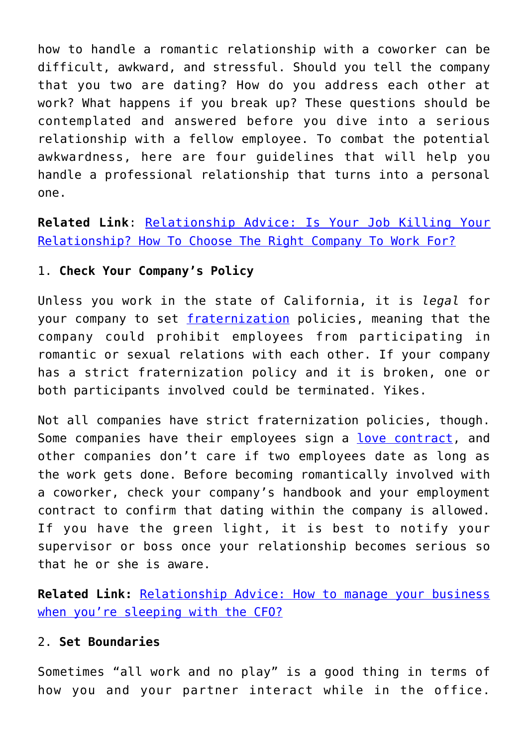how to handle a romantic relationship with a coworker can be difficult, awkward, and stressful. Should you tell the company that you two are dating? How do you address each other at work? What happens if you break up? These questions should be contemplated and answered before you dive into a serious relationship with a fellow employee. To combat the potential awkwardness, here are four guidelines that will help you handle a professional relationship that turns into a personal one.

**Related Link**: Relationship Advice: Is Your Job Killing Your Relationship? How To Choose The Right Company To Work For?

1. **Check Your Company's Policy**

Unless you work in the state of California, it is *legal* for your company to set fraternization policies, meaning that the company could prohibit employees from participating in romantic or sexual relations with each other. If your company has a strict fraternization policy and it is broken, one or both participants involved could be terminated. Yikes.

Not all companies have strict fraternization policies, though. Some companies have their employees sign a love contract, and other companies don't care if two employees date as long as the work gets done. Before becoming romantically involved with a coworker, check your company's handbook and your employment contract to confirm that dating within the company is allowed. If you have the green light, it is best to notify your supervisor or boss once your relationship becomes serious so that he or she is aware.

**Related Link:** Relationship Advice: How to manage your business when you're sleeping with the CFO?

2. **Set Boundaries**

Sometimes "all work and no play" is a good thing in terms of how you and your partner interact while in the office.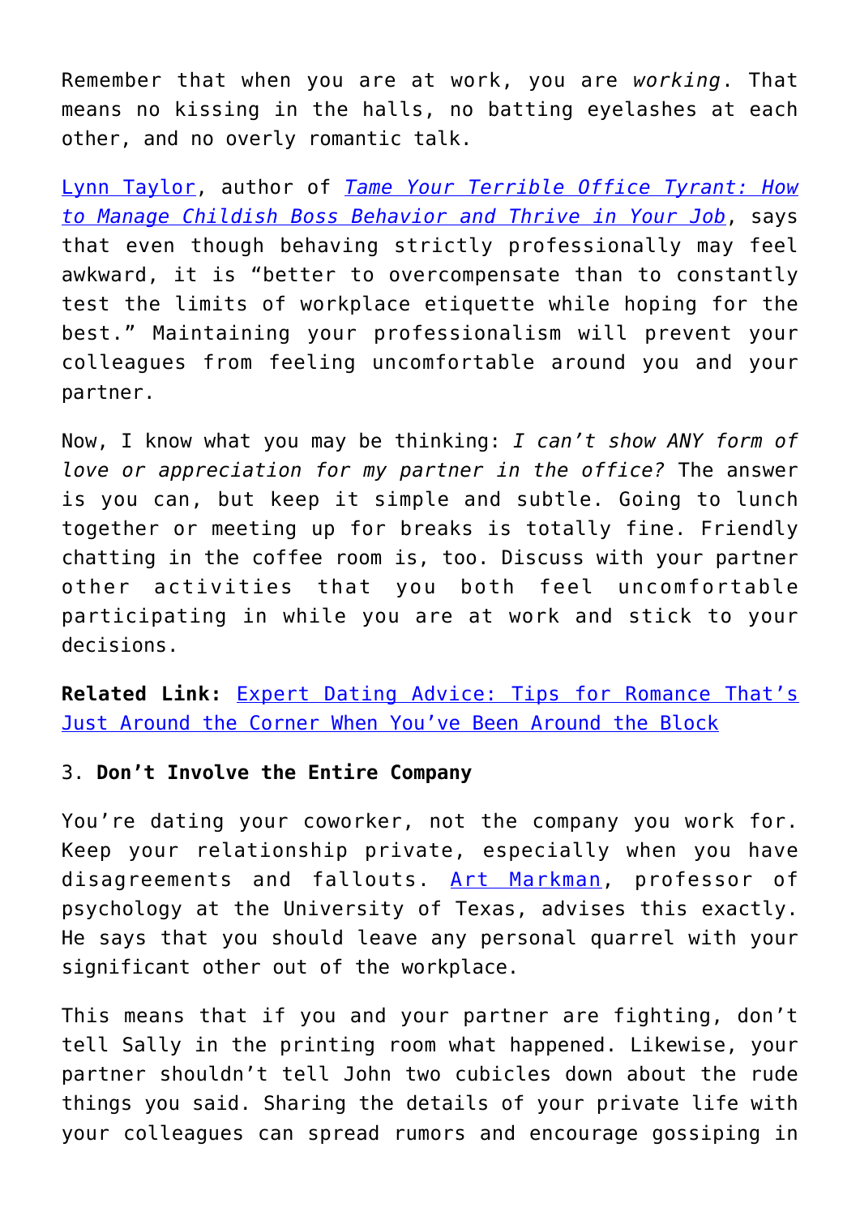Remember that when you are at work, you are *working*. That means no kissing in the halls, no batting eyelashes at each other, and no overly romantic talk.

Lynn Taylor, author of *Tame Your Terrible Office Tyrant: How to Manage Childish Boss Behavior and Thrive in Your Job*, says that even though behaving strictly professionally may feel awkward, it is "better to overcompensate than to constantly test the limits of workplace etiquette while hoping for the best." Maintaining your professionalism will prevent your colleagues from feeling uncomfortable around you and your partner.

Now, I know what you may be thinking: *I can't show ANY form of love or appreciation for my partner in the office?* The answer is you can, but keep it simple and subtle. Going to lunch together or meeting up for breaks is totally fine. Friendly chatting in the coffee room is, too. Discuss with your partner other activities that you both feel uncomfortable participating in while you are at work and stick to your decisions.

**Related Link:** Expert Dating Advice: Tips for Romance That's Just Around the Corner When You've Been Around the Block

3. **Don't Involve the Entire Company**

You're dating your coworker, not the company you work for. Keep your relationship private, especially when you have disagreements and fallouts. Art Markman, professor of psychology at the University of Texas, advises this exactly. He says that you should leave any personal quarrel with your significant other out of the workplace.

This means that if you and your partner are fighting, don't tell Sally in the printing room what happened. Likewise, your partner shouldn't tell John two cubicles down about the rude things you said. Sharing the details of your private life with your colleagues can spread rumors and encourage gossiping in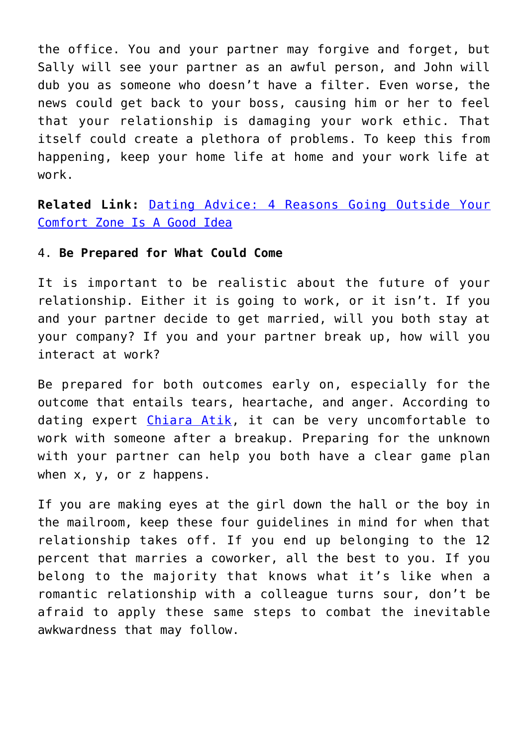the office. You and your partner may forgive and forget, but Sally will see your partner as an awful person, and John will dub you as someone who doesn't have a filter. Even worse, the news could get back to your boss, causing him or her to feel that your relationship is damaging your work ethic. That itself could create a plethora of problems. To keep this from happening, keep your home life at home and your work life at work.

**Related Link:** [Dating Advice: 4 Reasons Going Outside Your Comfort Zone Is A Good Idea]()

4. **Be Prepared for What Could Come**

It is important to be realistic about the future of your relationship. Either it is going to work, or it isn't. If you and your partner decide to get married, will you both stay at your company? If you and your partner break up, how will you interact at work?

Be prepared for both outcomes early on, especially for the outcome that entails tears, heartache, and anger. According to dating expert [Chiara Atik](), it can be very uncomfortable to work with someone after a breakup. Preparing for the unknown with your partner can help you both have a clear game plan when x, y, or z happens.

If you are making eyes at the girl down the hall or the boy in the mailroom, keep these four guidelines in mind for when that relationship takes off. If you end up belonging to the 12 percent that marries a coworker, all the best to you. If you belong to the majority that knows what it's like when a romantic relationship with a colleague turns sour, don't be afraid to apply these same steps to combat the inevitable awkwardness that may follow.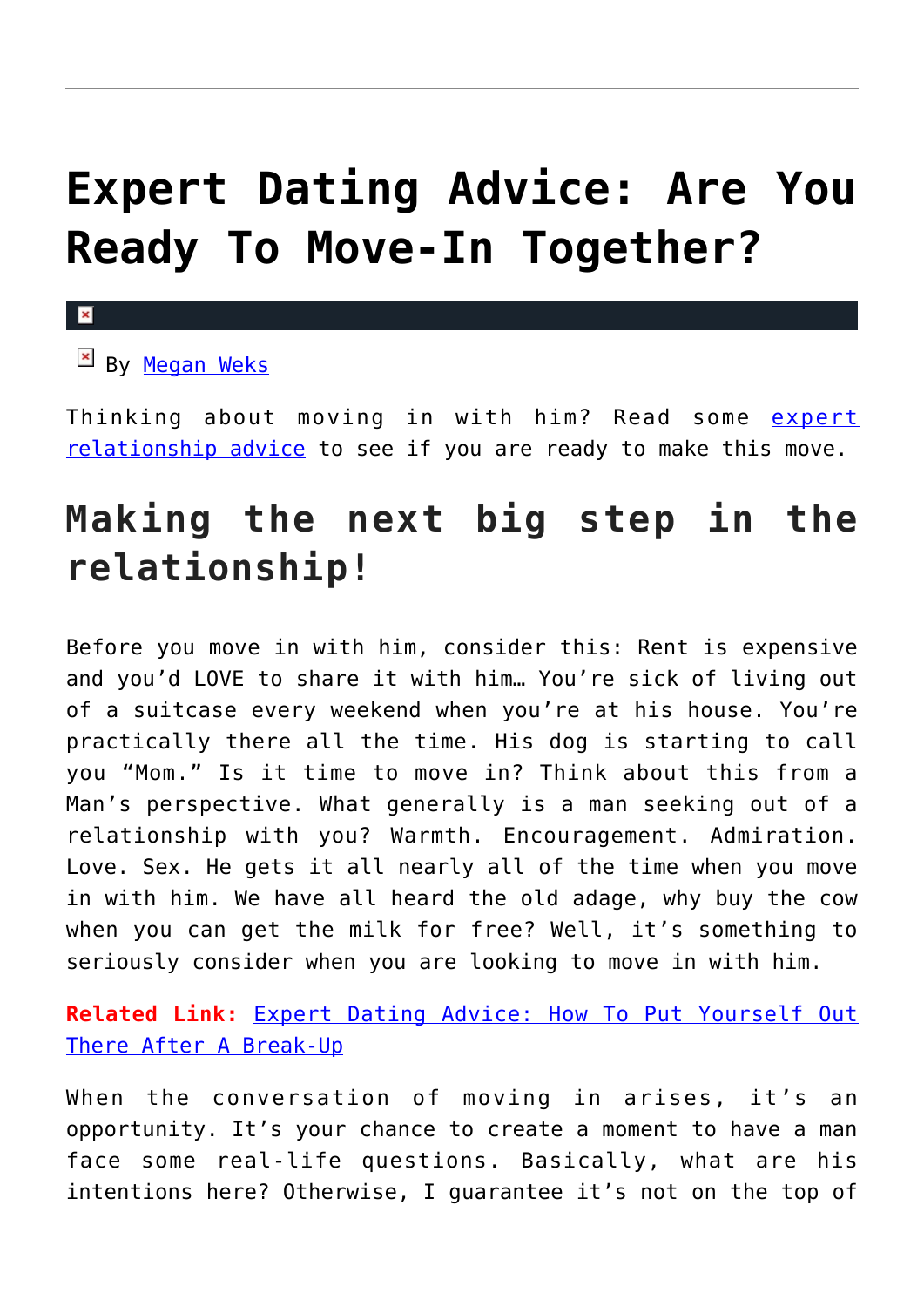# Expert Dating Advice: Are You Ready To Move-In Together?

By Megan Weks

Thinking about moving in with him? Read some expert relationship advice to see if you are ready to make this move.

## Making the next big step in the relationship!

Before you move in with him, consider this: Rent is expensive and you'd LOVE to share it with him… You're sick of living out of a suitcase every weekend when you're at his house. You're practically there all the time. His dog is starting to call you "Mom." Is it time to move in? Think about this from a Man's perspective. What generally is a man seeking out of a relationship with you? Warmth. Encouragement. Admiration. Love. Sex. He gets it all nearly all of the time when you move in with him. We have all heard the old adage, why buy the cow when you can get the milk for free? Well, it's something to seriously consider when you are looking to move in with him.

**Related Link:** Expert Dating Advice: How To Put Yourself Out There After A Break-Up

When the conversation of moving in arises, it's an opportunity. It's your chance to create a moment to have a man face some real-life questions. Basically, what are his intentions here? Otherwise, I guarantee it's not on the top of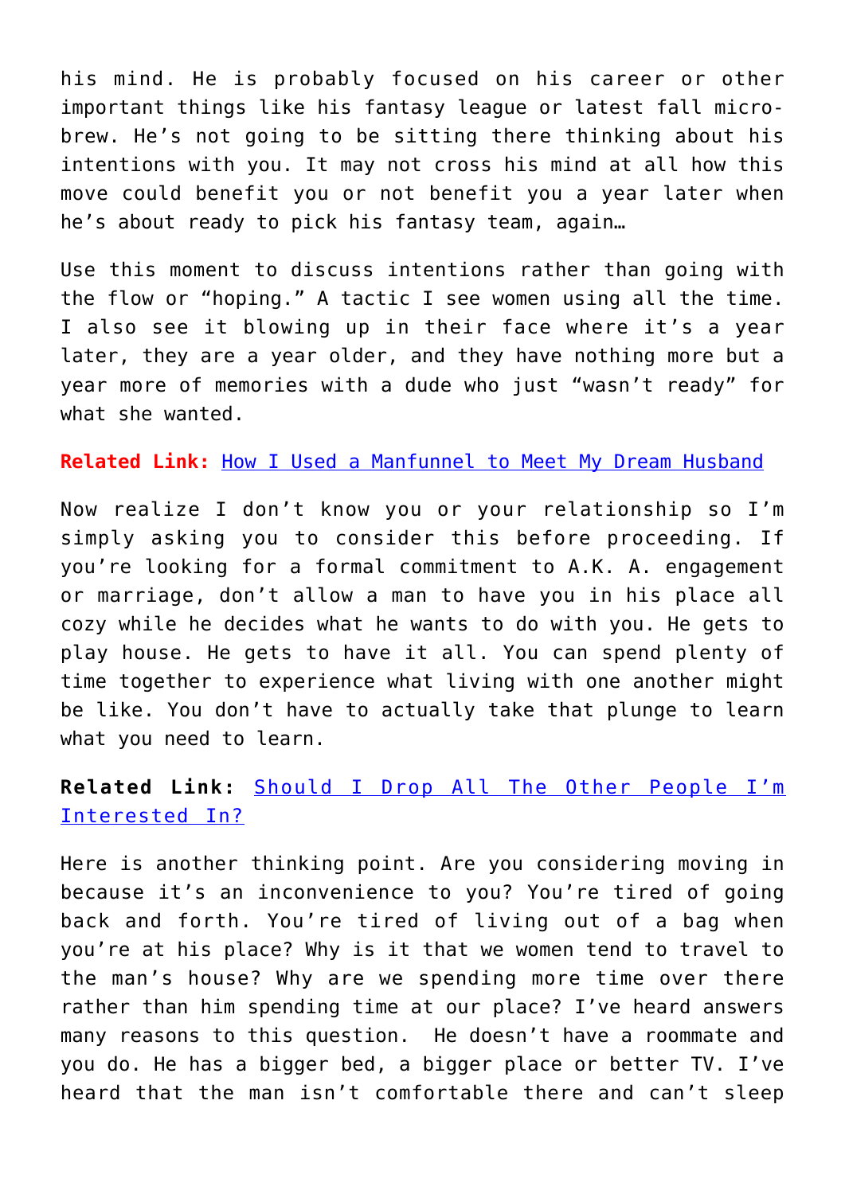his mind. He is probably focused on his career or other important things like his fantasy league or latest fall micro-brew. He's not going to be sitting there thinking about his intentions with you. It may not cross his mind at all how this move could benefit you or not benefit you a year later when he's about ready to pick his fantasy team, again…

Use this moment to discuss intentions rather than going with the flow or "hoping." A tactic I see women using all the time. I also see it blowing up in their face where it's a year later, they are a year older, and they have nothing more but a year more of memories with a dude who just "wasn't ready" for what she wanted.

**Related Link:** How I Used a Manfunnel to Meet My Dream Husband

Now realize I don't know you or your relationship so I'm simply asking you to consider this before proceeding. If you're looking for a formal commitment to A.K. A. engagement or marriage, don't allow a man to have you in his place all cozy while he decides what he wants to do with you. He gets to play house. He gets to have it all. You can spend plenty of time together to experience what living with one another might be like. You don't have to actually take that plunge to learn what you need to learn.

**Related Link:** Should I Drop All The Other People I'm Interested In?

Here is another thinking point. Are you considering moving in because it's an inconvenience to you? You're tired of going back and forth. You're tired of living out of a bag when you're at his place? Why is it that we women tend to travel to the man's house? Why are we spending more time over there rather than him spending time at our place? I've heard answers many reasons to this question.  He doesn't have a roommate and you do. He has a bigger bed, a bigger place or better TV. I've heard that the man isn't comfortable there and can't sleep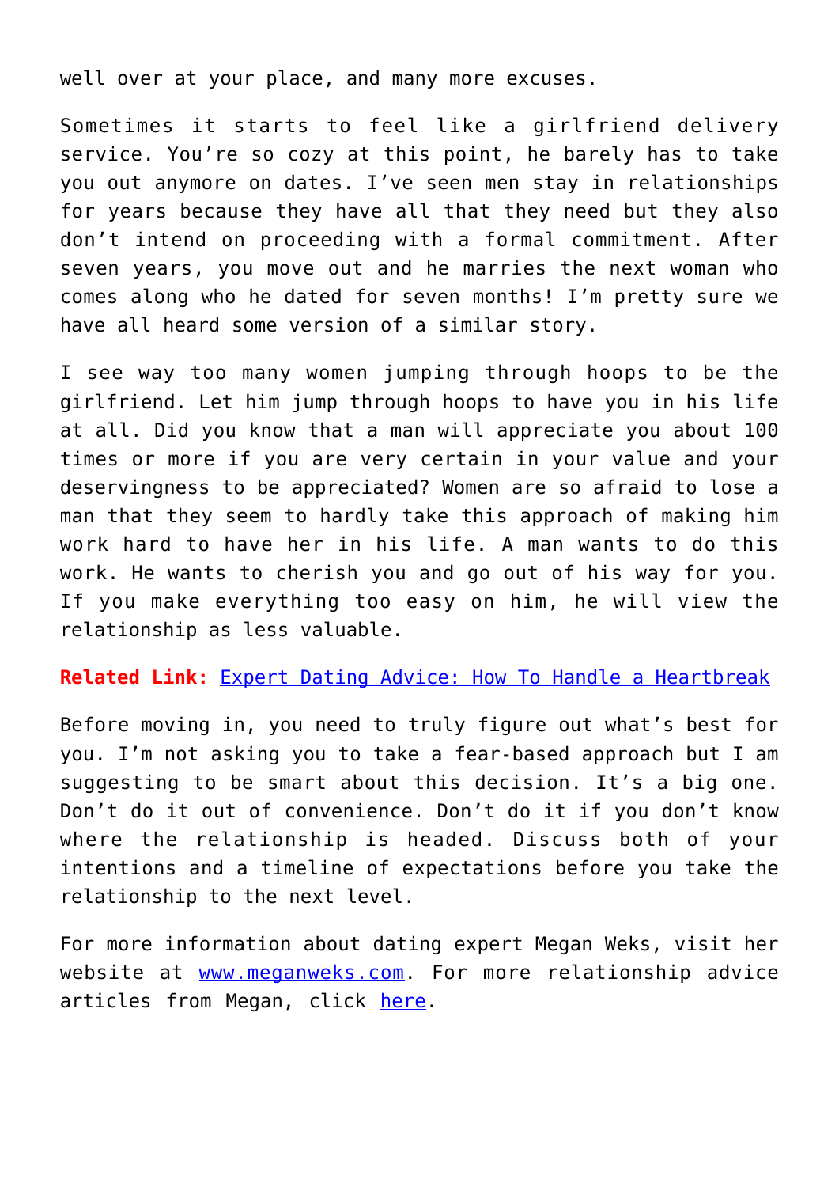well over at your place, and many more excuses.

Sometimes it starts to feel like a girlfriend delivery service. You're so cozy at this point, he barely has to take you out anymore on dates. I've seen men stay in relationships for years because they have all that they need but they also don't intend on proceeding with a formal commitment. After seven years, you move out and he marries the next woman who comes along who he dated for seven months! I'm pretty sure we have all heard some version of a similar story.

I see way too many women jumping through hoops to be the girlfriend. Let him jump through hoops to have you in his life at all. Did you know that a man will appreciate you about 100 times or more if you are very certain in your value and your deservingness to be appreciated? Women are so afraid to lose a man that they seem to hardly take this approach of making him work hard to have her in his life. A man wants to do this work. He wants to cherish you and go out of his way for you. If you make everything too easy on him, he will view the relationship as less valuable.

**Related Link:** Expert Dating Advice: How To Handle a Heartbreak

Before moving in, you need to truly figure out what's best for you. I'm not asking you to take a fear-based approach but I am suggesting to be smart about this decision. It's a big one. Don't do it out of convenience. Don't do it if you don't know where the relationship is headed. Discuss both of your intentions and a timeline of expectations before you take the relationship to the next level.

For more information about dating expert Megan Weks, visit her website at www.meganweks.com. For more relationship advice articles from Megan, click here.